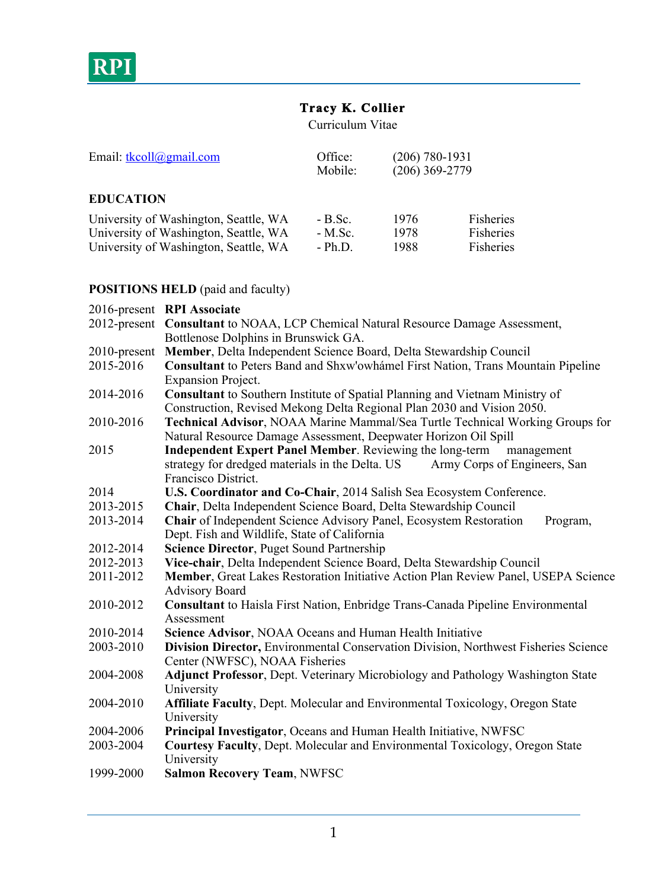RPI

# Tracy K. Collier

Curriculum Vitae

Email: tkcoll@gmail.com

Office: (206) 780-1931
Mobile: (206) 369-2779

## EDUCATION

| | | | |
|---|---|---|---|
| University of Washington, Seattle, WA | - B.Sc. | 1976 | Fisheries |
| University of Washington, Seattle, WA | - M.Sc. | 1978 | Fisheries |
| University of Washington, Seattle, WA | - Ph.D. | 1988 | Fisheries |

## POSITIONS HELD (paid and faculty)

| | |
|---|---|
| 2016-present | **RPI Associate** |
| 2012-present | **Consultant** to NOAA, LCP Chemical Natural Resource Damage Assessment, Bottlenose Dolphins in Brunswick GA. |
| 2010-present | **Member**, Delta Independent Science Board, Delta Stewardship Council |
| 2015-2016 | **Consultant** to Peters Band and Shxw'owhámel First Nation, Trans Mountain Pipeline Expansion Project. |
| 2014-2016 | **Consultant** to Southern Institute of Spatial Planning and Vietnam Ministry of Construction, Revised Mekong Delta Regional Plan 2030 and Vision 2050. |
| 2010-2016 | **Technical Advisor**, NOAA Marine Mammal/Sea Turtle Technical Working Groups for Natural Resource Damage Assessment, Deepwater Horizon Oil Spill |
| 2015 | **Independent Expert Panel Member**. Reviewing the long-term management strategy for dredged materials in the Delta. US Army Corps of Engineers, San Francisco District. |
| 2014 | **U.S. Coordinator and Co-Chair**, 2014 Salish Sea Ecosystem Conference. |
| 2013-2015 | **Chair**, Delta Independent Science Board, Delta Stewardship Council |
| 2013-2014 | **Chair** of Independent Science Advisory Panel, Ecosystem Restoration Program, Dept. Fish and Wildlife, State of California |
| 2012-2014 | **Science Director**, Puget Sound Partnership |
| 2012-2013 | **Vice-chair**, Delta Independent Science Board, Delta Stewardship Council |
| 2011-2012 | **Member**, Great Lakes Restoration Initiative Action Plan Review Panel, USEPA Science Advisory Board |
| 2010-2012 | **Consultant** to Haisla First Nation, Enbridge Trans-Canada Pipeline Environmental Assessment |
| 2010-2014 | **Science Advisor**, NOAA Oceans and Human Health Initiative |
| 2003-2010 | **Division Director,** Environmental Conservation Division, Northwest Fisheries Science Center (NWFSC), NOAA Fisheries |
| 2004-2008 | **Adjunct Professor**, Dept. Veterinary Microbiology and Pathology Washington State University |
| 2004-2010 | **Affiliate Faculty**, Dept. Molecular and Environmental Toxicology, Oregon State University |
| 2004-2006 | **Principal Investigator**, Oceans and Human Health Initiative, NWFSC |
| 2003-2004 | **Courtesy Faculty**, Dept. Molecular and Environmental Toxicology, Oregon State University |
| 1999-2000 | **Salmon Recovery Team**, NWFSC |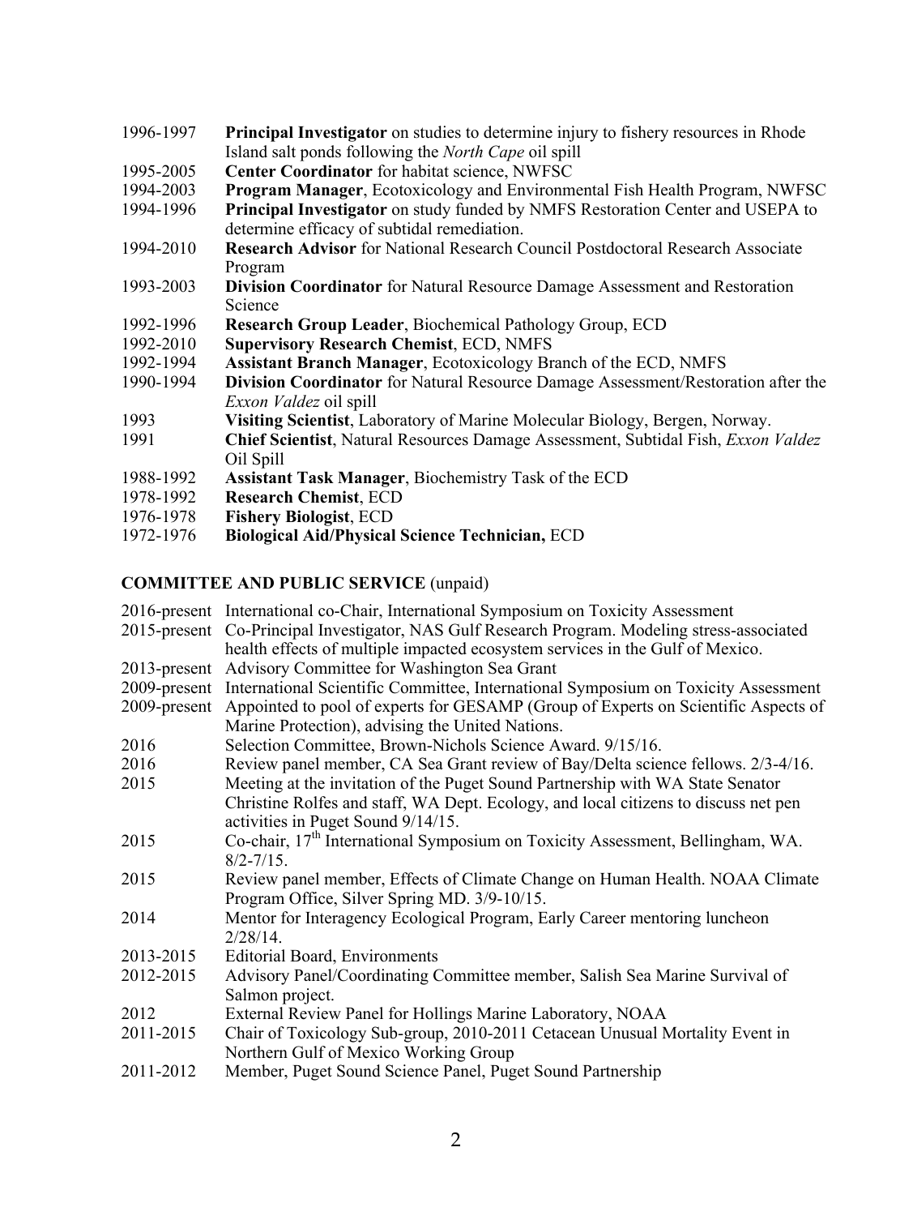| | |
|---|---|
| 1996-1997 | **Principal Investigator** on studies to determine injury to fishery resources in Rhode Island salt ponds following the *North Cape* oil spill |
| 1995-2005 | **Center Coordinator** for habitat science, NWFSC |
| 1994-2003 | **Program Manager**, Ecotoxicology and Environmental Fish Health Program, NWFSC |
| 1994-1996 | **Principal Investigator** on study funded by NMFS Restoration Center and USEPA to determine efficacy of subtidal remediation. |
| 1994-2010 | **Research Advisor** for National Research Council Postdoctoral Research Associate Program |
| 1993-2003 | **Division Coordinator** for Natural Resource Damage Assessment and Restoration Science |
| 1992-1996 | **Research Group Leader**, Biochemical Pathology Group, ECD |
| 1992-2010 | **Supervisory Research Chemist**, ECD, NMFS |
| 1992-1994 | **Assistant Branch Manager**, Ecotoxicology Branch of the ECD, NMFS |
| 1990-1994 | **Division Coordinator** for Natural Resource Damage Assessment/Restoration after the *Exxon Valdez* oil spill |
| 1993 | **Visiting Scientist**, Laboratory of Marine Molecular Biology, Bergen, Norway. |
| 1991 | **Chief Scientist**, Natural Resources Damage Assessment, Subtidal Fish, *Exxon Valdez* Oil Spill |
| 1988-1992 | **Assistant Task Manager**, Biochemistry Task of the ECD |
| 1978-1992 | **Research Chemist**, ECD |
| 1976-1978 | **Fishery Biologist**, ECD |
| 1972-1976 | **Biological Aid/Physical Science Technician,** ECD |

## COMMITTEE AND PUBLIC SERVICE (unpaid)

| | |
|---|---|
| 2016-present | International co-Chair, International Symposium on Toxicity Assessment |
| 2015-present | Co-Principal Investigator, NAS Gulf Research Program. Modeling stress-associated health effects of multiple impacted ecosystem services in the Gulf of Mexico. |
| 2013-present | Advisory Committee for Washington Sea Grant |
| 2009-present | International Scientific Committee, International Symposium on Toxicity Assessment |
| 2009-present | Appointed to pool of experts for GESAMP (Group of Experts on Scientific Aspects of Marine Protection), advising the United Nations. |
| 2016 | Selection Committee, Brown-Nichols Science Award. 9/15/16. |
| 2016 | Review panel member, CA Sea Grant review of Bay/Delta science fellows. 2/3-4/16. |
| 2015 | Meeting at the invitation of the Puget Sound Partnership with WA State Senator Christine Rolfes and staff, WA Dept. Ecology, and local citizens to discuss net pen activities in Puget Sound 9/14/15. |
| 2015 | Co-chair, 17th International Symposium on Toxicity Assessment, Bellingham, WA. 8/2-7/15. |
| 2015 | Review panel member, Effects of Climate Change on Human Health. NOAA Climate Program Office, Silver Spring MD. 3/9-10/15. |
| 2014 | Mentor for Interagency Ecological Program, Early Career mentoring luncheon 2/28/14. |
| 2013-2015 | Editorial Board, Environments |
| 2012-2015 | Advisory Panel/Coordinating Committee member, Salish Sea Marine Survival of Salmon project. |
| 2012 | External Review Panel for Hollings Marine Laboratory, NOAA |
| 2011-2015 | Chair of Toxicology Sub-group, 2010-2011 Cetacean Unusual Mortality Event in Northern Gulf of Mexico Working Group |
| 2011-2012 | Member, Puget Sound Science Panel, Puget Sound Partnership |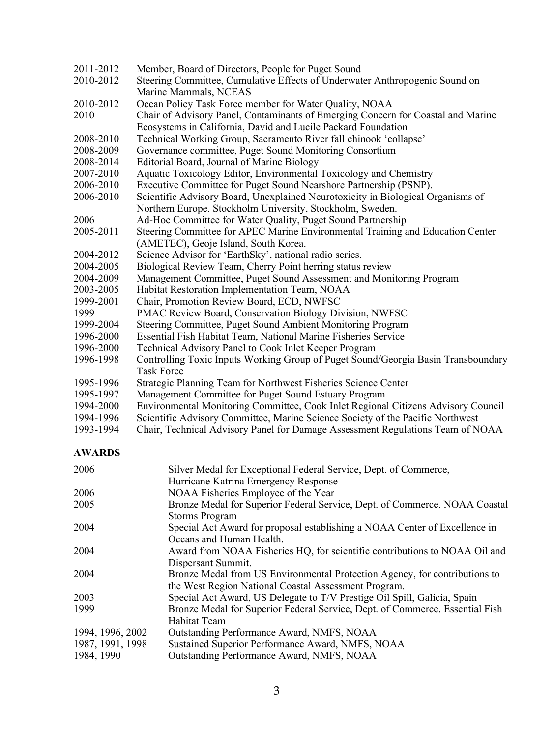2011-2012 Member, Board of Directors, People for Puget Sound
2010-2012 Steering Committee, Cumulative Effects of Underwater Anthropogenic Sound on Marine Mammals, NCEAS
2010-2012 Ocean Policy Task Force member for Water Quality, NOAA
2010 Chair of Advisory Panel, Contaminants of Emerging Concern for Coastal and Marine Ecosystems in California, David and Lucile Packard Foundation
2008-2010 Technical Working Group, Sacramento River fall chinook 'collapse'
2008-2009 Governance committee, Puget Sound Monitoring Consortium
2008-2014 Editorial Board, Journal of Marine Biology
2007-2010 Aquatic Toxicology Editor, Environmental Toxicology and Chemistry
2006-2010 Executive Committee for Puget Sound Nearshore Partnership (PSNP).
2006-2010 Scientific Advisory Board, Unexplained Neurotoxicity in Biological Organisms of Northern Europe. Stockholm University, Stockholm, Sweden.
2006 Ad-Hoc Committee for Water Quality, Puget Sound Partnership
2005-2011 Steering Committee for APEC Marine Environmental Training and Education Center (AMETEC), Geoje Island, South Korea.
2004-2012 Science Advisor for 'EarthSky', national radio series.
2004-2005 Biological Review Team, Cherry Point herring status review
2004-2009 Management Committee, Puget Sound Assessment and Monitoring Program
2003-2005 Habitat Restoration Implementation Team, NOAA
1999-2001 Chair, Promotion Review Board, ECD, NWFSC
1999 PMAC Review Board, Conservation Biology Division, NWFSC
1999-2004 Steering Committee, Puget Sound Ambient Monitoring Program
1996-2000 Essential Fish Habitat Team, National Marine Fisheries Service
1996-2000 Technical Advisory Panel to Cook Inlet Keeper Program
1996-1998 Controlling Toxic Inputs Working Group of Puget Sound/Georgia Basin Transboundary Task Force
1995-1996 Strategic Planning Team for Northwest Fisheries Science Center
1995-1997 Management Committee for Puget Sound Estuary Program
1994-2000 Environmental Monitoring Committee, Cook Inlet Regional Citizens Advisory Council
1994-1996 Scientific Advisory Committee, Marine Science Society of the Pacific Northwest
1993-1994 Chair, Technical Advisory Panel for Damage Assessment Regulations Team of NOAA

## AWARDS

2006 Silver Medal for Exceptional Federal Service, Dept. of Commerce, Hurricane Katrina Emergency Response
2006 NOAA Fisheries Employee of the Year
2005 Bronze Medal for Superior Federal Service, Dept. of Commerce. NOAA Coastal Storms Program
2004 Special Act Award for proposal establishing a NOAA Center of Excellence in Oceans and Human Health.
2004 Award from NOAA Fisheries HQ, for scientific contributions to NOAA Oil and Dispersant Summit.
2004 Bronze Medal from US Environmental Protection Agency, for contributions to the West Region National Coastal Assessment Program.
2003 Special Act Award, US Delegate to T/V Prestige Oil Spill, Galicia, Spain
1999 Bronze Medal for Superior Federal Service, Dept. of Commerce. Essential Fish Habitat Team
1994, 1996, 2002 Outstanding Performance Award, NMFS, NOAA
1987, 1991, 1998 Sustained Superior Performance Award, NMFS, NOAA
1984, 1990 Outstanding Performance Award, NMFS, NOAA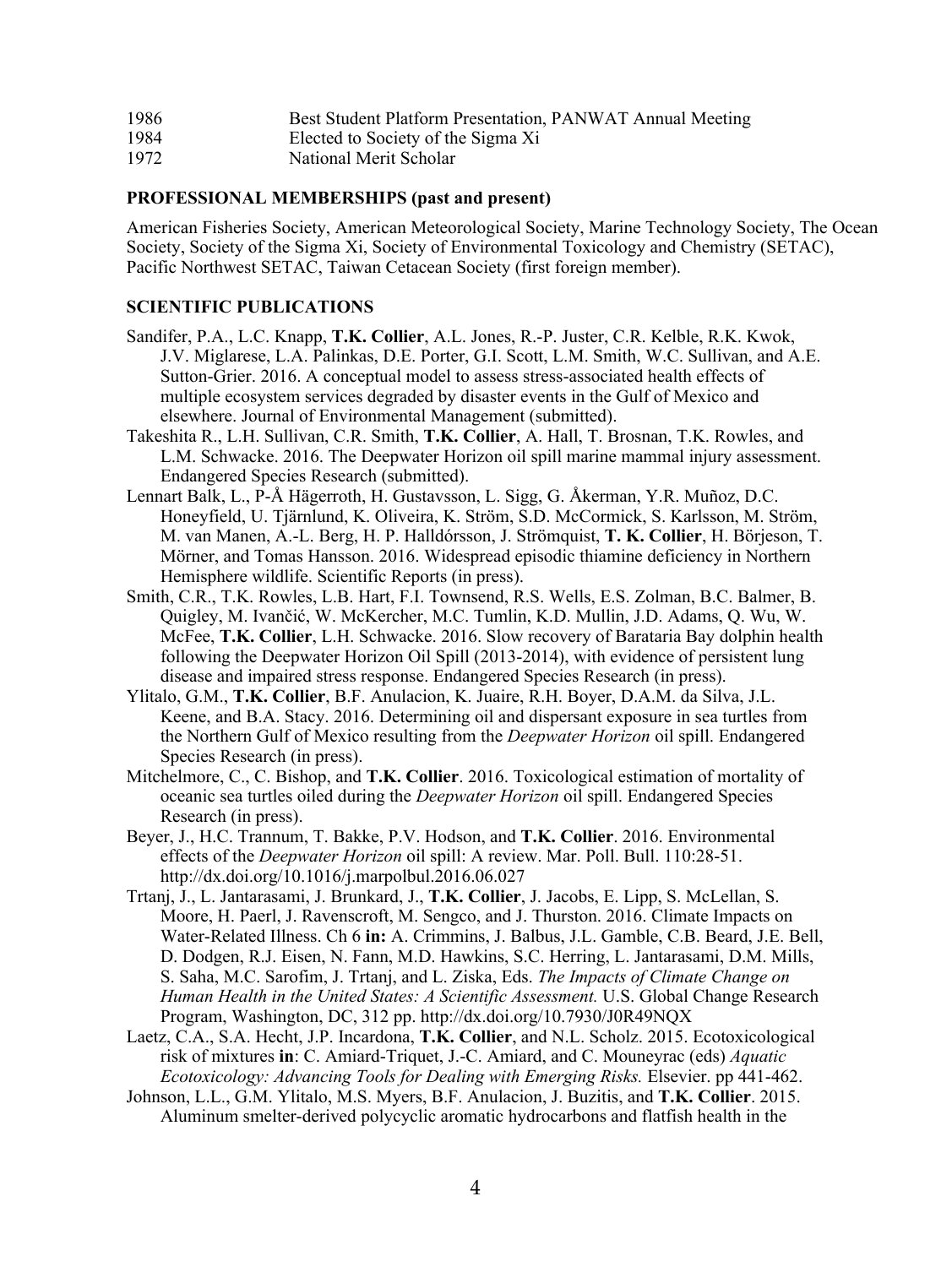| | |
|---|---|
| 1986 | Best Student Platform Presentation, PANWAT Annual Meeting |
| 1984 | Elected to Society of the Sigma Xi |
| 1972 | National Merit Scholar |

**PROFESSIONAL MEMBERSHIPS (past and present)**

American Fisheries Society, American Meteorological Society, Marine Technology Society, The Ocean Society, Society of the Sigma Xi, Society of Environmental Toxicology and Chemistry (SETAC), Pacific Northwest SETAC, Taiwan Cetacean Society (first foreign member).

**SCIENTIFIC PUBLICATIONS**

Sandifer, P.A., L.C. Knapp, **T.K. Collier**, A.L. Jones, R.-P. Juster, C.R. Kelble, R.K. Kwok, J.V. Miglarese, L.A. Palinkas, D.E. Porter, G.I. Scott, L.M. Smith, W.C. Sullivan, and A.E. Sutton-Grier. 2016. A conceptual model to assess stress-associated health effects of multiple ecosystem services degraded by disaster events in the Gulf of Mexico and elsewhere. Journal of Environmental Management (submitted).

Takeshita R., L.H. Sullivan, C.R. Smith, **T.K. Collier**, A. Hall, T. Brosnan, T.K. Rowles, and L.M. Schwacke. 2016. The Deepwater Horizon oil spill marine mammal injury assessment. Endangered Species Research (submitted).

Lennart Balk, L., P-Å Hägerroth, H. Gustavsson, L. Sigg, G. Åkerman, Y.R. Muñoz, D.C. Honeyfield, U. Tjärnlund, K. Oliveira, K. Ström, S.D. McCormick, S. Karlsson, M. Ström, M. van Manen, A.-L. Berg, H. P. Halldórsson, J. Strömquist, **T. K. Collier**, H. Börjeson, T. Mörner, and Tomas Hansson. 2016. Widespread episodic thiamine deficiency in Northern Hemisphere wildlife. Scientific Reports (in press).

Smith, C.R., T.K. Rowles, L.B. Hart, F.I. Townsend, R.S. Wells, E.S. Zolman, B.C. Balmer, B. Quigley, M. Ivančić, W. McKercher, M.C. Tumlin, K.D. Mullin, J.D. Adams, Q. Wu, W. McFee, **T.K. Collier**, L.H. Schwacke. 2016. Slow recovery of Barataria Bay dolphin health following the Deepwater Horizon Oil Spill (2013-2014), with evidence of persistent lung disease and impaired stress response. Endangered Species Research (in press).

Ylitalo, G.M., **T.K. Collier**, B.F. Anulacion, K. Juaire, R.H. Boyer, D.A.M. da Silva, J.L. Keene, and B.A. Stacy. 2016. Determining oil and dispersant exposure in sea turtles from the Northern Gulf of Mexico resulting from the *Deepwater Horizon* oil spill. Endangered Species Research (in press).

Mitchelmore, C., C. Bishop, and **T.K. Collier**. 2016. Toxicological estimation of mortality of oceanic sea turtles oiled during the *Deepwater Horizon* oil spill. Endangered Species Research (in press).

Beyer, J., H.C. Trannum, T. Bakke, P.V. Hodson, and **T.K. Collier**. 2016. Environmental effects of the *Deepwater Horizon* oil spill: A review. Mar. Poll. Bull. 110:28-51. http://dx.doi.org/10.1016/j.marpolbul.2016.06.027

Trtanj, J., L. Jantarasami, J. Brunkard, J., **T.K. Collier**, J. Jacobs, E. Lipp, S. McLellan, S. Moore, H. Paerl, J. Ravenscroft, M. Sengco, and J. Thurston. 2016. Climate Impacts on Water-Related Illness. Ch 6 **in:** A. Crimmins, J. Balbus, J.L. Gamble, C.B. Beard, J.E. Bell, D. Dodgen, R.J. Eisen, N. Fann, M.D. Hawkins, S.C. Herring, L. Jantarasami, D.M. Mills, S. Saha, M.C. Sarofim, J. Trtanj, and L. Ziska, Eds. *The Impacts of Climate Change on Human Health in the United States: A Scientific Assessment.* U.S. Global Change Research Program, Washington, DC, 312 pp. http://dx.doi.org/10.7930/J0R49NQX

Laetz, C.A., S.A. Hecht, J.P. Incardona, **T.K. Collier**, and N.L. Scholz. 2015. Ecotoxicological risk of mixtures **in**: C. Amiard-Triquet, J.-C. Amiard, and C. Mouneyrac (eds) *Aquatic Ecotoxicology: Advancing Tools for Dealing with Emerging Risks.* Elsevier. pp 441-462.

Johnson, L.L., G.M. Ylitalo, M.S. Myers, B.F. Anulacion, J. Buzitis, and **T.K. Collier**. 2015. Aluminum smelter-derived polycyclic aromatic hydrocarbons and flatfish health in the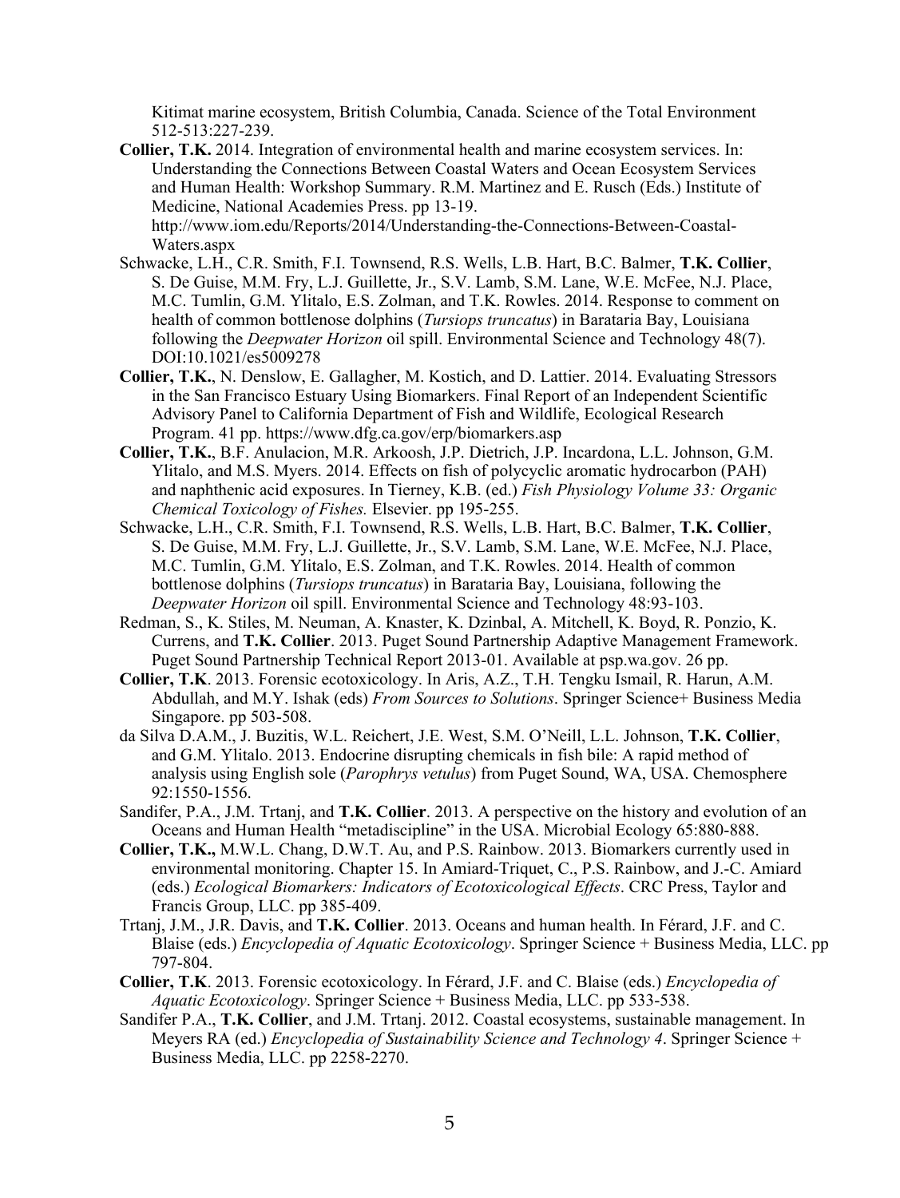Kitimat marine ecosystem, British Columbia, Canada. Science of the Total Environment 512-513:227-239.

**Collier, T.K.** 2014. Integration of environmental health and marine ecosystem services. In: Understanding the Connections Between Coastal Waters and Ocean Ecosystem Services and Human Health: Workshop Summary. R.M. Martinez and E. Rusch (Eds.) Institute of Medicine, National Academies Press. pp 13-19. http://www.iom.edu/Reports/2014/Understanding-the-Connections-Between-Coastal-Waters.aspx

Schwacke, L.H., C.R. Smith, F.I. Townsend, R.S. Wells, L.B. Hart, B.C. Balmer, **T.K. Collier**, S. De Guise, M.M. Fry, L.J. Guillette, Jr., S.V. Lamb, S.M. Lane, W.E. McFee, N.J. Place, M.C. Tumlin, G.M. Ylitalo, E.S. Zolman, and T.K. Rowles. 2014. Response to comment on health of common bottlenose dolphins (*Tursiops truncatus*) in Barataria Bay, Louisiana following the *Deepwater Horizon* oil spill. Environmental Science and Technology 48(7). DOI:10.1021/es5009278

**Collier, T.K.**, N. Denslow, E. Gallagher, M. Kostich, and D. Lattier. 2014. Evaluating Stressors in the San Francisco Estuary Using Biomarkers. Final Report of an Independent Scientific Advisory Panel to California Department of Fish and Wildlife, Ecological Research Program. 41 pp. https://www.dfg.ca.gov/erp/biomarkers.asp

**Collier, T.K.**, B.F. Anulacion, M.R. Arkoosh, J.P. Dietrich, J.P. Incardona, L.L. Johnson, G.M. Ylitalo, and M.S. Myers. 2014. Effects on fish of polycyclic aromatic hydrocarbon (PAH) and naphthenic acid exposures. In Tierney, K.B. (ed.) *Fish Physiology Volume 33: Organic Chemical Toxicology of Fishes.* Elsevier. pp 195-255.

Schwacke, L.H., C.R. Smith, F.I. Townsend, R.S. Wells, L.B. Hart, B.C. Balmer, **T.K. Collier**, S. De Guise, M.M. Fry, L.J. Guillette, Jr., S.V. Lamb, S.M. Lane, W.E. McFee, N.J. Place, M.C. Tumlin, G.M. Ylitalo, E.S. Zolman, and T.K. Rowles. 2014. Health of common bottlenose dolphins (*Tursiops truncatus*) in Barataria Bay, Louisiana, following the *Deepwater Horizon* oil spill. Environmental Science and Technology 48:93-103.

Redman, S., K. Stiles, M. Neuman, A. Knaster, K. Dzinbal, A. Mitchell, K. Boyd, R. Ponzio, K. Currens, and **T.K. Collier**. 2013. Puget Sound Partnership Adaptive Management Framework. Puget Sound Partnership Technical Report 2013-01. Available at psp.wa.gov. 26 pp.

**Collier, T.K**. 2013. Forensic ecotoxicology. In Aris, A.Z., T.H. Tengku Ismail, R. Harun, A.M. Abdullah, and M.Y. Ishak (eds) *From Sources to Solutions*. Springer Science+ Business Media Singapore. pp 503-508.

da Silva D.A.M., J. Buzitis, W.L. Reichert, J.E. West, S.M. O'Neill, L.L. Johnson, **T.K. Collier**, and G.M. Ylitalo. 2013. Endocrine disrupting chemicals in fish bile: A rapid method of analysis using English sole (*Parophrys vetulus*) from Puget Sound, WA, USA. Chemosphere 92:1550-1556.

Sandifer, P.A., J.M. Trtanj, and **T.K. Collier**. 2013. A perspective on the history and evolution of an Oceans and Human Health "metadiscipline" in the USA. Microbial Ecology 65:880-888.

**Collier, T.K.,** M.W.L. Chang, D.W.T. Au, and P.S. Rainbow. 2013. Biomarkers currently used in environmental monitoring. Chapter 15. In Amiard-Triquet, C., P.S. Rainbow, and J.-C. Amiard (eds.) *Ecological Biomarkers: Indicators of Ecotoxicological Effects*. CRC Press, Taylor and Francis Group, LLC. pp 385-409.

Trtanj, J.M., J.R. Davis, and **T.K. Collier**. 2013. Oceans and human health. In Férard, J.F. and C. Blaise (eds.) *Encyclopedia of Aquatic Ecotoxicology*. Springer Science + Business Media, LLC. pp 797-804.

**Collier, T.K**. 2013. Forensic ecotoxicology. In Férard, J.F. and C. Blaise (eds.) *Encyclopedia of Aquatic Ecotoxicology*. Springer Science + Business Media, LLC. pp 533-538.

Sandifer P.A., **T.K. Collier**, and J.M. Trtanj. 2012. Coastal ecosystems, sustainable management. In Meyers RA (ed.) *Encyclopedia of Sustainability Science and Technology 4*. Springer Science + Business Media, LLC. pp 2258-2270.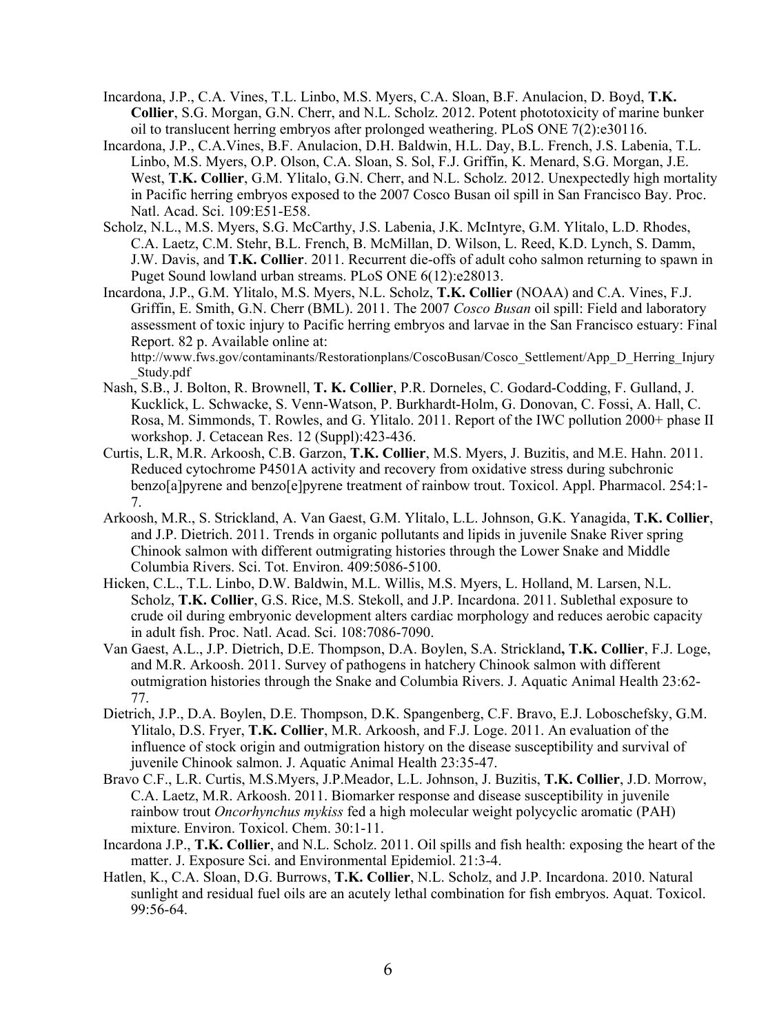Incardona, J.P., C.A. Vines, T.L. Linbo, M.S. Myers, C.A. Sloan, B.F. Anulacion, D. Boyd, **T.K. Collier**, S.G. Morgan, G.N. Cherr, and N.L. Scholz. 2012. Potent phototoxicity of marine bunker oil to translucent herring embryos after prolonged weathering. PLoS ONE 7(2):e30116.

Incardona, J.P., C.A.Vines, B.F. Anulacion, D.H. Baldwin, H.L. Day, B.L. French, J.S. Labenia, T.L. Linbo, M.S. Myers, O.P. Olson, C.A. Sloan, S. Sol, F.J. Griffin, K. Menard, S.G. Morgan, J.E. West, **T.K. Collier**, G.M. Ylitalo, G.N. Cherr, and N.L. Scholz. 2012. Unexpectedly high mortality in Pacific herring embryos exposed to the 2007 Cosco Busan oil spill in San Francisco Bay. Proc. Natl. Acad. Sci. 109:E51-E58.

Scholz, N.L., M.S. Myers, S.G. McCarthy, J.S. Labenia, J.K. McIntyre, G.M. Ylitalo, L.D. Rhodes, C.A. Laetz, C.M. Stehr, B.L. French, B. McMillan, D. Wilson, L. Reed, K.D. Lynch, S. Damm, J.W. Davis, and **T.K. Collier**. 2011. Recurrent die-offs of adult coho salmon returning to spawn in Puget Sound lowland urban streams. PLoS ONE 6(12):e28013.

Incardona, J.P., G.M. Ylitalo, M.S. Myers, N.L. Scholz, **T.K. Collier** (NOAA) and C.A. Vines, F.J. Griffin, E. Smith, G.N. Cherr (BML). 2011. The 2007 *Cosco Busan* oil spill: Field and laboratory assessment of toxic injury to Pacific herring embryos and larvae in the San Francisco estuary: Final Report. 82 p. Available online at: http://www.fws.gov/contaminants/Restorationplans/CoscoBusan/Cosco_Settlement/App_D_Herring_Injury_Study.pdf

Nash, S.B., J. Bolton, R. Brownell, **T. K. Collier**, P.R. Dorneles, C. Godard-Codding, F. Gulland, J. Kucklick, L. Schwacke, S. Venn-Watson, P. Burkhardt-Holm, G. Donovan, C. Fossi, A. Hall, C. Rosa, M. Simmonds, T. Rowles, and G. Ylitalo. 2011. Report of the IWC pollution 2000+ phase II workshop. J. Cetacean Res. 12 (Suppl):423-436.

Curtis, L.R, M.R. Arkoosh, C.B. Garzon, **T.K. Collier**, M.S. Myers, J. Buzitis, and M.E. Hahn. 2011. Reduced cytochrome P4501A activity and recovery from oxidative stress during subchronic benzo[a]pyrene and benzo[e]pyrene treatment of rainbow trout. Toxicol. Appl. Pharmacol. 254:1-7.

Arkoosh, M.R., S. Strickland, A. Van Gaest, G.M. Ylitalo, L.L. Johnson, G.K. Yanagida, **T.K. Collier**, and J.P. Dietrich. 2011. Trends in organic pollutants and lipids in juvenile Snake River spring Chinook salmon with different outmigrating histories through the Lower Snake and Middle Columbia Rivers. Sci. Tot. Environ. 409:5086-5100.

Hicken, C.L., T.L. Linbo, D.W. Baldwin, M.L. Willis, M.S. Myers, L. Holland, M. Larsen, N.L. Scholz, **T.K. Collier**, G.S. Rice, M.S. Stekoll, and J.P. Incardona. 2011. Sublethal exposure to crude oil during embryonic development alters cardiac morphology and reduces aerobic capacity in adult fish. Proc. Natl. Acad. Sci. 108:7086-7090.

Van Gaest, A.L., J.P. Dietrich, D.E. Thompson, D.A. Boylen, S.A. Strickland**, T.K. Collier**, F.J. Loge, and M.R. Arkoosh. 2011. Survey of pathogens in hatchery Chinook salmon with different outmigration histories through the Snake and Columbia Rivers. J. Aquatic Animal Health 23:62-77.

Dietrich, J.P., D.A. Boylen, D.E. Thompson, D.K. Spangenberg, C.F. Bravo, E.J. Loboschefsky, G.M. Ylitalo, D.S. Fryer, **T.K. Collier**, M.R. Arkoosh, and F.J. Loge. 2011. An evaluation of the influence of stock origin and outmigration history on the disease susceptibility and survival of juvenile Chinook salmon. J. Aquatic Animal Health 23:35-47.

Bravo C.F., L.R. Curtis, M.S.Myers, J.P.Meador, L.L. Johnson, J. Buzitis, **T.K. Collier**, J.D. Morrow, C.A. Laetz, M.R. Arkoosh. 2011. Biomarker response and disease susceptibility in juvenile rainbow trout *Oncorhynchus mykiss* fed a high molecular weight polycyclic aromatic (PAH) mixture. Environ. Toxicol. Chem. 30:1-11.

Incardona J.P., **T.K. Collier**, and N.L. Scholz. 2011. Oil spills and fish health: exposing the heart of the matter. J. Exposure Sci. and Environmental Epidemiol. 21:3-4.

Hatlen, K., C.A. Sloan, D.G. Burrows, **T.K. Collier**, N.L. Scholz, and J.P. Incardona. 2010. Natural sunlight and residual fuel oils are an acutely lethal combination for fish embryos. Aquat. Toxicol. 99:56-64.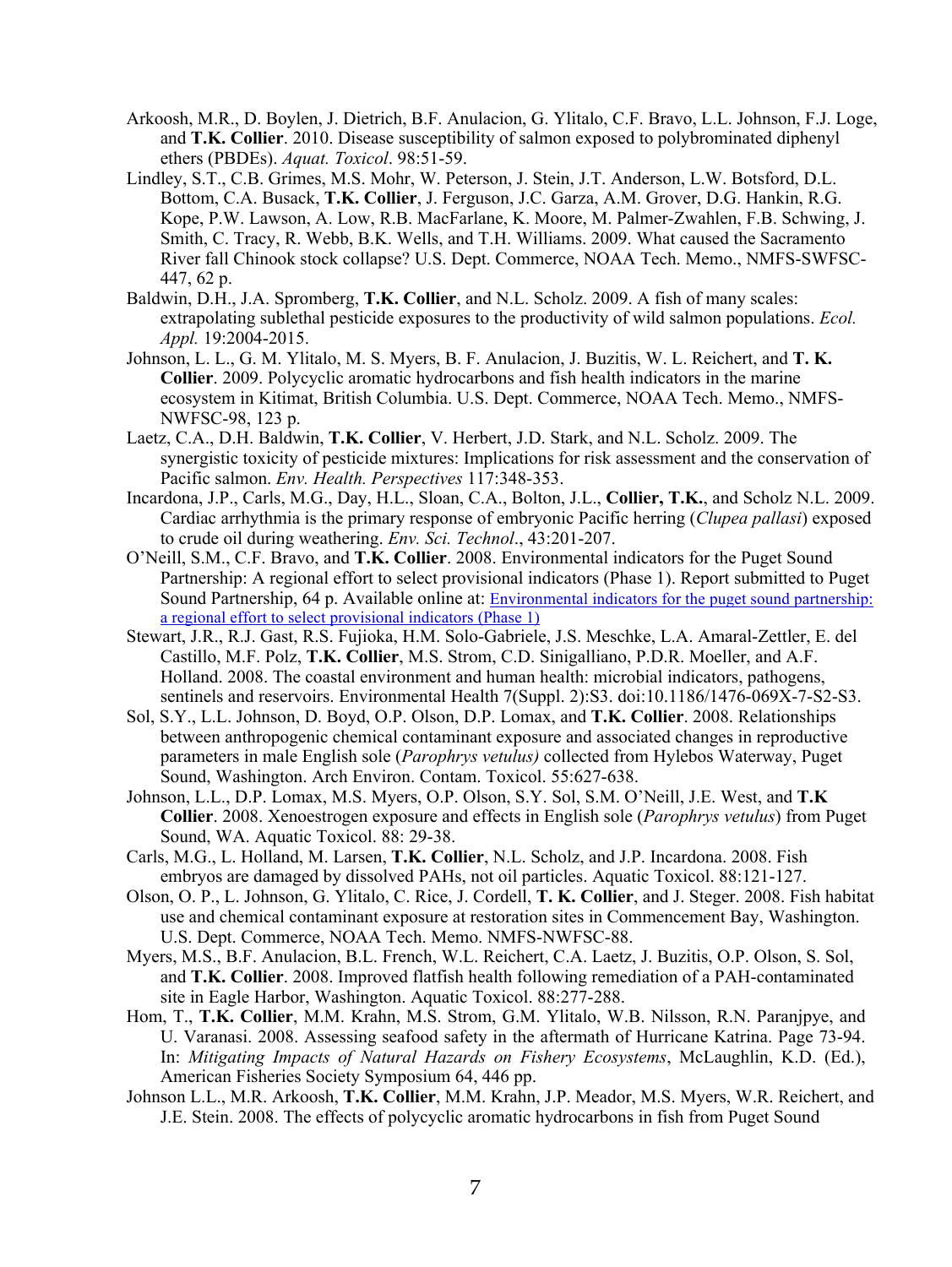Arkoosh, M.R., D. Boylen, J. Dietrich, B.F. Anulacion, G. Ylitalo, C.F. Bravo, L.L. Johnson, F.J. Loge, and **T.K. Collier**. 2010. Disease susceptibility of salmon exposed to polybrominated diphenyl ethers (PBDEs). *Aquat. Toxicol*. 98:51-59.

Lindley, S.T., C.B. Grimes, M.S. Mohr, W. Peterson, J. Stein, J.T. Anderson, L.W. Botsford, D.L. Bottom, C.A. Busack, **T.K. Collier**, J. Ferguson, J.C. Garza, A.M. Grover, D.G. Hankin, R.G. Kope, P.W. Lawson, A. Low, R.B. MacFarlane, K. Moore, M. Palmer-Zwahlen, F.B. Schwing, J. Smith, C. Tracy, R. Webb, B.K. Wells, and T.H. Williams. 2009. What caused the Sacramento River fall Chinook stock collapse? U.S. Dept. Commerce, NOAA Tech. Memo., NMFS-SWFSC-447, 62 p.

Baldwin, D.H., J.A. Spromberg, **T.K. Collier**, and N.L. Scholz. 2009. A fish of many scales: extrapolating sublethal pesticide exposures to the productivity of wild salmon populations. *Ecol. Appl.* 19:2004-2015.

Johnson, L. L., G. M. Ylitalo, M. S. Myers, B. F. Anulacion, J. Buzitis, W. L. Reichert, and **T. K. Collier**. 2009. Polycyclic aromatic hydrocarbons and fish health indicators in the marine ecosystem in Kitimat, British Columbia. U.S. Dept. Commerce, NOAA Tech. Memo., NMFS-NWFSC-98, 123 p.

Laetz, C.A., D.H. Baldwin, **T.K. Collier**, V. Herbert, J.D. Stark, and N.L. Scholz. 2009. The synergistic toxicity of pesticide mixtures: Implications for risk assessment and the conservation of Pacific salmon. *Env. Health. Perspectives* 117:348-353.

Incardona, J.P., Carls, M.G., Day, H.L., Sloan, C.A., Bolton, J.L., **Collier, T.K.**, and Scholz N.L. 2009. Cardiac arrhythmia is the primary response of embryonic Pacific herring (*Clupea pallasi*) exposed to crude oil during weathering. *Env. Sci. Technol*., 43:201-207.

O'Neill, S.M., C.F. Bravo, and **T.K. Collier**. 2008. Environmental indicators for the Puget Sound Partnership: A regional effort to select provisional indicators (Phase 1). Report submitted to Puget Sound Partnership, 64 p. Available online at: Environmental indicators for the puget sound partnership: a regional effort to select provisional indicators (Phase 1)

Stewart, J.R., R.J. Gast, R.S. Fujioka, H.M. Solo-Gabriele, J.S. Meschke, L.A. Amaral-Zettler, E. del Castillo, M.F. Polz, **T.K. Collier**, M.S. Strom, C.D. Sinigalliano, P.D.R. Moeller, and A.F. Holland. 2008. The coastal environment and human health: microbial indicators, pathogens, sentinels and reservoirs. Environmental Health 7(Suppl. 2):S3. doi:10.1186/1476-069X-7-S2-S3.

Sol, S.Y., L.L. Johnson, D. Boyd, O.P. Olson, D.P. Lomax, and **T.K. Collier**. 2008. Relationships between anthropogenic chemical contaminant exposure and associated changes in reproductive parameters in male English sole (*Parophrys vetulus)* collected from Hylebos Waterway, Puget Sound, Washington. Arch Environ. Contam. Toxicol. 55:627-638.

Johnson, L.L., D.P. Lomax, M.S. Myers, O.P. Olson, S.Y. Sol, S.M. O'Neill, J.E. West, and **T.K Collier**. 2008. Xenoestrogen exposure and effects in English sole (*Parophrys vetulus*) from Puget Sound, WA. Aquatic Toxicol. 88: 29-38.

Carls, M.G., L. Holland, M. Larsen, **T.K. Collier**, N.L. Scholz, and J.P. Incardona. 2008. Fish embryos are damaged by dissolved PAHs, not oil particles. Aquatic Toxicol. 88:121-127.

Olson, O. P., L. Johnson, G. Ylitalo, C. Rice, J. Cordell, **T. K. Collier**, and J. Steger. 2008. Fish habitat use and chemical contaminant exposure at restoration sites in Commencement Bay, Washington. U.S. Dept. Commerce, NOAA Tech. Memo. NMFS-NWFSC-88.

Myers, M.S., B.F. Anulacion, B.L. French, W.L. Reichert, C.A. Laetz, J. Buzitis, O.P. Olson, S. Sol, and **T.K. Collier**. 2008. Improved flatfish health following remediation of a PAH-contaminated site in Eagle Harbor, Washington. Aquatic Toxicol. 88:277-288.

Hom, T., **T.K. Collier**, M.M. Krahn, M.S. Strom, G.M. Ylitalo, W.B. Nilsson, R.N. Paranjpye, and U. Varanasi. 2008. Assessing seafood safety in the aftermath of Hurricane Katrina. Page 73-94. In: *Mitigating Impacts of Natural Hazards on Fishery Ecosystems*, McLaughlin, K.D. (Ed.), American Fisheries Society Symposium 64, 446 pp.

Johnson L.L., M.R. Arkoosh, **T.K. Collier**, M.M. Krahn, J.P. Meador, M.S. Myers, W.R. Reichert, and J.E. Stein. 2008. The effects of polycyclic aromatic hydrocarbons in fish from Puget Sound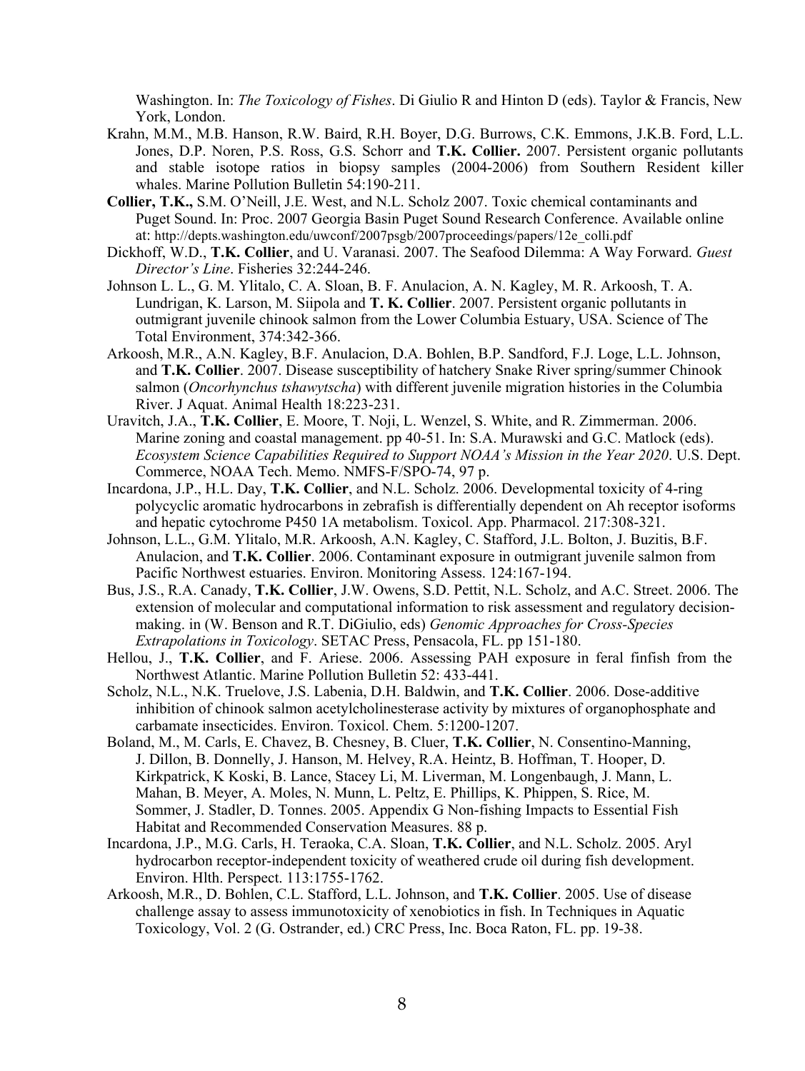Washington. In: *The Toxicology of Fishes*. Di Giulio R and Hinton D (eds). Taylor & Francis, New York, London.

Krahn, M.M., M.B. Hanson, R.W. Baird, R.H. Boyer, D.G. Burrows, C.K. Emmons, J.K.B. Ford, L.L. Jones, D.P. Noren, P.S. Ross, G.S. Schorr and **T.K. Collier.** 2007. Persistent organic pollutants and stable isotope ratios in biopsy samples (2004-2006) from Southern Resident killer whales. Marine Pollution Bulletin 54:190-211.

**Collier, T.K.,** S.M. O'Neill, J.E. West, and N.L. Scholz 2007. Toxic chemical contaminants and Puget Sound. In: Proc. 2007 Georgia Basin Puget Sound Research Conference. Available online at: http://depts.washington.edu/uwconf/2007psgb/2007proceedings/papers/12e_colli.pdf

Dickhoff, W.D., **T.K. Collier**, and U. Varanasi. 2007. The Seafood Dilemma: A Way Forward. *Guest Director's Line*. Fisheries 32:244-246.

Johnson L. L., G. M. Ylitalo, C. A. Sloan, B. F. Anulacion, A. N. Kagley, M. R. Arkoosh, T. A. Lundrigan, K. Larson, M. Siipola and **T. K. Collier**. 2007. Persistent organic pollutants in outmigrant juvenile chinook salmon from the Lower Columbia Estuary, USA. Science of The Total Environment, 374:342-366.

Arkoosh, M.R., A.N. Kagley, B.F. Anulacion, D.A. Bohlen, B.P. Sandford, F.J. Loge, L.L. Johnson, and **T.K. Collier**. 2007. Disease susceptibility of hatchery Snake River spring/summer Chinook salmon (*Oncorhynchus tshawytscha*) with different juvenile migration histories in the Columbia River. J Aquat. Animal Health 18:223-231.

Uravitch, J.A., **T.K. Collier**, E. Moore, T. Noji, L. Wenzel, S. White, and R. Zimmerman. 2006. Marine zoning and coastal management. pp 40-51. In: S.A. Murawski and G.C. Matlock (eds). *Ecosystem Science Capabilities Required to Support NOAA's Mission in the Year 2020*. U.S. Dept. Commerce, NOAA Tech. Memo. NMFS-F/SPO-74, 97 p.

Incardona, J.P., H.L. Day, **T.K. Collier**, and N.L. Scholz. 2006. Developmental toxicity of 4-ring polycyclic aromatic hydrocarbons in zebrafish is differentially dependent on Ah receptor isoforms and hepatic cytochrome P450 1A metabolism. Toxicol. App. Pharmacol. 217:308-321.

Johnson, L.L., G.M. Ylitalo, M.R. Arkoosh, A.N. Kagley, C. Stafford, J.L. Bolton, J. Buzitis, B.F. Anulacion, and **T.K. Collier**. 2006. Contaminant exposure in outmigrant juvenile salmon from Pacific Northwest estuaries. Environ. Monitoring Assess. 124:167-194.

Bus, J.S., R.A. Canady, **T.K. Collier**, J.W. Owens, S.D. Pettit, N.L. Scholz, and A.C. Street. 2006. The extension of molecular and computational information to risk assessment and regulatory decision-making. in (W. Benson and R.T. DiGiulio, eds) *Genomic Approaches for Cross-Species Extrapolations in Toxicology*. SETAC Press, Pensacola, FL. pp 151-180.

Hellou, J., **T.K. Collier**, and F. Ariese. 2006. Assessing PAH exposure in feral finfish from the Northwest Atlantic. Marine Pollution Bulletin 52: 433-441.

Scholz, N.L., N.K. Truelove, J.S. Labenia, D.H. Baldwin, and **T.K. Collier**. 2006. Dose-additive inhibition of chinook salmon acetylcholinesterase activity by mixtures of organophosphate and carbamate insecticides. Environ. Toxicol. Chem. 5:1200-1207.

Boland, M., M. Carls, E. Chavez, B. Chesney, B. Cluer, **T.K. Collier**, N. Consentino-Manning, J. Dillon, B. Donnelly, J. Hanson, M. Helvey, R.A. Heintz, B. Hoffman, T. Hooper, D. Kirkpatrick, K Koski, B. Lance, Stacey Li, M. Liverman, M. Longenbaugh, J. Mann, L. Mahan, B. Meyer, A. Moles, N. Munn, L. Peltz, E. Phillips, K. Phippen, S. Rice, M. Sommer, J. Stadler, D. Tonnes. 2005. Appendix G Non-fishing Impacts to Essential Fish Habitat and Recommended Conservation Measures. 88 p.

Incardona, J.P., M.G. Carls, H. Teraoka, C.A. Sloan, **T.K. Collier**, and N.L. Scholz. 2005. Aryl hydrocarbon receptor-independent toxicity of weathered crude oil during fish development. Environ. Hlth. Perspect. 113:1755-1762.

Arkoosh, M.R., D. Bohlen, C.L. Stafford, L.L. Johnson, and **T.K. Collier**. 2005. Use of disease challenge assay to assess immunotoxicity of xenobiotics in fish. In Techniques in Aquatic Toxicology, Vol. 2 (G. Ostrander, ed.) CRC Press, Inc. Boca Raton, FL. pp. 19-38.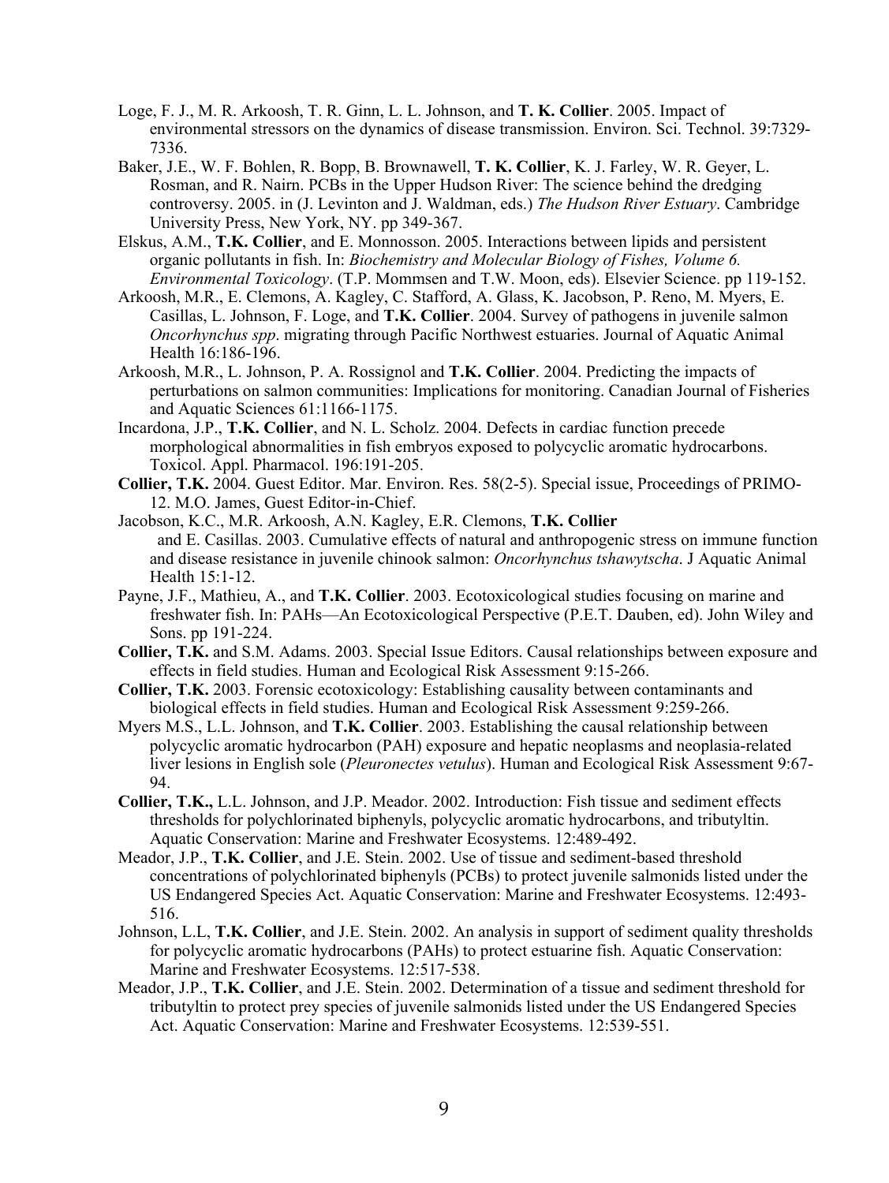Loge, F. J., M. R. Arkoosh, T. R. Ginn, L. L. Johnson, and **T. K. Collier**. 2005. Impact of environmental stressors on the dynamics of disease transmission. Environ. Sci. Technol. 39:7329-7336.

Baker, J.E., W. F. Bohlen, R. Bopp, B. Brownawell, **T. K. Collier**, K. J. Farley, W. R. Geyer, L. Rosman, and R. Nairn. PCBs in the Upper Hudson River: The science behind the dredging controversy. 2005. in (J. Levinton and J. Waldman, eds.) *The Hudson River Estuary*. Cambridge University Press, New York, NY. pp 349-367.

Elskus, A.M., **T.K. Collier**, and E. Monnosson. 2005. Interactions between lipids and persistent organic pollutants in fish. In: *Biochemistry and Molecular Biology of Fishes, Volume 6. Environmental Toxicology*. (T.P. Mommsen and T.W. Moon, eds). Elsevier Science. pp 119-152.

Arkoosh, M.R., E. Clemons, A. Kagley, C. Stafford, A. Glass, K. Jacobson, P. Reno, M. Myers, E. Casillas, L. Johnson, F. Loge, and **T.K. Collier**. 2004. Survey of pathogens in juvenile salmon *Oncorhynchus spp*. migrating through Pacific Northwest estuaries. Journal of Aquatic Animal Health 16:186-196.

Arkoosh, M.R., L. Johnson, P. A. Rossignol and **T.K. Collier**. 2004. Predicting the impacts of perturbations on salmon communities: Implications for monitoring. Canadian Journal of Fisheries and Aquatic Sciences 61:1166-1175.

Incardona, J.P., **T.K. Collier**, and N. L. Scholz. 2004. Defects in cardiac function precede morphological abnormalities in fish embryos exposed to polycyclic aromatic hydrocarbons. Toxicol. Appl. Pharmacol. 196:191-205.

**Collier, T.K.** 2004. Guest Editor. Mar. Environ. Res. 58(2-5). Special issue, Proceedings of PRIMO-12. M.O. James, Guest Editor-in-Chief.

Jacobson, K.C., M.R. Arkoosh, A.N. Kagley, E.R. Clemons, **T.K. Collier** and E. Casillas. 2003. Cumulative effects of natural and anthropogenic stress on immune function and disease resistance in juvenile chinook salmon: *Oncorhynchus tshawytscha*. J Aquatic Animal Health 15:1-12.

Payne, J.F., Mathieu, A., and **T.K. Collier**. 2003. Ecotoxicological studies focusing on marine and freshwater fish. In: PAHs—An Ecotoxicological Perspective (P.E.T. Dauben, ed). John Wiley and Sons. pp 191-224.

**Collier, T.K.** and S.M. Adams. 2003. Special Issue Editors. Causal relationships between exposure and effects in field studies. Human and Ecological Risk Assessment 9:15-266.

**Collier, T.K.** 2003. Forensic ecotoxicology: Establishing causality between contaminants and biological effects in field studies. Human and Ecological Risk Assessment 9:259-266.

Myers M.S., L.L. Johnson, and **T.K. Collier**. 2003. Establishing the causal relationship between polycyclic aromatic hydrocarbon (PAH) exposure and hepatic neoplasms and neoplasia-related liver lesions in English sole (*Pleuronectes vetulus*). Human and Ecological Risk Assessment 9:67-94.

**Collier, T.K.,** L.L. Johnson, and J.P. Meador. 2002. Introduction: Fish tissue and sediment effects thresholds for polychlorinated biphenyls, polycyclic aromatic hydrocarbons, and tributyltin. Aquatic Conservation: Marine and Freshwater Ecosystems. 12:489-492.

Meador, J.P., **T.K. Collier**, and J.E. Stein. 2002. Use of tissue and sediment-based threshold concentrations of polychlorinated biphenyls (PCBs) to protect juvenile salmonids listed under the US Endangered Species Act. Aquatic Conservation: Marine and Freshwater Ecosystems. 12:493-516.

Johnson, L.L, **T.K. Collier**, and J.E. Stein. 2002. An analysis in support of sediment quality thresholds for polycyclic aromatic hydrocarbons (PAHs) to protect estuarine fish. Aquatic Conservation: Marine and Freshwater Ecosystems. 12:517-538.

Meador, J.P., **T.K. Collier**, and J.E. Stein. 2002. Determination of a tissue and sediment threshold for tributyltin to protect prey species of juvenile salmonids listed under the US Endangered Species Act. Aquatic Conservation: Marine and Freshwater Ecosystems. 12:539-551.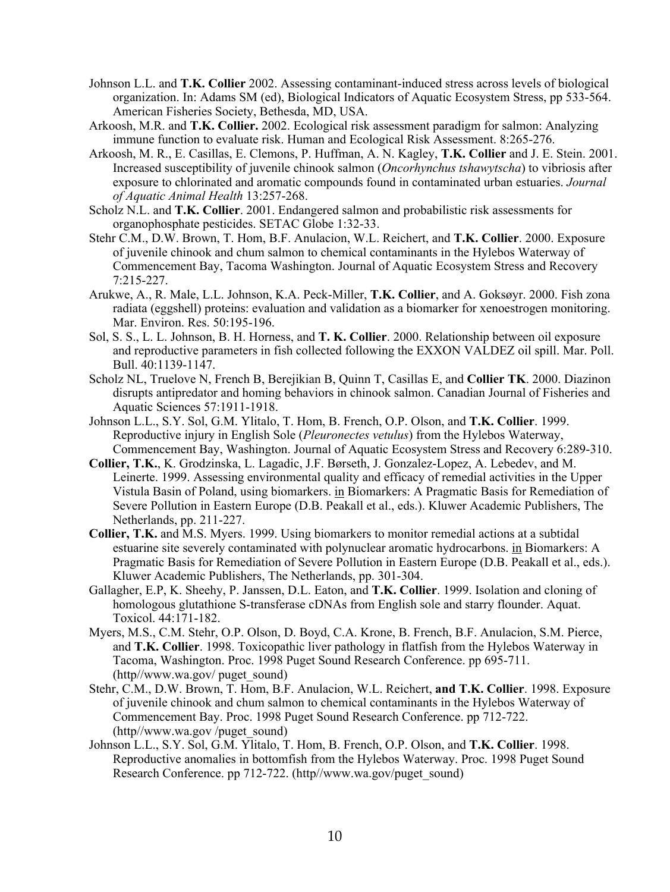Johnson L.L. and **T.K. Collier** 2002. Assessing contaminant-induced stress across levels of biological organization. In: Adams SM (ed), Biological Indicators of Aquatic Ecosystem Stress, pp 533-564. American Fisheries Society, Bethesda, MD, USA.

Arkoosh, M.R. and **T.K. Collier.** 2002. Ecological risk assessment paradigm for salmon: Analyzing immune function to evaluate risk. Human and Ecological Risk Assessment. 8:265-276.

Arkoosh, M. R., E. Casillas, E. Clemons, P. Huffman, A. N. Kagley, **T.K. Collier** and J. E. Stein. 2001. Increased susceptibility of juvenile chinook salmon (*Oncorhynchus tshawytscha*) to vibriosis after exposure to chlorinated and aromatic compounds found in contaminated urban estuaries. *Journal of Aquatic Animal Health* 13:257-268.

Scholz N.L. and **T.K. Collier**. 2001. Endangered salmon and probabilistic risk assessments for organophosphate pesticides. SETAC Globe 1:32-33.

Stehr C.M., D.W. Brown, T. Hom, B.F. Anulacion, W.L. Reichert, and **T.K. Collier**. 2000. Exposure of juvenile chinook and chum salmon to chemical contaminants in the Hylebos Waterway of Commencement Bay, Tacoma Washington. Journal of Aquatic Ecosystem Stress and Recovery 7:215-227.

Arukwe, A., R. Male, L.L. Johnson, K.A. Peck-Miller, **T.K. Collier**, and A. Goksøyr. 2000. Fish zona radiata (eggshell) proteins: evaluation and validation as a biomarker for xenoestrogen monitoring. Mar. Environ. Res. 50:195-196.

Sol, S. S., L. L. Johnson, B. H. Horness, and **T. K. Collier**. 2000. Relationship between oil exposure and reproductive parameters in fish collected following the EXXON VALDEZ oil spill. Mar. Poll. Bull. 40:1139-1147.

Scholz NL, Truelove N, French B, Berejikian B, Quinn T, Casillas E, and **Collier TK**. 2000. Diazinon disrupts antipredator and homing behaviors in chinook salmon. Canadian Journal of Fisheries and Aquatic Sciences 57:1911-1918.

Johnson L.L., S.Y. Sol, G.M. Ylitalo, T. Hom, B. French, O.P. Olson, and **T.K. Collier**. 1999. Reproductive injury in English Sole (*Pleuronectes vetulus*) from the Hylebos Waterway, Commencement Bay, Washington. Journal of Aquatic Ecosystem Stress and Recovery 6:289-310.

**Collier, T.K.**, K. Grodzinska, L. Lagadic, J.F. Børseth, J. Gonzalez-Lopez, A. Lebedev, and M. Leinerte. 1999. Assessing environmental quality and efficacy of remedial activities in the Upper Vistula Basin of Poland, using biomarkers. in Biomarkers: A Pragmatic Basis for Remediation of Severe Pollution in Eastern Europe (D.B. Peakall et al., eds.). Kluwer Academic Publishers, The Netherlands, pp. 211-227.

**Collier, T.K.** and M.S. Myers. 1999. Using biomarkers to monitor remedial actions at a subtidal estuarine site severely contaminated with polynuclear aromatic hydrocarbons. in Biomarkers: A Pragmatic Basis for Remediation of Severe Pollution in Eastern Europe (D.B. Peakall et al., eds.). Kluwer Academic Publishers, The Netherlands, pp. 301-304.

Gallagher, E.P, K. Sheehy, P. Janssen, D.L. Eaton, and **T.K. Collier**. 1999. Isolation and cloning of homologous glutathione S-transferase cDNAs from English sole and starry flounder. Aquat. Toxicol. 44:171-182.

Myers, M.S., C.M. Stehr, O.P. Olson, D. Boyd, C.A. Krone, B. French, B.F. Anulacion, S.M. Pierce, and **T.K. Collier**. 1998. Toxicopathic liver pathology in flatfish from the Hylebos Waterway in Tacoma, Washington. Proc. 1998 Puget Sound Research Conference. pp 695-711. (http//www.wa.gov/ puget_sound)

Stehr, C.M., D.W. Brown, T. Hom, B.F. Anulacion, W.L. Reichert, **and T.K. Collier**. 1998. Exposure of juvenile chinook and chum salmon to chemical contaminants in the Hylebos Waterway of Commencement Bay. Proc. 1998 Puget Sound Research Conference. pp 712-722. (http//www.wa.gov /puget_sound)

Johnson L.L., S.Y. Sol, G.M. Ylitalo, T. Hom, B. French, O.P. Olson, and **T.K. Collier**. 1998. Reproductive anomalies in bottomfish from the Hylebos Waterway. Proc. 1998 Puget Sound Research Conference. pp 712-722. (http//www.wa.gov/puget_sound)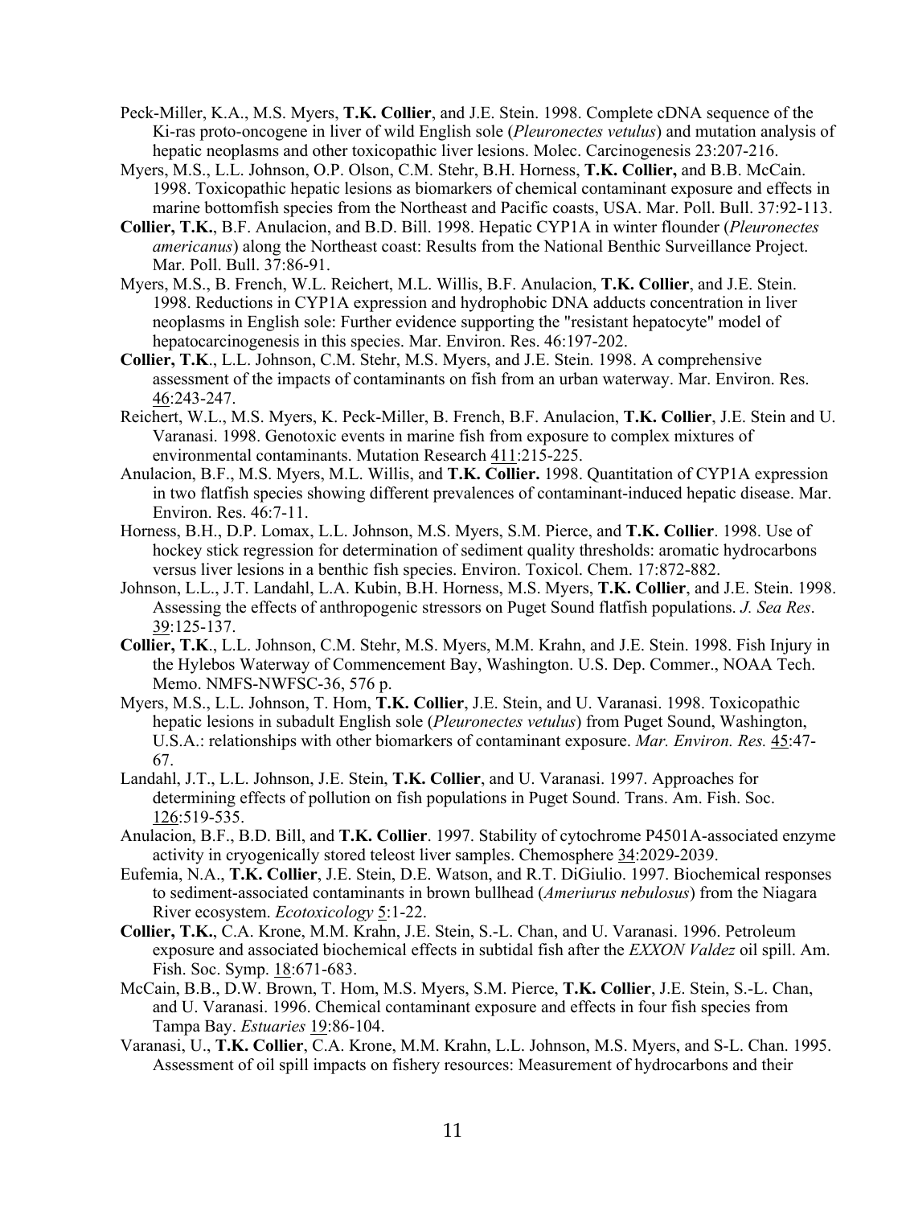Peck-Miller, K.A., M.S. Myers, **T.K. Collier**, and J.E. Stein. 1998. Complete cDNA sequence of the Ki-ras proto-oncogene in liver of wild English sole (*Pleuronectes vetulus*) and mutation analysis of hepatic neoplasms and other toxicopathic liver lesions. Molec. Carcinogenesis 23:207-216.

Myers, M.S., L.L. Johnson, O.P. Olson, C.M. Stehr, B.H. Horness, **T.K. Collier,** and B.B. McCain. 1998. Toxicopathic hepatic lesions as biomarkers of chemical contaminant exposure and effects in marine bottomfish species from the Northeast and Pacific coasts, USA. Mar. Poll. Bull. 37:92-113.

**Collier, T.K.**, B.F. Anulacion, and B.D. Bill. 1998. Hepatic CYP1A in winter flounder (*Pleuronectes americanus*) along the Northeast coast: Results from the National Benthic Surveillance Project. Mar. Poll. Bull. 37:86-91.

Myers, M.S., B. French, W.L. Reichert, M.L. Willis, B.F. Anulacion, **T.K. Collier**, and J.E. Stein. 1998. Reductions in CYP1A expression and hydrophobic DNA adducts concentration in liver neoplasms in English sole: Further evidence supporting the "resistant hepatocyte" model of hepatocarcinogenesis in this species. Mar. Environ. Res. 46:197-202.

**Collier, T.K**., L.L. Johnson, C.M. Stehr, M.S. Myers, and J.E. Stein. 1998. A comprehensive assessment of the impacts of contaminants on fish from an urban waterway. Mar. Environ. Res. 46:243-247.

Reichert, W.L., M.S. Myers, K. Peck-Miller, B. French, B.F. Anulacion, **T.K. Collier**, J.E. Stein and U. Varanasi. 1998. Genotoxic events in marine fish from exposure to complex mixtures of environmental contaminants. Mutation Research 411:215-225.

Anulacion, B.F., M.S. Myers, M.L. Willis, and **T.K. Collier.** 1998. Quantitation of CYP1A expression in two flatfish species showing different prevalences of contaminant-induced hepatic disease. Mar. Environ. Res. 46:7-11.

Horness, B.H., D.P. Lomax, L.L. Johnson, M.S. Myers, S.M. Pierce, and **T.K. Collier**. 1998. Use of hockey stick regression for determination of sediment quality thresholds: aromatic hydrocarbons versus liver lesions in a benthic fish species. Environ. Toxicol. Chem. 17:872-882.

Johnson, L.L., J.T. Landahl, L.A. Kubin, B.H. Horness, M.S. Myers, **T.K. Collier**, and J.E. Stein. 1998. Assessing the effects of anthropogenic stressors on Puget Sound flatfish populations. *J. Sea Res*. 39:125-137.

**Collier, T.K**., L.L. Johnson, C.M. Stehr, M.S. Myers, M.M. Krahn, and J.E. Stein. 1998. Fish Injury in the Hylebos Waterway of Commencement Bay, Washington. U.S. Dep. Commer., NOAA Tech. Memo. NMFS-NWFSC-36, 576 p.

Myers, M.S., L.L. Johnson, T. Hom, **T.K. Collier**, J.E. Stein, and U. Varanasi. 1998. Toxicopathic hepatic lesions in subadult English sole (*Pleuronectes vetulus*) from Puget Sound, Washington, U.S.A.: relationships with other biomarkers of contaminant exposure. *Mar. Environ. Res.* 45:47-67.

Landahl, J.T., L.L. Johnson, J.E. Stein, **T.K. Collier**, and U. Varanasi. 1997. Approaches for determining effects of pollution on fish populations in Puget Sound. Trans. Am. Fish. Soc. 126:519-535.

Anulacion, B.F., B.D. Bill, and **T.K. Collier**. 1997. Stability of cytochrome P4501A-associated enzyme activity in cryogenically stored teleost liver samples. Chemosphere 34:2029-2039.

Eufemia, N.A., **T.K. Collier**, J.E. Stein, D.E. Watson, and R.T. DiGiulio. 1997. Biochemical responses to sediment-associated contaminants in brown bullhead (*Ameriurus nebulosus*) from the Niagara River ecosystem. *Ecotoxicology* 5:1-22.

**Collier, T.K.**, C.A. Krone, M.M. Krahn, J.E. Stein, S.-L. Chan, and U. Varanasi. 1996. Petroleum exposure and associated biochemical effects in subtidal fish after the *EXXON Valdez* oil spill. Am. Fish. Soc. Symp. 18:671-683.

McCain, B.B., D.W. Brown, T. Hom, M.S. Myers, S.M. Pierce, **T.K. Collier**, J.E. Stein, S.-L. Chan, and U. Varanasi. 1996. Chemical contaminant exposure and effects in four fish species from Tampa Bay. *Estuaries* 19:86-104.

Varanasi, U., **T.K. Collier**, C.A. Krone, M.M. Krahn, L.L. Johnson, M.S. Myers, and S-L. Chan. 1995. Assessment of oil spill impacts on fishery resources: Measurement of hydrocarbons and their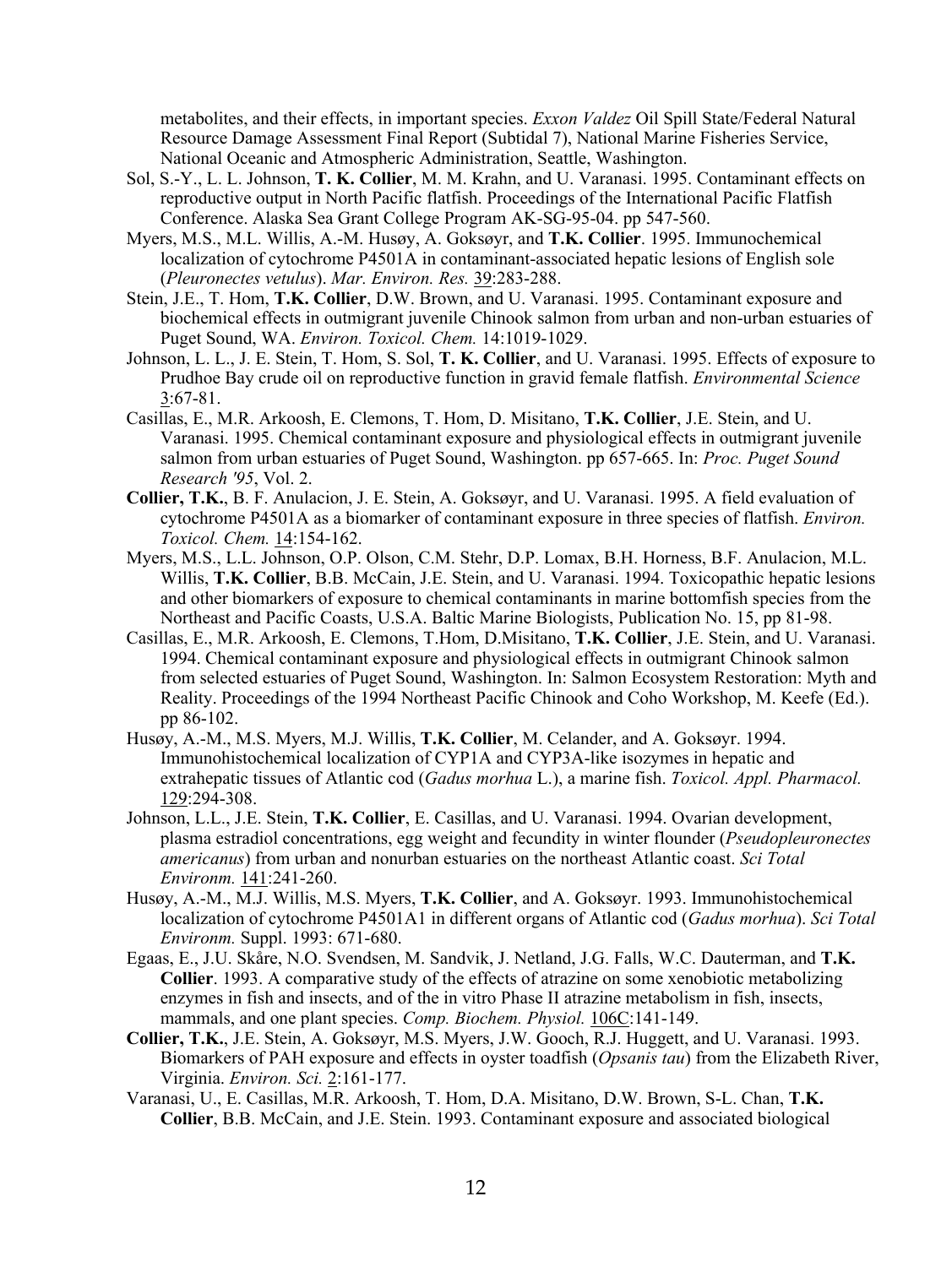metabolites, and their effects, in important species. *Exxon Valdez* Oil Spill State/Federal Natural Resource Damage Assessment Final Report (Subtidal 7), National Marine Fisheries Service, National Oceanic and Atmospheric Administration, Seattle, Washington.

Sol, S.-Y., L. L. Johnson, **T. K. Collier**, M. M. Krahn, and U. Varanasi. 1995. Contaminant effects on reproductive output in North Pacific flatfish. Proceedings of the International Pacific Flatfish Conference. Alaska Sea Grant College Program AK-SG-95-04. pp 547-560.

Myers, M.S., M.L. Willis, A.-M. Husøy, A. Goksøyr, and **T.K. Collier**. 1995. Immunochemical localization of cytochrome P4501A in contaminant-associated hepatic lesions of English sole (*Pleuronectes vetulus*). *Mar. Environ. Res.* 39:283-288.

Stein, J.E., T. Hom, **T.K. Collier**, D.W. Brown, and U. Varanasi. 1995. Contaminant exposure and biochemical effects in outmigrant juvenile Chinook salmon from urban and non-urban estuaries of Puget Sound, WA. *Environ. Toxicol. Chem.* 14:1019-1029.

Johnson, L. L., J. E. Stein, T. Hom, S. Sol, **T. K. Collier**, and U. Varanasi. 1995. Effects of exposure to Prudhoe Bay crude oil on reproductive function in gravid female flatfish. *Environmental Science* 3:67-81.

Casillas, E., M.R. Arkoosh, E. Clemons, T. Hom, D. Misitano, **T.K. Collier**, J.E. Stein, and U. Varanasi. 1995. Chemical contaminant exposure and physiological effects in outmigrant juvenile salmon from urban estuaries of Puget Sound, Washington. pp 657-665. In: *Proc. Puget Sound Research '95*, Vol. 2.

**Collier, T.K.**, B. F. Anulacion, J. E. Stein, A. Goksøyr, and U. Varanasi. 1995. A field evaluation of cytochrome P4501A as a biomarker of contaminant exposure in three species of flatfish. *Environ. Toxicol. Chem.* 14:154-162.

Myers, M.S., L.L. Johnson, O.P. Olson, C.M. Stehr, D.P. Lomax, B.H. Horness, B.F. Anulacion, M.L. Willis, **T.K. Collier**, B.B. McCain, J.E. Stein, and U. Varanasi. 1994. Toxicopathic hepatic lesions and other biomarkers of exposure to chemical contaminants in marine bottomfish species from the Northeast and Pacific Coasts, U.S.A. Baltic Marine Biologists, Publication No. 15, pp 81-98.

Casillas, E., M.R. Arkoosh, E. Clemons, T.Hom, D.Misitano, **T.K. Collier**, J.E. Stein, and U. Varanasi. 1994. Chemical contaminant exposure and physiological effects in outmigrant Chinook salmon from selected estuaries of Puget Sound, Washington. In: Salmon Ecosystem Restoration: Myth and Reality. Proceedings of the 1994 Northeast Pacific Chinook and Coho Workshop, M. Keefe (Ed.). pp 86-102.

Husøy, A.-M., M.S. Myers, M.J. Willis, **T.K. Collier**, M. Celander, and A. Goksøyr. 1994. Immunohistochemical localization of CYP1A and CYP3A-like isozymes in hepatic and extrahepatic tissues of Atlantic cod (*Gadus morhua* L.), a marine fish. *Toxicol. Appl. Pharmacol.* 129:294-308.

Johnson, L.L., J.E. Stein, **T.K. Collier**, E. Casillas, and U. Varanasi. 1994. Ovarian development, plasma estradiol concentrations, egg weight and fecundity in winter flounder (*Pseudopleuronectes americanus*) from urban and nonurban estuaries on the northeast Atlantic coast. *Sci Total Environm.* 141:241-260.

Husøy, A.-M., M.J. Willis, M.S. Myers, **T.K. Collier**, and A. Goksøyr. 1993. Immunohistochemical localization of cytochrome P4501A1 in different organs of Atlantic cod (*Gadus morhua*). *Sci Total Environm.* Suppl. 1993: 671-680.

Egaas, E., J.U. Skåre, N.O. Svendsen, M. Sandvik, J. Netland, J.G. Falls, W.C. Dauterman, and **T.K. Collier**. 1993. A comparative study of the effects of atrazine on some xenobiotic metabolizing enzymes in fish and insects, and of the in vitro Phase II atrazine metabolism in fish, insects, mammals, and one plant species. *Comp. Biochem. Physiol.* 106C:141-149.

**Collier, T.K.**, J.E. Stein, A. Goksøyr, M.S. Myers, J.W. Gooch, R.J. Huggett, and U. Varanasi. 1993. Biomarkers of PAH exposure and effects in oyster toadfish (*Opsanis tau*) from the Elizabeth River, Virginia. *Environ. Sci.* 2:161-177.

Varanasi, U., E. Casillas, M.R. Arkoosh, T. Hom, D.A. Misitano, D.W. Brown, S-L. Chan, **T.K. Collier**, B.B. McCain, and J.E. Stein. 1993. Contaminant exposure and associated biological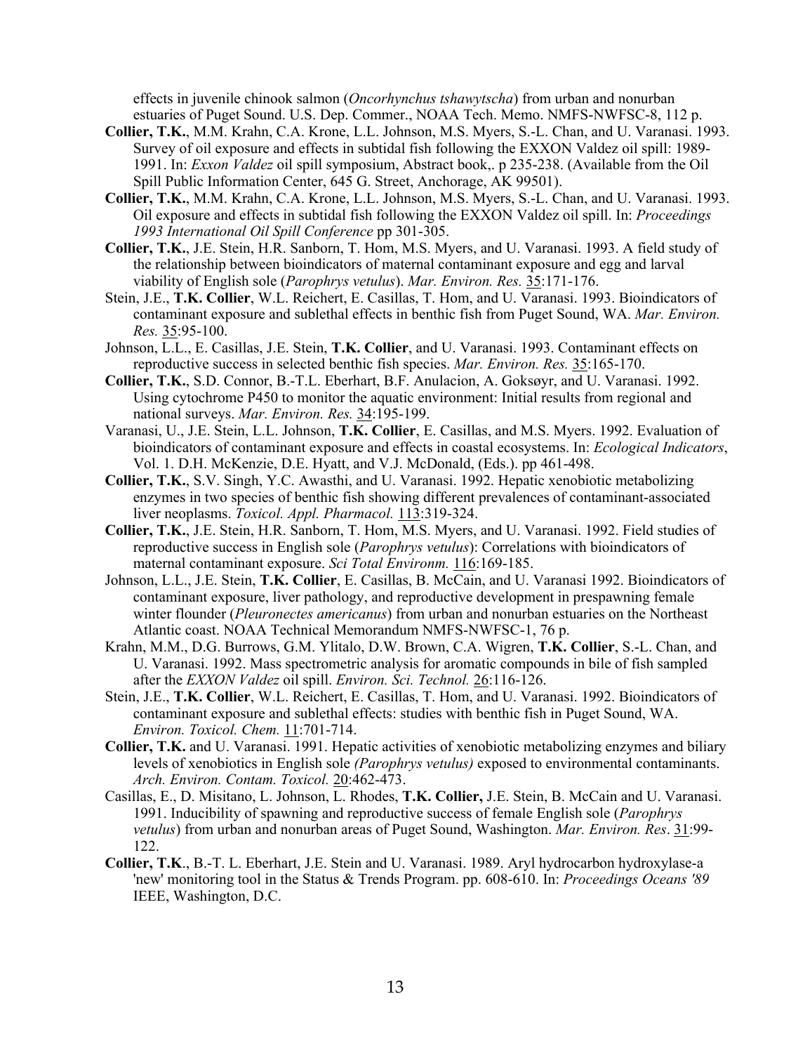effects in juvenile chinook salmon (*Oncorhynchus tshawytscha*) from urban and nonurban estuaries of Puget Sound. U.S. Dep. Commer., NOAA Tech. Memo. NMFS-NWFSC-8, 112 p.

**Collier, T.K.**, M.M. Krahn, C.A. Krone, L.L. Johnson, M.S. Myers, S.-L. Chan, and U. Varanasi. 1993. Survey of oil exposure and effects in subtidal fish following the EXXON Valdez oil spill: 1989-1991. In: *Exxon Valdez* oil spill symposium, Abstract book,. p 235-238. (Available from the Oil Spill Public Information Center, 645 G. Street, Anchorage, AK 99501).

**Collier, T.K.**, M.M. Krahn, C.A. Krone, L.L. Johnson, M.S. Myers, S.-L. Chan, and U. Varanasi. 1993. Oil exposure and effects in subtidal fish following the EXXON Valdez oil spill. In: *Proceedings 1993 International Oil Spill Conference* pp 301-305.

**Collier, T.K.**, J.E. Stein, H.R. Sanborn, T. Hom, M.S. Myers, and U. Varanasi. 1993. A field study of the relationship between bioindicators of maternal contaminant exposure and egg and larval viability of English sole (*Parophrys vetulus*). *Mar. Environ. Res.* 35:171-176.

Stein, J.E., **T.K. Collier**, W.L. Reichert, E. Casillas, T. Hom, and U. Varanasi. 1993. Bioindicators of contaminant exposure and sublethal effects in benthic fish from Puget Sound, WA. *Mar. Environ. Res.* 35:95-100.

Johnson, L.L., E. Casillas, J.E. Stein, **T.K. Collier**, and U. Varanasi. 1993. Contaminant effects on reproductive success in selected benthic fish species. *Mar. Environ. Res.* 35:165-170.

**Collier, T.K.**, S.D. Connor, B.-T.L. Eberhart, B.F. Anulacion, A. Goksøyr, and U. Varanasi. 1992. Using cytochrome P450 to monitor the aquatic environment: Initial results from regional and national surveys. *Mar. Environ. Res.* 34:195-199.

Varanasi, U., J.E. Stein, L.L. Johnson, **T.K. Collier**, E. Casillas, and M.S. Myers. 1992. Evaluation of bioindicators of contaminant exposure and effects in coastal ecosystems. In: *Ecological Indicators*, Vol. 1. D.H. McKenzie, D.E. Hyatt, and V.J. McDonald, (Eds.). pp 461-498.

**Collier, T.K.**, S.V. Singh, Y.C. Awasthi, and U. Varanasi. 1992. Hepatic xenobiotic metabolizing enzymes in two species of benthic fish showing different prevalences of contaminant-associated liver neoplasms. *Toxicol. Appl. Pharmacol.* 113:319-324.

**Collier, T.K.**, J.E. Stein, H.R. Sanborn, T. Hom, M.S. Myers, and U. Varanasi. 1992. Field studies of reproductive success in English sole (*Parophrys vetulus*): Correlations with bioindicators of maternal contaminant exposure. *Sci Total Environm.* 116:169-185.

Johnson, L.L., J.E. Stein, **T.K. Collier**, E. Casillas, B. McCain, and U. Varanasi 1992. Bioindicators of contaminant exposure, liver pathology, and reproductive development in prespawning female winter flounder (*Pleuronectes americanus*) from urban and nonurban estuaries on the Northeast Atlantic coast. NOAA Technical Memorandum NMFS-NWFSC-1, 76 p.

Krahn, M.M., D.G. Burrows, G.M. Ylitalo, D.W. Brown, C.A. Wigren, **T.K. Collier**, S.-L. Chan, and U. Varanasi. 1992. Mass spectrometric analysis for aromatic compounds in bile of fish sampled after the *EXXON Valdez* oil spill. *Environ. Sci. Technol.* 26:116-126.

Stein, J.E., **T.K. Collier**, W.L. Reichert, E. Casillas, T. Hom, and U. Varanasi. 1992. Bioindicators of contaminant exposure and sublethal effects: studies with benthic fish in Puget Sound, WA. *Environ. Toxicol. Chem.* 11:701-714.

**Collier, T.K.** and U. Varanasi. 1991. Hepatic activities of xenobiotic metabolizing enzymes and biliary levels of xenobiotics in English sole *(Parophrys vetulus)* exposed to environmental contaminants. *Arch. Environ. Contam. Toxicol.* 20:462-473.

Casillas, E., D. Misitano, L. Johnson, L. Rhodes, **T.K. Collier,** J.E. Stein, B. McCain and U. Varanasi. 1991. Inducibility of spawning and reproductive success of female English sole (*Parophrys vetulus*) from urban and nonurban areas of Puget Sound, Washington. *Mar. Environ. Res*. 31:99-122.

**Collier, T.K**., B.-T. L. Eberhart, J.E. Stein and U. Varanasi. 1989. Aryl hydrocarbon hydroxylase-a 'new' monitoring tool in the Status & Trends Program. pp. 608-610. In: *Proceedings Oceans '89* IEEE, Washington, D.C.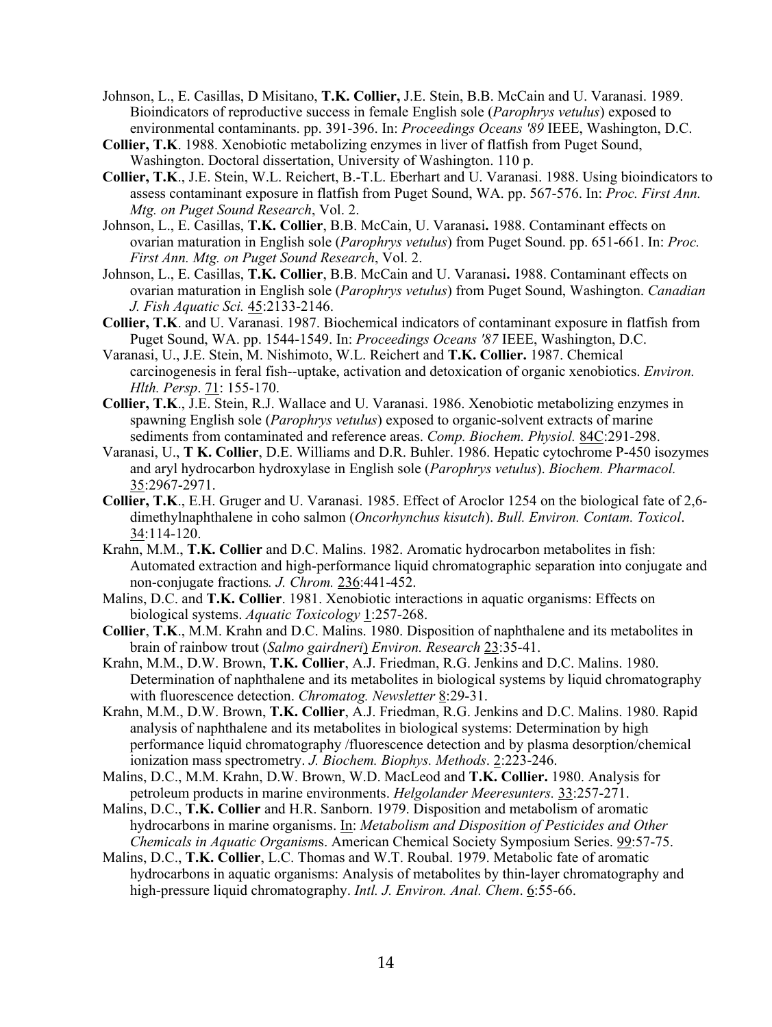Johnson, L., E. Casillas, D Misitano, **T.K. Collier,** J.E. Stein, B.B. McCain and U. Varanasi. 1989. Bioindicators of reproductive success in female English sole (*Parophrys vetulus*) exposed to environmental contaminants. pp. 391-396. In: *Proceedings Oceans '89* IEEE, Washington, D.C.

**Collier, T.K**. 1988. Xenobiotic metabolizing enzymes in liver of flatfish from Puget Sound, Washington. Doctoral dissertation, University of Washington. 110 p.

**Collier, T.K**., J.E. Stein, W.L. Reichert, B.-T.L. Eberhart and U. Varanasi. 1988. Using bioindicators to assess contaminant exposure in flatfish from Puget Sound, WA. pp. 567-576. In: *Proc. First Ann. Mtg. on Puget Sound Research*, Vol. 2.

Johnson, L., E. Casillas, **T.K. Collier**, B.B. McCain, U. Varanasi**.** 1988. Contaminant effects on ovarian maturation in English sole (*Parophrys vetulus*) from Puget Sound. pp. 651-661. In: *Proc. First Ann. Mtg. on Puget Sound Research*, Vol. 2.

Johnson, L., E. Casillas, **T.K. Collier**, B.B. McCain and U. Varanasi**.** 1988. Contaminant effects on ovarian maturation in English sole (*Parophrys vetulus*) from Puget Sound, Washington. *Canadian J. Fish Aquatic Sci.* 45:2133-2146.

**Collier, T.K**. and U. Varanasi. 1987. Biochemical indicators of contaminant exposure in flatfish from Puget Sound, WA. pp. 1544-1549. In: *Proceedings Oceans '87* IEEE, Washington, D.C.

Varanasi, U., J.E. Stein, M. Nishimoto, W.L. Reichert and **T.K. Collier.** 1987. Chemical carcinogenesis in feral fish--uptake, activation and detoxication of organic xenobiotics. *Environ. Hlth. Persp*. 71: 155-170.

**Collier, T.K**., J.E. Stein, R.J. Wallace and U. Varanasi. 1986. Xenobiotic metabolizing enzymes in spawning English sole (*Parophrys vetulus*) exposed to organic-solvent extracts of marine sediments from contaminated and reference areas. *Comp. Biochem. Physiol.* 84C:291-298.

Varanasi, U., **T K. Collier**, D.E. Williams and D.R. Buhler. 1986. Hepatic cytochrome P-450 isozymes and aryl hydrocarbon hydroxylase in English sole (*Parophrys vetulus*). *Biochem. Pharmacol.* 35:2967-2971.

**Collier, T.K**., E.H. Gruger and U. Varanasi. 1985. Effect of Aroclor 1254 on the biological fate of 2,6-dimethylnaphthalene in coho salmon (*Oncorhynchus kisutch*). *Bull. Environ. Contam. Toxicol*. 34:114-120.

Krahn, M.M., **T.K. Collier** and D.C. Malins. 1982. Aromatic hydrocarbon metabolites in fish: Automated extraction and high-performance liquid chromatographic separation into conjugate and non-conjugate fractions*. J. Chrom.* 236:441-452.

Malins, D.C. and **T.K. Collier**. 1981. Xenobiotic interactions in aquatic organisms: Effects on biological systems. *Aquatic Toxicology* 1:257-268.

**Collier**, **T.K**., M.M. Krahn and D.C. Malins. 1980. Disposition of naphthalene and its metabolites in brain of rainbow trout (*Salmo gairdneri*) *Environ. Research* 23:35-41.

Krahn, M.M., D.W. Brown, **T.K. Collier**, A.J. Friedman, R.G. Jenkins and D.C. Malins. 1980. Determination of naphthalene and its metabolites in biological systems by liquid chromatography with fluorescence detection. *Chromatog. Newsletter* 8:29-31.

Krahn, M.M., D.W. Brown, **T.K. Collier**, A.J. Friedman, R.G. Jenkins and D.C. Malins. 1980. Rapid analysis of naphthalene and its metabolites in biological systems: Determination by high performance liquid chromatography /fluorescence detection and by plasma desorption/chemical ionization mass spectrometry. *J. Biochem. Biophys. Methods*. 2:223-246.

Malins, D.C., M.M. Krahn, D.W. Brown, W.D. MacLeod and **T.K. Collier.** 1980. Analysis for petroleum products in marine environments. *Helgolander Meeresunters.* 33:257-271.

Malins, D.C., **T.K. Collier** and H.R. Sanborn. 1979. Disposition and metabolism of aromatic hydrocarbons in marine organisms. In: *Metabolism and Disposition of Pesticides and Other Chemicals in Aquatic Organism*s. American Chemical Society Symposium Series. 99:57-75.

Malins, D.C., **T.K. Collier**, L.C. Thomas and W.T. Roubal. 1979. Metabolic fate of aromatic hydrocarbons in aquatic organisms: Analysis of metabolites by thin-layer chromatography and high-pressure liquid chromatography. *Intl. J. Environ. Anal. Chem*. 6:55-66.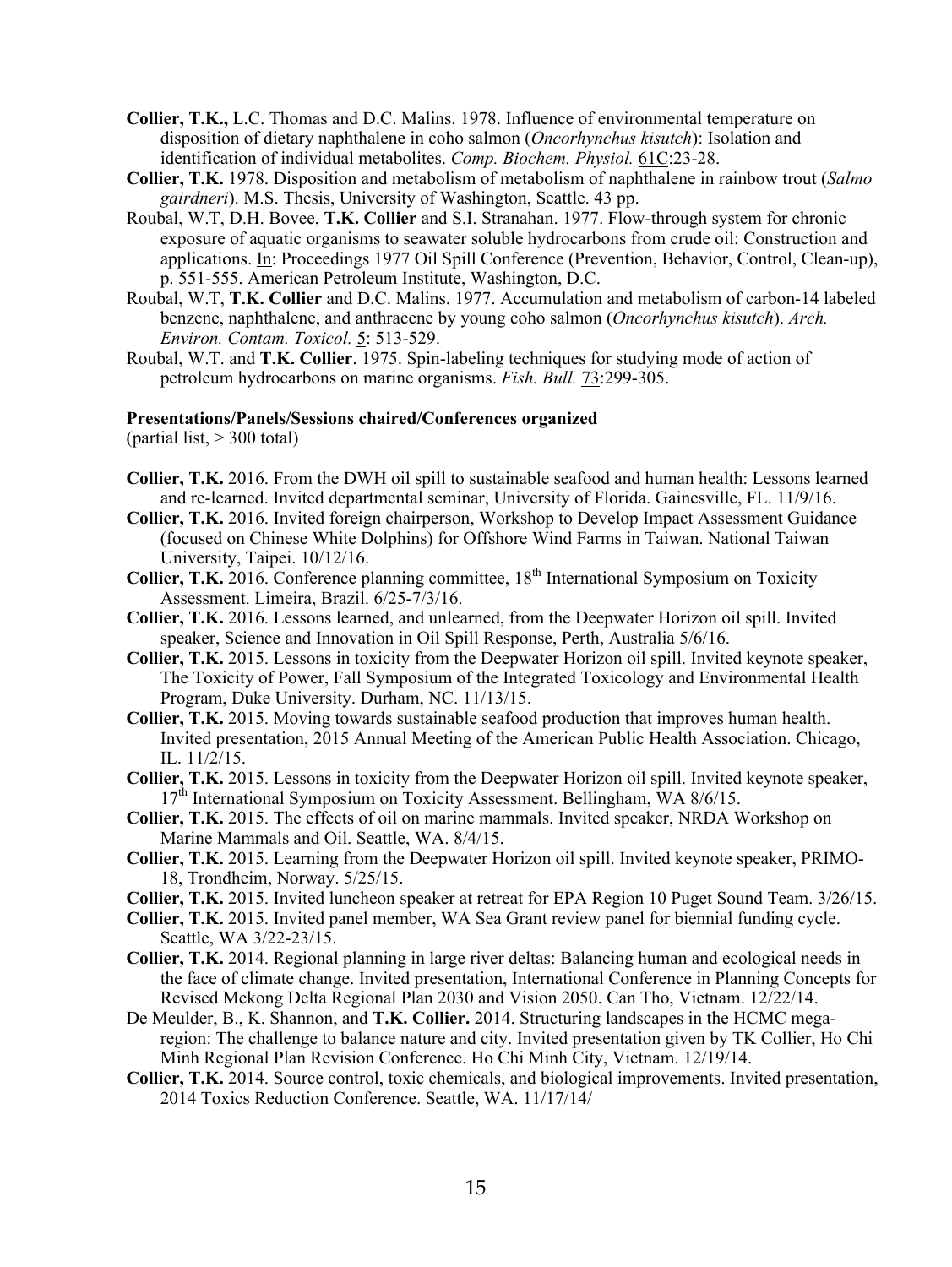**Collier, T.K.,** L.C. Thomas and D.C. Malins. 1978. Influence of environmental temperature on disposition of dietary naphthalene in coho salmon (*Oncorhynchus kisutch*): Isolation and identification of individual metabolites. *Comp. Biochem. Physiol.* 61C:23-28.

**Collier, T.K.** 1978. Disposition and metabolism of metabolism of naphthalene in rainbow trout (*Salmo gairdneri*). M.S. Thesis, University of Washington, Seattle. 43 pp.

Roubal, W.T, D.H. Bovee, **T.K. Collier** and S.I. Stranahan. 1977. Flow-through system for chronic exposure of aquatic organisms to seawater soluble hydrocarbons from crude oil: Construction and applications. In: Proceedings 1977 Oil Spill Conference (Prevention, Behavior, Control, Clean-up), p. 551-555. American Petroleum Institute, Washington, D.C.

Roubal, W.T, **T.K. Collier** and D.C. Malins. 1977. Accumulation and metabolism of carbon-14 labeled benzene, naphthalene, and anthracene by young coho salmon (*Oncorhynchus kisutch*). *Arch. Environ. Contam. Toxicol.* 5: 513-529.

Roubal, W.T. and **T.K. Collier**. 1975. Spin-labeling techniques for studying mode of action of petroleum hydrocarbons on marine organisms. *Fish. Bull.* 73:299-305.

**Presentations/Panels/Sessions chaired/Conferences organized**
(partial list, > 300 total)

**Collier, T.K.** 2016. From the DWH oil spill to sustainable seafood and human health: Lessons learned and re-learned. Invited departmental seminar, University of Florida. Gainesville, FL. 11/9/16.

**Collier, T.K.** 2016. Invited foreign chairperson, Workshop to Develop Impact Assessment Guidance (focused on Chinese White Dolphins) for Offshore Wind Farms in Taiwan. National Taiwan University, Taipei. 10/12/16.

**Collier, T.K.** 2016. Conference planning committee, 18th International Symposium on Toxicity Assessment. Limeira, Brazil. 6/25-7/3/16.

**Collier, T.K.** 2016. Lessons learned, and unlearned, from the Deepwater Horizon oil spill. Invited speaker, Science and Innovation in Oil Spill Response, Perth, Australia 5/6/16.

**Collier, T.K.** 2015. Lessons in toxicity from the Deepwater Horizon oil spill. Invited keynote speaker, The Toxicity of Power, Fall Symposium of the Integrated Toxicology and Environmental Health Program, Duke University. Durham, NC. 11/13/15.

**Collier, T.K.** 2015. Moving towards sustainable seafood production that improves human health. Invited presentation, 2015 Annual Meeting of the American Public Health Association. Chicago, IL. 11/2/15.

**Collier, T.K.** 2015. Lessons in toxicity from the Deepwater Horizon oil spill. Invited keynote speaker, 17th International Symposium on Toxicity Assessment. Bellingham, WA 8/6/15.

**Collier, T.K.** 2015. The effects of oil on marine mammals. Invited speaker, NRDA Workshop on Marine Mammals and Oil. Seattle, WA. 8/4/15.

**Collier, T.K.** 2015. Learning from the Deepwater Horizon oil spill. Invited keynote speaker, PRIMO-18, Trondheim, Norway. 5/25/15.

**Collier, T.K.** 2015. Invited luncheon speaker at retreat for EPA Region 10 Puget Sound Team. 3/26/15.

**Collier, T.K.** 2015. Invited panel member, WA Sea Grant review panel for biennial funding cycle. Seattle, WA 3/22-23/15.

**Collier, T.K.** 2014. Regional planning in large river deltas: Balancing human and ecological needs in the face of climate change. Invited presentation, International Conference in Planning Concepts for Revised Mekong Delta Regional Plan 2030 and Vision 2050. Can Tho, Vietnam. 12/22/14.

De Meulder, B., K. Shannon, and **T.K. Collier.** 2014. Structuring landscapes in the HCMC mega-region: The challenge to balance nature and city. Invited presentation given by TK Collier, Ho Chi Minh Regional Plan Revision Conference. Ho Chi Minh City, Vietnam. 12/19/14.

**Collier, T.K.** 2014. Source control, toxic chemicals, and biological improvements. Invited presentation, 2014 Toxics Reduction Conference. Seattle, WA. 11/17/14/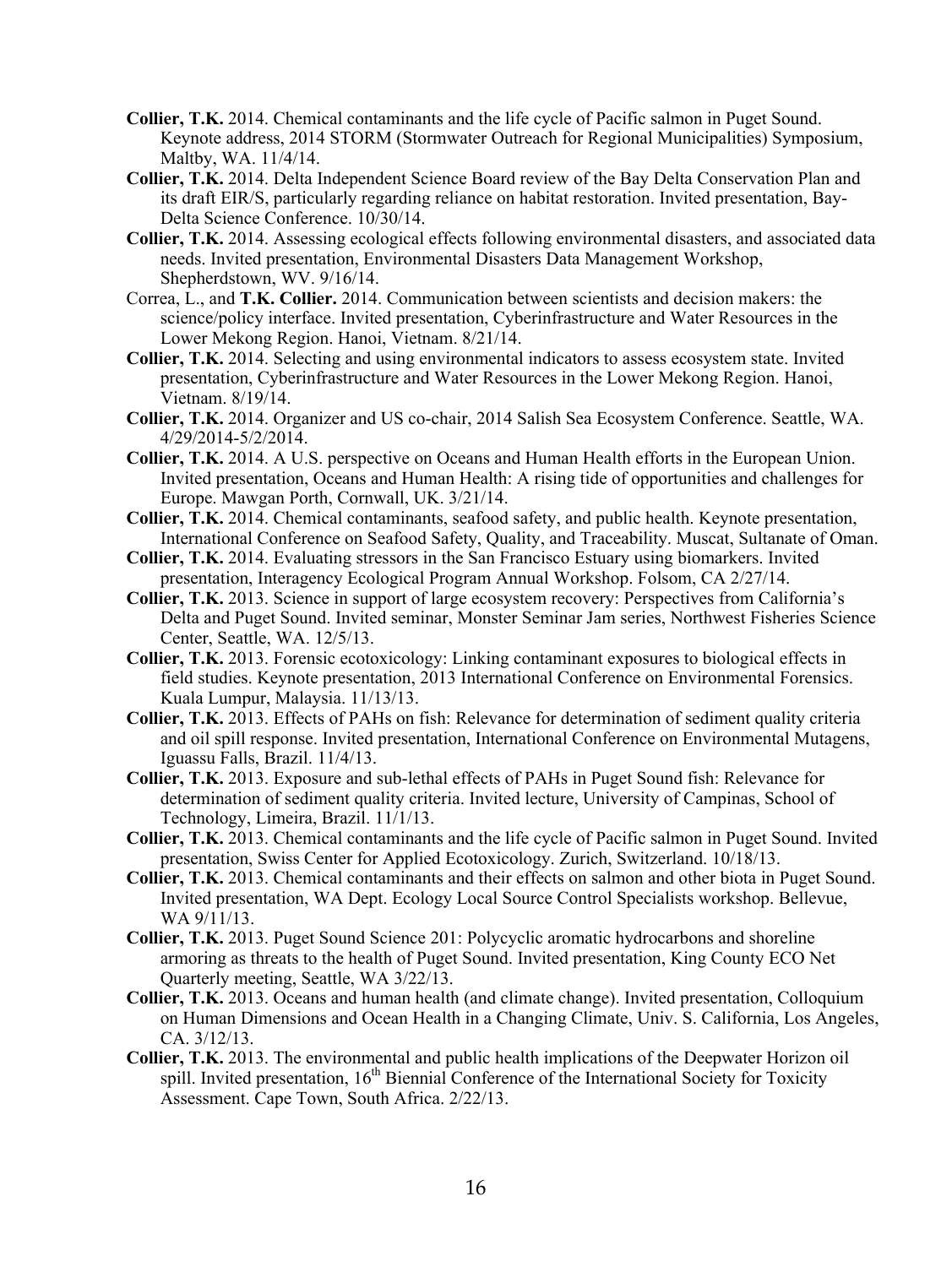**Collier, T.K.** 2014. Chemical contaminants and the life cycle of Pacific salmon in Puget Sound. Keynote address, 2014 STORM (Stormwater Outreach for Regional Municipalities) Symposium, Maltby, WA. 11/4/14.

**Collier, T.K.** 2014. Delta Independent Science Board review of the Bay Delta Conservation Plan and its draft EIR/S, particularly regarding reliance on habitat restoration. Invited presentation, Bay-Delta Science Conference. 10/30/14.

**Collier, T.K.** 2014. Assessing ecological effects following environmental disasters, and associated data needs. Invited presentation, Environmental Disasters Data Management Workshop, Shepherdstown, WV. 9/16/14.

Correa, L., and **T.K. Collier.** 2014. Communication between scientists and decision makers: the science/policy interface. Invited presentation, Cyberinfrastructure and Water Resources in the Lower Mekong Region. Hanoi, Vietnam. 8/21/14.

**Collier, T.K.** 2014. Selecting and using environmental indicators to assess ecosystem state. Invited presentation, Cyberinfrastructure and Water Resources in the Lower Mekong Region. Hanoi, Vietnam. 8/19/14.

**Collier, T.K.** 2014. Organizer and US co-chair, 2014 Salish Sea Ecosystem Conference. Seattle, WA. 4/29/2014-5/2/2014.

**Collier, T.K.** 2014. A U.S. perspective on Oceans and Human Health efforts in the European Union. Invited presentation, Oceans and Human Health: A rising tide of opportunities and challenges for Europe. Mawgan Porth, Cornwall, UK. 3/21/14.

**Collier, T.K.** 2014. Chemical contaminants, seafood safety, and public health. Keynote presentation, International Conference on Seafood Safety, Quality, and Traceability. Muscat, Sultanate of Oman.

**Collier, T.K.** 2014. Evaluating stressors in the San Francisco Estuary using biomarkers. Invited presentation, Interagency Ecological Program Annual Workshop. Folsom, CA 2/27/14.

**Collier, T.K.** 2013. Science in support of large ecosystem recovery: Perspectives from California's Delta and Puget Sound. Invited seminar, Monster Seminar Jam series, Northwest Fisheries Science Center, Seattle, WA. 12/5/13.

**Collier, T.K.** 2013. Forensic ecotoxicology: Linking contaminant exposures to biological effects in field studies. Keynote presentation, 2013 International Conference on Environmental Forensics. Kuala Lumpur, Malaysia. 11/13/13.

**Collier, T.K.** 2013. Effects of PAHs on fish: Relevance for determination of sediment quality criteria and oil spill response. Invited presentation, International Conference on Environmental Mutagens, Iguassu Falls, Brazil. 11/4/13.

**Collier, T.K.** 2013. Exposure and sub-lethal effects of PAHs in Puget Sound fish: Relevance for determination of sediment quality criteria. Invited lecture, University of Campinas, School of Technology, Limeira, Brazil. 11/1/13.

**Collier, T.K.** 2013. Chemical contaminants and the life cycle of Pacific salmon in Puget Sound. Invited presentation, Swiss Center for Applied Ecotoxicology. Zurich, Switzerland. 10/18/13.

**Collier, T.K.** 2013. Chemical contaminants and their effects on salmon and other biota in Puget Sound. Invited presentation, WA Dept. Ecology Local Source Control Specialists workshop. Bellevue, WA 9/11/13.

**Collier, T.K.** 2013. Puget Sound Science 201: Polycyclic aromatic hydrocarbons and shoreline armoring as threats to the health of Puget Sound. Invited presentation, King County ECO Net Quarterly meeting, Seattle, WA 3/22/13.

**Collier, T.K.** 2013. Oceans and human health (and climate change). Invited presentation, Colloquium on Human Dimensions and Ocean Health in a Changing Climate, Univ. S. California, Los Angeles, CA. 3/12/13.

**Collier, T.K.** 2013. The environmental and public health implications of the Deepwater Horizon oil spill. Invited presentation, 16th Biennial Conference of the International Society for Toxicity Assessment. Cape Town, South Africa. 2/22/13.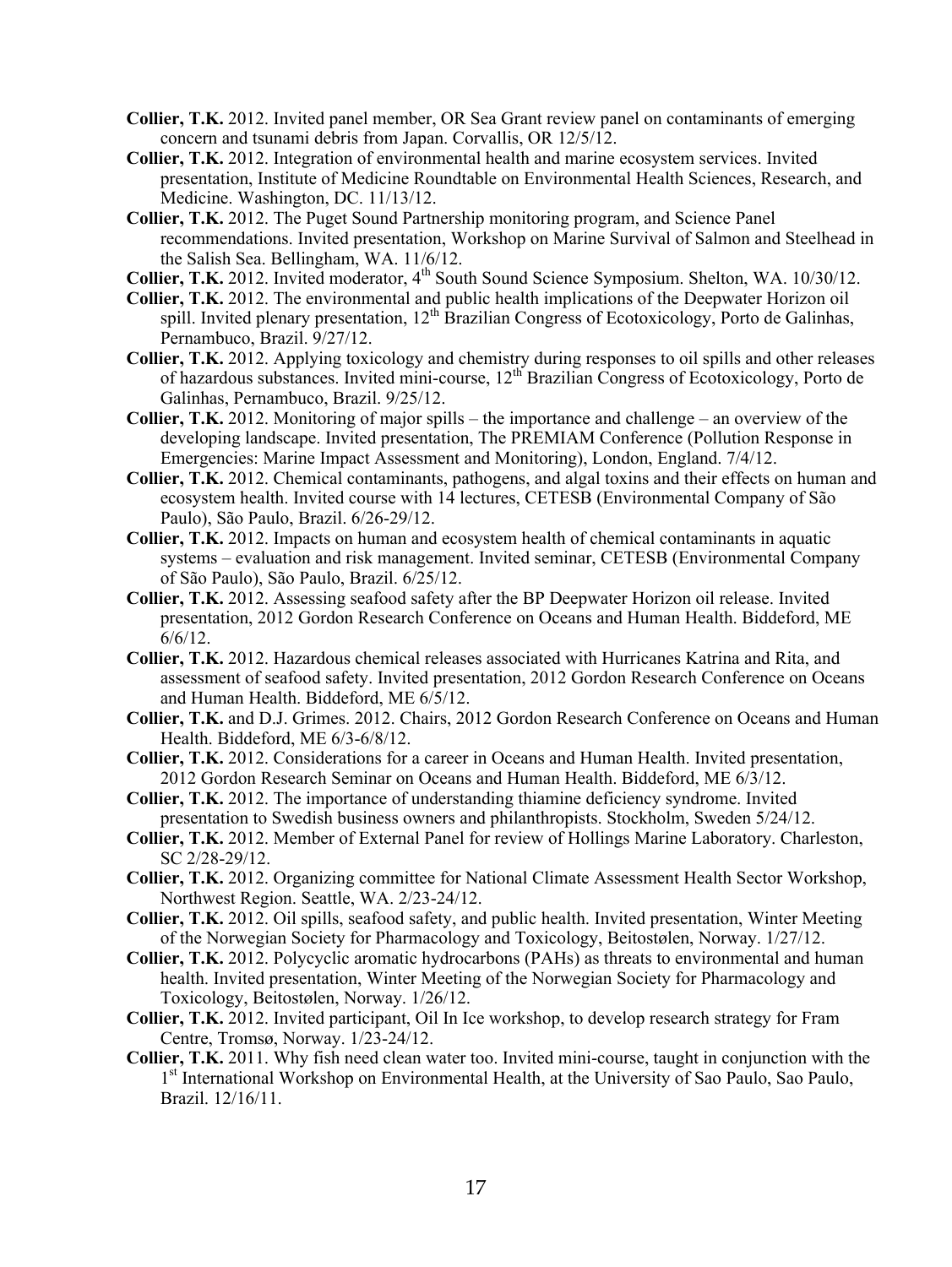**Collier, T.K.** 2012. Invited panel member, OR Sea Grant review panel on contaminants of emerging concern and tsunami debris from Japan. Corvallis, OR 12/5/12.

**Collier, T.K.** 2012. Integration of environmental health and marine ecosystem services. Invited presentation, Institute of Medicine Roundtable on Environmental Health Sciences, Research, and Medicine. Washington, DC. 11/13/12.

**Collier, T.K.** 2012. The Puget Sound Partnership monitoring program, and Science Panel recommendations. Invited presentation, Workshop on Marine Survival of Salmon and Steelhead in the Salish Sea. Bellingham, WA. 11/6/12.

**Collier, T.K.** 2012. Invited moderator, 4th South Sound Science Symposium. Shelton, WA. 10/30/12.

**Collier, T.K.** 2012. The environmental and public health implications of the Deepwater Horizon oil spill. Invited plenary presentation, 12th Brazilian Congress of Ecotoxicology, Porto de Galinhas, Pernambuco, Brazil. 9/27/12.

**Collier, T.K.** 2012. Applying toxicology and chemistry during responses to oil spills and other releases of hazardous substances. Invited mini-course, 12th Brazilian Congress of Ecotoxicology, Porto de Galinhas, Pernambuco, Brazil. 9/25/12.

**Collier, T.K.** 2012. Monitoring of major spills – the importance and challenge – an overview of the developing landscape. Invited presentation, The PREMIAM Conference (Pollution Response in Emergencies: Marine Impact Assessment and Monitoring), London, England. 7/4/12.

**Collier, T.K.** 2012. Chemical contaminants, pathogens, and algal toxins and their effects on human and ecosystem health. Invited course with 14 lectures, CETESB (Environmental Company of São Paulo), São Paulo, Brazil. 6/26-29/12.

**Collier, T.K.** 2012. Impacts on human and ecosystem health of chemical contaminants in aquatic systems – evaluation and risk management. Invited seminar, CETESB (Environmental Company of São Paulo), São Paulo, Brazil. 6/25/12.

**Collier, T.K.** 2012. Assessing seafood safety after the BP Deepwater Horizon oil release. Invited presentation, 2012 Gordon Research Conference on Oceans and Human Health. Biddeford, ME 6/6/12.

**Collier, T.K.** 2012. Hazardous chemical releases associated with Hurricanes Katrina and Rita, and assessment of seafood safety. Invited presentation, 2012 Gordon Research Conference on Oceans and Human Health. Biddeford, ME 6/5/12.

**Collier, T.K.** and D.J. Grimes. 2012. Chairs, 2012 Gordon Research Conference on Oceans and Human Health. Biddeford, ME 6/3-6/8/12.

**Collier, T.K.** 2012. Considerations for a career in Oceans and Human Health. Invited presentation, 2012 Gordon Research Seminar on Oceans and Human Health. Biddeford, ME 6/3/12.

**Collier, T.K.** 2012. The importance of understanding thiamine deficiency syndrome. Invited presentation to Swedish business owners and philanthropists. Stockholm, Sweden 5/24/12.

**Collier, T.K.** 2012. Member of External Panel for review of Hollings Marine Laboratory. Charleston, SC 2/28-29/12.

**Collier, T.K.** 2012. Organizing committee for National Climate Assessment Health Sector Workshop, Northwest Region. Seattle, WA. 2/23-24/12.

**Collier, T.K.** 2012. Oil spills, seafood safety, and public health. Invited presentation, Winter Meeting of the Norwegian Society for Pharmacology and Toxicology, Beitostølen, Norway. 1/27/12.

**Collier, T.K.** 2012. Polycyclic aromatic hydrocarbons (PAHs) as threats to environmental and human health. Invited presentation, Winter Meeting of the Norwegian Society for Pharmacology and Toxicology, Beitostølen, Norway. 1/26/12.

**Collier, T.K.** 2012. Invited participant, Oil In Ice workshop, to develop research strategy for Fram Centre, Tromsø, Norway. 1/23-24/12.

**Collier, T.K.** 2011. Why fish need clean water too. Invited mini-course, taught in conjunction with the 1st International Workshop on Environmental Health, at the University of Sao Paulo, Sao Paulo, Brazil. 12/16/11.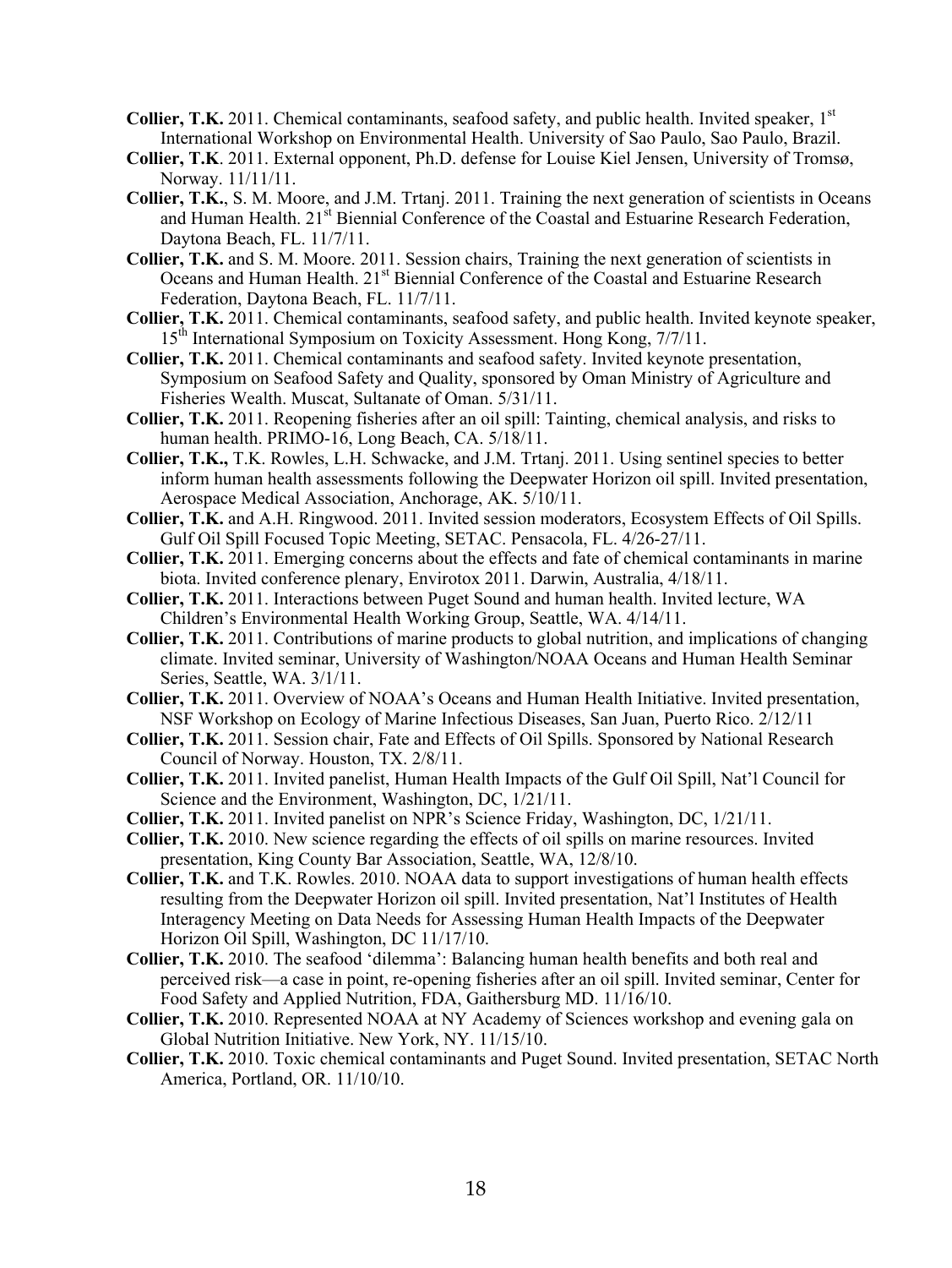**Collier, T.K.** 2011. Chemical contaminants, seafood safety, and public health. Invited speaker, 1st International Workshop on Environmental Health. University of Sao Paulo, Sao Paulo, Brazil.

**Collier, T.K**. 2011. External opponent, Ph.D. defense for Louise Kiel Jensen, University of Tromsø, Norway. 11/11/11.

**Collier, T.K.**, S. M. Moore, and J.M. Trtanj. 2011. Training the next generation of scientists in Oceans and Human Health. 21st Biennial Conference of the Coastal and Estuarine Research Federation, Daytona Beach, FL. 11/7/11.

**Collier, T.K.** and S. M. Moore. 2011. Session chairs, Training the next generation of scientists in Oceans and Human Health. 21st Biennial Conference of the Coastal and Estuarine Research Federation, Daytona Beach, FL. 11/7/11.

**Collier, T.K.** 2011. Chemical contaminants, seafood safety, and public health. Invited keynote speaker, 15th International Symposium on Toxicity Assessment. Hong Kong, 7/7/11.

**Collier, T.K.** 2011. Chemical contaminants and seafood safety. Invited keynote presentation, Symposium on Seafood Safety and Quality, sponsored by Oman Ministry of Agriculture and Fisheries Wealth. Muscat, Sultanate of Oman. 5/31/11.

**Collier, T.K.** 2011. Reopening fisheries after an oil spill: Tainting, chemical analysis, and risks to human health. PRIMO-16, Long Beach, CA. 5/18/11.

**Collier, T.K.,** T.K. Rowles, L.H. Schwacke, and J.M. Trtanj. 2011. Using sentinel species to better inform human health assessments following the Deepwater Horizon oil spill. Invited presentation, Aerospace Medical Association, Anchorage, AK. 5/10/11.

**Collier, T.K.** and A.H. Ringwood. 2011. Invited session moderators, Ecosystem Effects of Oil Spills. Gulf Oil Spill Focused Topic Meeting, SETAC. Pensacola, FL. 4/26-27/11.

**Collier, T.K.** 2011. Emerging concerns about the effects and fate of chemical contaminants in marine biota. Invited conference plenary, Envirotox 2011. Darwin, Australia, 4/18/11.

**Collier, T.K.** 2011. Interactions between Puget Sound and human health. Invited lecture, WA Children's Environmental Health Working Group, Seattle, WA. 4/14/11.

**Collier, T.K.** 2011. Contributions of marine products to global nutrition, and implications of changing climate. Invited seminar, University of Washington/NOAA Oceans and Human Health Seminar Series, Seattle, WA. 3/1/11.

**Collier, T.K.** 2011. Overview of NOAA's Oceans and Human Health Initiative. Invited presentation, NSF Workshop on Ecology of Marine Infectious Diseases, San Juan, Puerto Rico. 2/12/11

**Collier, T.K.** 2011. Session chair, Fate and Effects of Oil Spills. Sponsored by National Research Council of Norway. Houston, TX. 2/8/11.

**Collier, T.K.** 2011. Invited panelist, Human Health Impacts of the Gulf Oil Spill, Nat'l Council for Science and the Environment, Washington, DC, 1/21/11.

**Collier, T.K.** 2011. Invited panelist on NPR's Science Friday, Washington, DC, 1/21/11.

**Collier, T.K.** 2010. New science regarding the effects of oil spills on marine resources. Invited presentation, King County Bar Association, Seattle, WA, 12/8/10.

**Collier, T.K.** and T.K. Rowles. 2010. NOAA data to support investigations of human health effects resulting from the Deepwater Horizon oil spill. Invited presentation, Nat'l Institutes of Health Interagency Meeting on Data Needs for Assessing Human Health Impacts of the Deepwater Horizon Oil Spill, Washington, DC 11/17/10.

**Collier, T.K.** 2010. The seafood 'dilemma': Balancing human health benefits and both real and perceived risk—a case in point, re-opening fisheries after an oil spill. Invited seminar, Center for Food Safety and Applied Nutrition, FDA, Gaithersburg MD. 11/16/10.

**Collier, T.K.** 2010. Represented NOAA at NY Academy of Sciences workshop and evening gala on Global Nutrition Initiative. New York, NY. 11/15/10.

**Collier, T.K.** 2010. Toxic chemical contaminants and Puget Sound. Invited presentation, SETAC North America, Portland, OR. 11/10/10.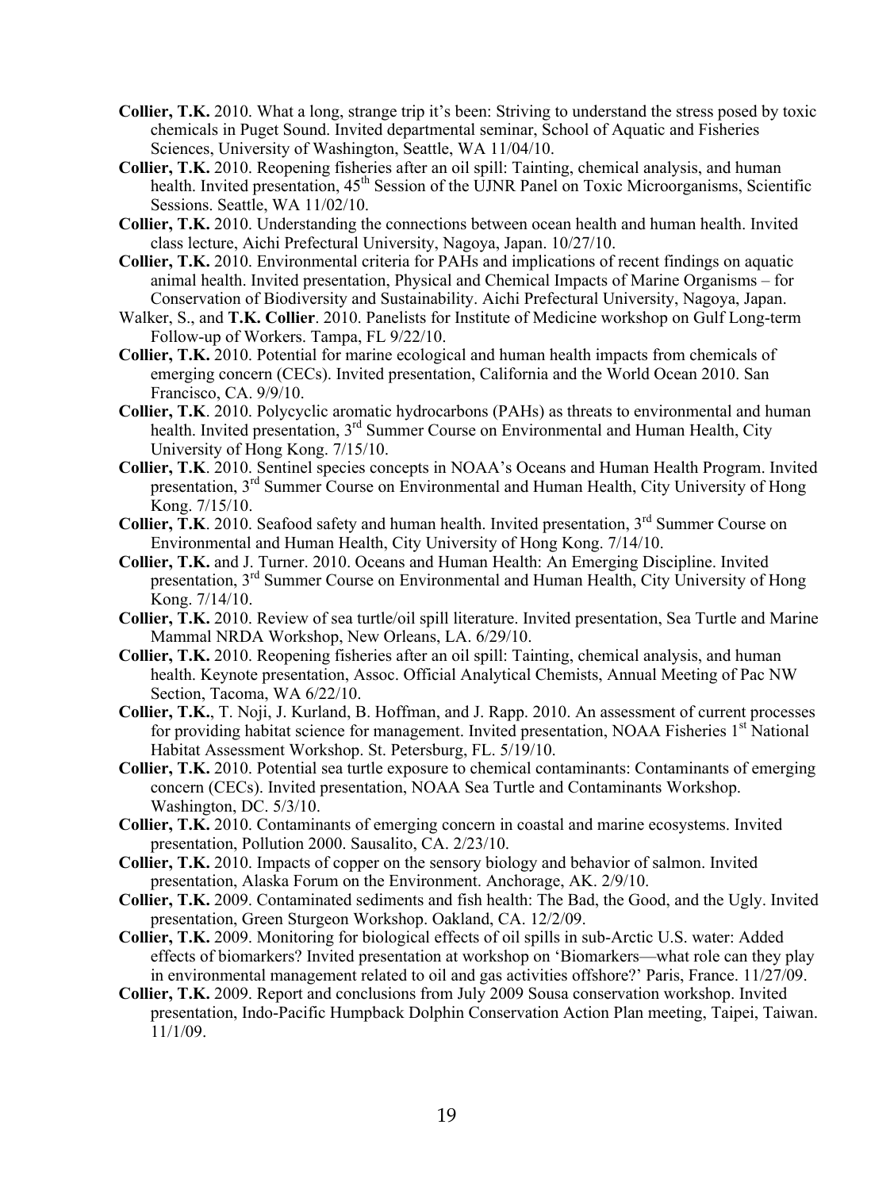**Collier, T.K.** 2010. What a long, strange trip it's been: Striving to understand the stress posed by toxic chemicals in Puget Sound. Invited departmental seminar, School of Aquatic and Fisheries Sciences, University of Washington, Seattle, WA 11/04/10.

**Collier, T.K.** 2010. Reopening fisheries after an oil spill: Tainting, chemical analysis, and human health. Invited presentation, 45th Session of the UJNR Panel on Toxic Microorganisms, Scientific Sessions. Seattle, WA 11/02/10.

**Collier, T.K.** 2010. Understanding the connections between ocean health and human health. Invited class lecture, Aichi Prefectural University, Nagoya, Japan. 10/27/10.

**Collier, T.K.** 2010. Environmental criteria for PAHs and implications of recent findings on aquatic animal health. Invited presentation, Physical and Chemical Impacts of Marine Organisms – for Conservation of Biodiversity and Sustainability. Aichi Prefectural University, Nagoya, Japan.

Walker, S., and **T.K. Collier**. 2010. Panelists for Institute of Medicine workshop on Gulf Long-term Follow-up of Workers. Tampa, FL 9/22/10.

**Collier, T.K.** 2010. Potential for marine ecological and human health impacts from chemicals of emerging concern (CECs). Invited presentation, California and the World Ocean 2010. San Francisco, CA. 9/9/10.

**Collier, T.K**. 2010. Polycyclic aromatic hydrocarbons (PAHs) as threats to environmental and human health. Invited presentation, 3rd Summer Course on Environmental and Human Health, City University of Hong Kong. 7/15/10.

**Collier, T.K**. 2010. Sentinel species concepts in NOAA's Oceans and Human Health Program. Invited presentation, 3rd Summer Course on Environmental and Human Health, City University of Hong Kong. 7/15/10.

**Collier, T.K**. 2010. Seafood safety and human health. Invited presentation, 3rd Summer Course on Environmental and Human Health, City University of Hong Kong. 7/14/10.

**Collier, T.K.** and J. Turner. 2010. Oceans and Human Health: An Emerging Discipline. Invited presentation, 3rd Summer Course on Environmental and Human Health, City University of Hong Kong. 7/14/10.

**Collier, T.K.** 2010. Review of sea turtle/oil spill literature. Invited presentation, Sea Turtle and Marine Mammal NRDA Workshop, New Orleans, LA. 6/29/10.

**Collier, T.K.** 2010. Reopening fisheries after an oil spill: Tainting, chemical analysis, and human health. Keynote presentation, Assoc. Official Analytical Chemists, Annual Meeting of Pac NW Section, Tacoma, WA 6/22/10.

**Collier, T.K.**, T. Noji, J. Kurland, B. Hoffman, and J. Rapp. 2010. An assessment of current processes for providing habitat science for management. Invited presentation, NOAA Fisheries 1st National Habitat Assessment Workshop. St. Petersburg, FL. 5/19/10.

**Collier, T.K.** 2010. Potential sea turtle exposure to chemical contaminants: Contaminants of emerging concern (CECs). Invited presentation, NOAA Sea Turtle and Contaminants Workshop. Washington, DC. 5/3/10.

**Collier, T.K.** 2010. Contaminants of emerging concern in coastal and marine ecosystems. Invited presentation, Pollution 2000. Sausalito, CA. 2/23/10.

**Collier, T.K.** 2010. Impacts of copper on the sensory biology and behavior of salmon. Invited presentation, Alaska Forum on the Environment. Anchorage, AK. 2/9/10.

**Collier, T.K.** 2009. Contaminated sediments and fish health: The Bad, the Good, and the Ugly. Invited presentation, Green Sturgeon Workshop. Oakland, CA. 12/2/09.

**Collier, T.K.** 2009. Monitoring for biological effects of oil spills in sub-Arctic U.S. water: Added effects of biomarkers? Invited presentation at workshop on 'Biomarkers—what role can they play in environmental management related to oil and gas activities offshore?' Paris, France. 11/27/09.

**Collier, T.K.** 2009. Report and conclusions from July 2009 Sousa conservation workshop. Invited presentation, Indo-Pacific Humpback Dolphin Conservation Action Plan meeting, Taipei, Taiwan. 11/1/09.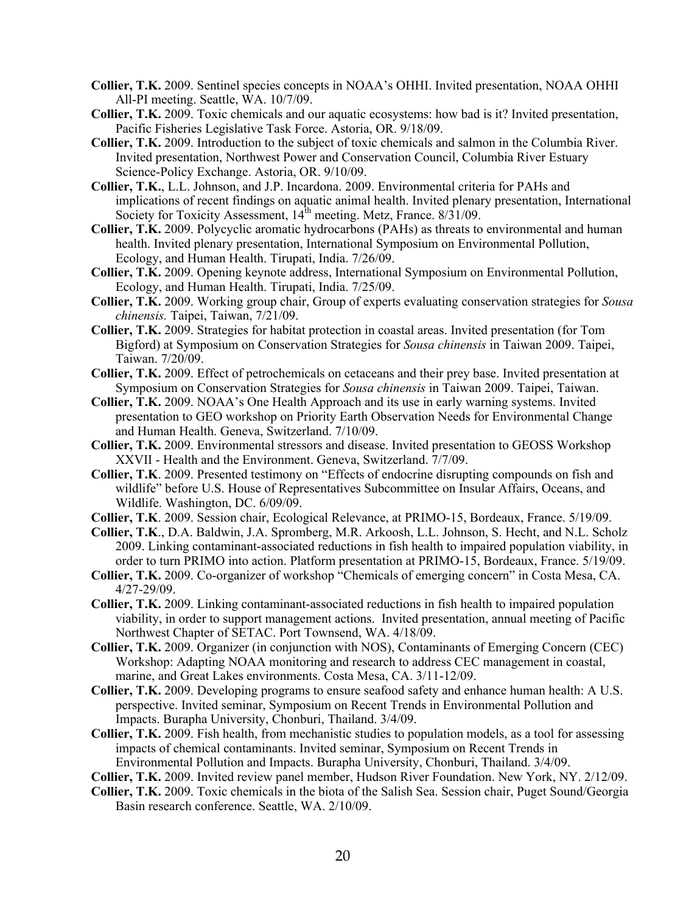**Collier, T.K.** 2009. Sentinel species concepts in NOAA's OHHI. Invited presentation, NOAA OHHI All-PI meeting. Seattle, WA. 10/7/09.

**Collier, T.K.** 2009. Toxic chemicals and our aquatic ecosystems: how bad is it? Invited presentation, Pacific Fisheries Legislative Task Force. Astoria, OR. 9/18/09.

**Collier, T.K.** 2009. Introduction to the subject of toxic chemicals and salmon in the Columbia River. Invited presentation, Northwest Power and Conservation Council, Columbia River Estuary Science-Policy Exchange. Astoria, OR. 9/10/09.

**Collier, T.K.**, L.L. Johnson, and J.P. Incardona. 2009. Environmental criteria for PAHs and implications of recent findings on aquatic animal health. Invited plenary presentation, International Society for Toxicity Assessment, 14th meeting. Metz, France. 8/31/09.

**Collier, T.K.** 2009. Polycyclic aromatic hydrocarbons (PAHs) as threats to environmental and human health. Invited plenary presentation, International Symposium on Environmental Pollution, Ecology, and Human Health. Tirupati, India. 7/26/09.

**Collier, T.K.** 2009. Opening keynote address, International Symposium on Environmental Pollution, Ecology, and Human Health. Tirupati, India. 7/25/09.

**Collier, T.K.** 2009. Working group chair, Group of experts evaluating conservation strategies for *Sousa chinensis.* Taipei, Taiwan, 7/21/09.

**Collier, T.K.** 2009. Strategies for habitat protection in coastal areas. Invited presentation (for Tom Bigford) at Symposium on Conservation Strategies for *Sousa chinensis* in Taiwan 2009. Taipei, Taiwan. 7/20/09.

**Collier, T.K.** 2009. Effect of petrochemicals on cetaceans and their prey base. Invited presentation at Symposium on Conservation Strategies for *Sousa chinensis* in Taiwan 2009. Taipei, Taiwan.

**Collier, T.K.** 2009. NOAA's One Health Approach and its use in early warning systems. Invited presentation to GEO workshop on Priority Earth Observation Needs for Environmental Change and Human Health. Geneva, Switzerland. 7/10/09.

**Collier, T.K.** 2009. Environmental stressors and disease. Invited presentation to GEOSS Workshop XXVII - Health and the Environment. Geneva, Switzerland. 7/7/09.

**Collier, T.K**. 2009. Presented testimony on "Effects of endocrine disrupting compounds on fish and wildlife" before U.S. House of Representatives Subcommittee on Insular Affairs, Oceans, and Wildlife. Washington, DC. 6/09/09.

**Collier, T.K**. 2009. Session chair, Ecological Relevance, at PRIMO-15, Bordeaux, France. 5/19/09.

**Collier, T.K**., D.A. Baldwin, J.A. Spromberg, M.R. Arkoosh, L.L. Johnson, S. Hecht, and N.L. Scholz 2009. Linking contaminant-associated reductions in fish health to impaired population viability, in order to turn PRIMO into action. Platform presentation at PRIMO-15, Bordeaux, France. 5/19/09.

**Collier, T.K.** 2009. Co-organizer of workshop "Chemicals of emerging concern" in Costa Mesa, CA. 4/27-29/09.

**Collier, T.K.** 2009. Linking contaminant-associated reductions in fish health to impaired population viability, in order to support management actions. Invited presentation, annual meeting of Pacific Northwest Chapter of SETAC. Port Townsend, WA. 4/18/09.

**Collier, T.K.** 2009. Organizer (in conjunction with NOS), Contaminants of Emerging Concern (CEC) Workshop: Adapting NOAA monitoring and research to address CEC management in coastal, marine, and Great Lakes environments. Costa Mesa, CA. 3/11-12/09.

**Collier, T.K.** 2009. Developing programs to ensure seafood safety and enhance human health: A U.S. perspective. Invited seminar, Symposium on Recent Trends in Environmental Pollution and Impacts. Burapha University, Chonburi, Thailand. 3/4/09.

**Collier, T.K.** 2009. Fish health, from mechanistic studies to population models, as a tool for assessing impacts of chemical contaminants. Invited seminar, Symposium on Recent Trends in Environmental Pollution and Impacts. Burapha University, Chonburi, Thailand. 3/4/09.

**Collier, T.K.** 2009. Invited review panel member, Hudson River Foundation. New York, NY. 2/12/09.

**Collier, T.K.** 2009. Toxic chemicals in the biota of the Salish Sea. Session chair, Puget Sound/Georgia Basin research conference. Seattle, WA. 2/10/09.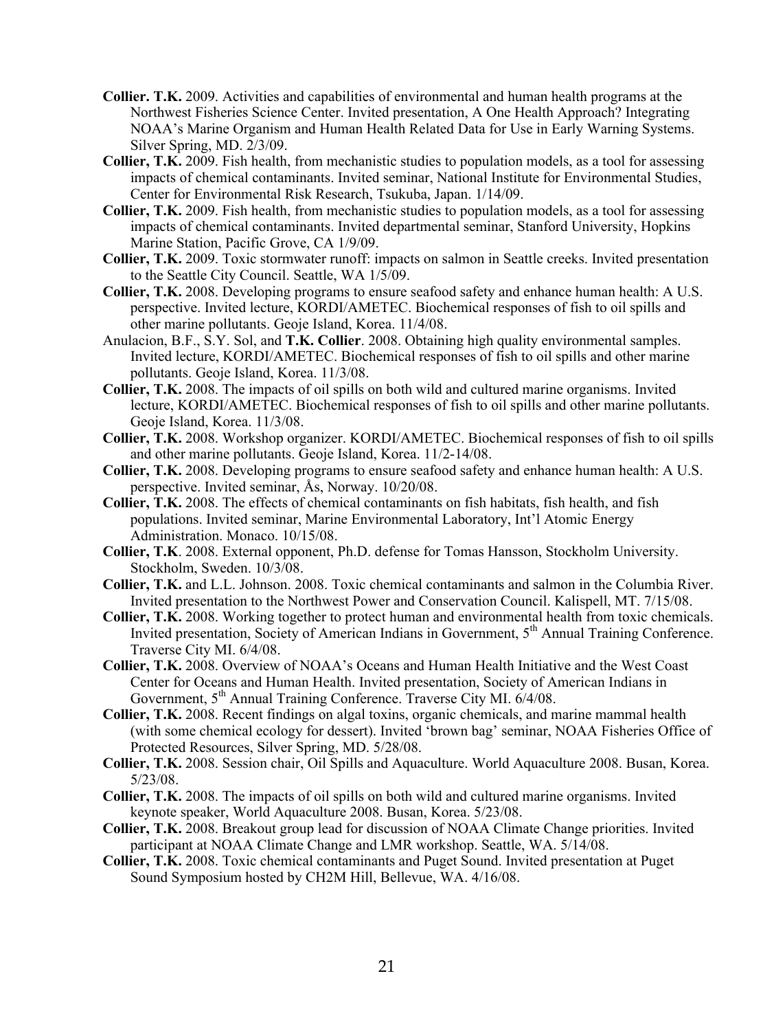**Collier. T.K.** 2009. Activities and capabilities of environmental and human health programs at the Northwest Fisheries Science Center. Invited presentation, A One Health Approach? Integrating NOAA's Marine Organism and Human Health Related Data for Use in Early Warning Systems. Silver Spring, MD. 2/3/09.

**Collier, T.K.** 2009. Fish health, from mechanistic studies to population models, as a tool for assessing impacts of chemical contaminants. Invited seminar, National Institute for Environmental Studies, Center for Environmental Risk Research, Tsukuba, Japan. 1/14/09.

**Collier, T.K.** 2009. Fish health, from mechanistic studies to population models, as a tool for assessing impacts of chemical contaminants. Invited departmental seminar, Stanford University, Hopkins Marine Station, Pacific Grove, CA 1/9/09.

**Collier, T.K.** 2009. Toxic stormwater runoff: impacts on salmon in Seattle creeks. Invited presentation to the Seattle City Council. Seattle, WA 1/5/09.

**Collier, T.K.** 2008. Developing programs to ensure seafood safety and enhance human health: A U.S. perspective. Invited lecture, KORDI/AMETEC. Biochemical responses of fish to oil spills and other marine pollutants. Geoje Island, Korea. 11/4/08.

Anulacion, B.F., S.Y. Sol, and **T.K. Collier**. 2008. Obtaining high quality environmental samples. Invited lecture, KORDI/AMETEC. Biochemical responses of fish to oil spills and other marine pollutants. Geoje Island, Korea. 11/3/08.

**Collier, T.K.** 2008. The impacts of oil spills on both wild and cultured marine organisms. Invited lecture, KORDI/AMETEC. Biochemical responses of fish to oil spills and other marine pollutants. Geoje Island, Korea. 11/3/08.

**Collier, T.K.** 2008. Workshop organizer. KORDI/AMETEC. Biochemical responses of fish to oil spills and other marine pollutants. Geoje Island, Korea. 11/2-14/08.

**Collier, T.K.** 2008. Developing programs to ensure seafood safety and enhance human health: A U.S. perspective. Invited seminar, Ås, Norway. 10/20/08.

**Collier, T.K.** 2008. The effects of chemical contaminants on fish habitats, fish health, and fish populations. Invited seminar, Marine Environmental Laboratory, Int'l Atomic Energy Administration. Monaco. 10/15/08.

**Collier, T.K**. 2008. External opponent, Ph.D. defense for Tomas Hansson, Stockholm University. Stockholm, Sweden. 10/3/08.

**Collier, T.K.** and L.L. Johnson. 2008. Toxic chemical contaminants and salmon in the Columbia River. Invited presentation to the Northwest Power and Conservation Council. Kalispell, MT. 7/15/08.

**Collier, T.K.** 2008. Working together to protect human and environmental health from toxic chemicals. Invited presentation, Society of American Indians in Government, 5th Annual Training Conference. Traverse City MI. 6/4/08.

**Collier, T.K.** 2008. Overview of NOAA's Oceans and Human Health Initiative and the West Coast Center for Oceans and Human Health. Invited presentation, Society of American Indians in Government, 5th Annual Training Conference. Traverse City MI. 6/4/08.

**Collier, T.K.** 2008. Recent findings on algal toxins, organic chemicals, and marine mammal health (with some chemical ecology for dessert). Invited 'brown bag' seminar, NOAA Fisheries Office of Protected Resources, Silver Spring, MD. 5/28/08.

**Collier, T.K.** 2008. Session chair, Oil Spills and Aquaculture. World Aquaculture 2008. Busan, Korea. 5/23/08.

**Collier, T.K.** 2008. The impacts of oil spills on both wild and cultured marine organisms. Invited keynote speaker, World Aquaculture 2008. Busan, Korea. 5/23/08.

**Collier, T.K.** 2008. Breakout group lead for discussion of NOAA Climate Change priorities. Invited participant at NOAA Climate Change and LMR workshop. Seattle, WA. 5/14/08.

**Collier, T.K.** 2008. Toxic chemical contaminants and Puget Sound. Invited presentation at Puget Sound Symposium hosted by CH2M Hill, Bellevue, WA. 4/16/08.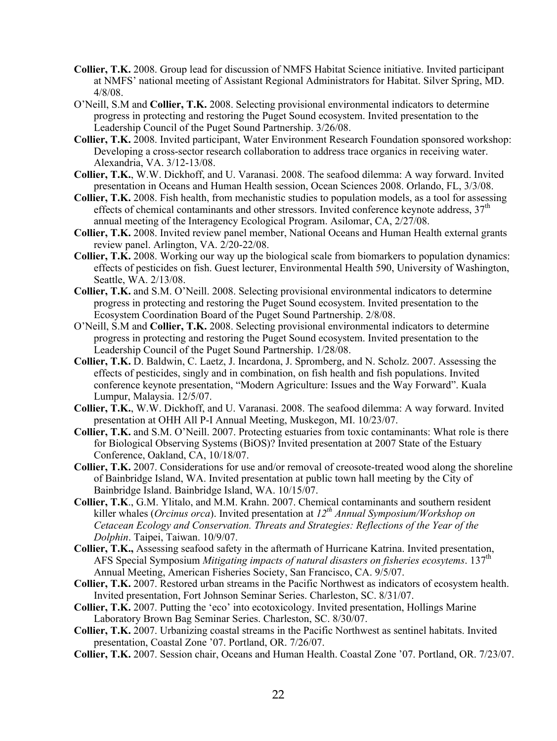**Collier, T.K.** 2008. Group lead for discussion of NMFS Habitat Science initiative. Invited participant at NMFS' national meeting of Assistant Regional Administrators for Habitat. Silver Spring, MD. 4/8/08.

O'Neill, S.M and **Collier, T.K.** 2008. Selecting provisional environmental indicators to determine progress in protecting and restoring the Puget Sound ecosystem. Invited presentation to the Leadership Council of the Puget Sound Partnership. 3/26/08.

**Collier, T.K.** 2008. Invited participant, Water Environment Research Foundation sponsored workshop: Developing a cross-sector research collaboration to address trace organics in receiving water. Alexandria, VA. 3/12-13/08.

**Collier, T.K.**, W.W. Dickhoff, and U. Varanasi. 2008. The seafood dilemma: A way forward. Invited presentation in Oceans and Human Health session, Ocean Sciences 2008. Orlando, FL, 3/3/08.

**Collier, T.K.** 2008. Fish health, from mechanistic studies to population models, as a tool for assessing effects of chemical contaminants and other stressors. Invited conference keynote address, 37th annual meeting of the Interagency Ecological Program. Asilomar, CA, 2/27/08.

**Collier, T.K.** 2008. Invited review panel member, National Oceans and Human Health external grants review panel. Arlington, VA. 2/20-22/08.

**Collier, T.K.** 2008. Working our way up the biological scale from biomarkers to population dynamics: effects of pesticides on fish. Guest lecturer, Environmental Health 590, University of Washington, Seattle, WA. 2/13/08.

**Collier, T.K.** and S.M. O'Neill. 2008. Selecting provisional environmental indicators to determine progress in protecting and restoring the Puget Sound ecosystem. Invited presentation to the Ecosystem Coordination Board of the Puget Sound Partnership. 2/8/08.

O'Neill, S.M and **Collier, T.K.** 2008. Selecting provisional environmental indicators to determine progress in protecting and restoring the Puget Sound ecosystem. Invited presentation to the Leadership Council of the Puget Sound Partnership. 1/28/08.

**Collier, T.K.** D. Baldwin, C. Laetz, J. Incardona, J. Spromberg, and N. Scholz. 2007. Assessing the effects of pesticides, singly and in combination, on fish health and fish populations. Invited conference keynote presentation, "Modern Agriculture: Issues and the Way Forward". Kuala Lumpur, Malaysia. 12/5/07.

**Collier, T.K.**, W.W. Dickhoff, and U. Varanasi. 2008. The seafood dilemma: A way forward. Invited presentation at OHH All P-I Annual Meeting, Muskegon, MI. 10/23/07.

**Collier, T.K.** and S.M. O'Neill. 2007. Protecting estuaries from toxic contaminants: What role is there for Biological Observing Systems (BiOS)? Invited presentation at 2007 State of the Estuary Conference, Oakland, CA, 10/18/07.

**Collier, T.K.** 2007. Considerations for use and/or removal of creosote-treated wood along the shoreline of Bainbridge Island, WA. Invited presentation at public town hall meeting by the City of Bainbridge Island. Bainbridge Island, WA. 10/15/07.

**Collier, T.K**., G.M. Ylitalo, and M.M. Krahn. 2007. Chemical contaminants and southern resident killer whales (*Orcinus orca*). Invited presentation at *12th Annual Symposium/Workshop on Cetacean Ecology and Conservation. Threats and Strategies: Reflections of the Year of the Dolphin*. Taipei, Taiwan. 10/9/07.

**Collier, T.K.,** Assessing seafood safety in the aftermath of Hurricane Katrina. Invited presentation, AFS Special Symposium *Mitigating impacts of natural disasters on fisheries ecosytems*. 137th Annual Meeting, American Fisheries Society, San Francisco, CA. 9/5/07.

**Collier, T.K.** 2007. Restored urban streams in the Pacific Northwest as indicators of ecosystem health. Invited presentation, Fort Johnson Seminar Series. Charleston, SC. 8/31/07.

**Collier, T.K.** 2007. Putting the 'eco' into ecotoxicology. Invited presentation, Hollings Marine Laboratory Brown Bag Seminar Series. Charleston, SC. 8/30/07.

**Collier, T.K.** 2007. Urbanizing coastal streams in the Pacific Northwest as sentinel habitats. Invited presentation, Coastal Zone '07. Portland, OR. 7/26/07.

**Collier, T.K.** 2007. Session chair, Oceans and Human Health. Coastal Zone '07. Portland, OR. 7/23/07.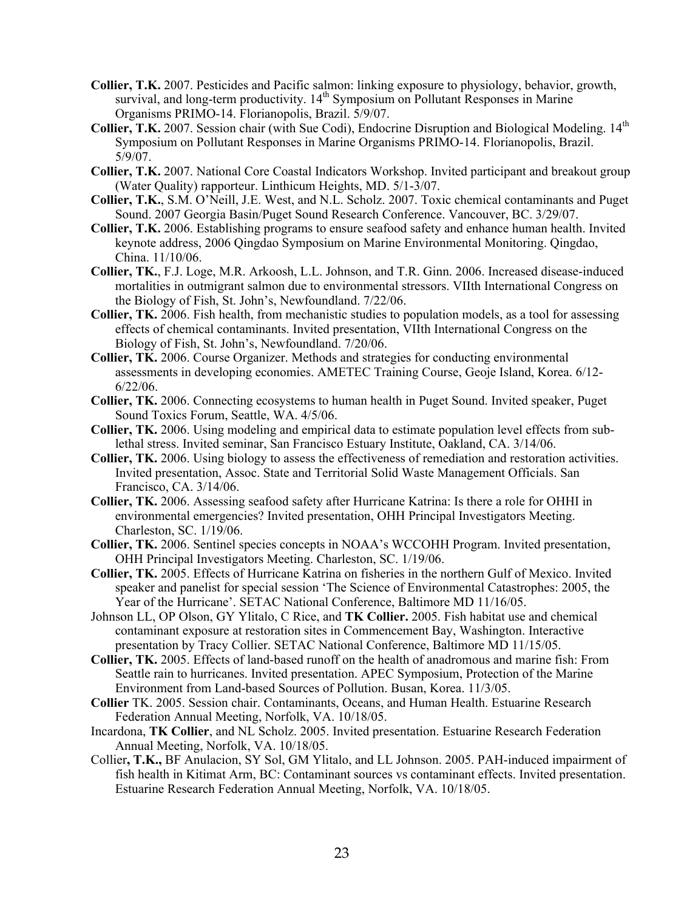**Collier, T.K.** 2007. Pesticides and Pacific salmon: linking exposure to physiology, behavior, growth, survival, and long-term productivity. 14th Symposium on Pollutant Responses in Marine Organisms PRIMO-14. Florianopolis, Brazil. 5/9/07.

**Collier, T.K.** 2007. Session chair (with Sue Codi), Endocrine Disruption and Biological Modeling. 14th Symposium on Pollutant Responses in Marine Organisms PRIMO-14. Florianopolis, Brazil. 5/9/07.

**Collier, T.K.** 2007. National Core Coastal Indicators Workshop. Invited participant and breakout group (Water Quality) rapporteur. Linthicum Heights, MD. 5/1-3/07.

**Collier, T.K.**, S.M. O'Neill, J.E. West, and N.L. Scholz. 2007. Toxic chemical contaminants and Puget Sound. 2007 Georgia Basin/Puget Sound Research Conference. Vancouver, BC. 3/29/07.

**Collier, T.K.** 2006. Establishing programs to ensure seafood safety and enhance human health. Invited keynote address, 2006 Qingdao Symposium on Marine Environmental Monitoring. Qingdao, China. 11/10/06.

**Collier, TK.**, F.J. Loge, M.R. Arkoosh, L.L. Johnson, and T.R. Ginn. 2006. Increased disease-induced mortalities in outmigrant salmon due to environmental stressors. VIIth International Congress on the Biology of Fish, St. John's, Newfoundland. 7/22/06.

**Collier, TK.** 2006. Fish health, from mechanistic studies to population models, as a tool for assessing effects of chemical contaminants. Invited presentation, VIIth International Congress on the Biology of Fish, St. John's, Newfoundland. 7/20/06.

**Collier, TK.** 2006. Course Organizer. Methods and strategies for conducting environmental assessments in developing economies. AMETEC Training Course, Geoje Island, Korea. 6/12-6/22/06.

**Collier, TK.** 2006. Connecting ecosystems to human health in Puget Sound. Invited speaker, Puget Sound Toxics Forum, Seattle, WA. 4/5/06.

**Collier, TK.** 2006. Using modeling and empirical data to estimate population level effects from sub-lethal stress. Invited seminar, San Francisco Estuary Institute, Oakland, CA. 3/14/06.

**Collier, TK.** 2006. Using biology to assess the effectiveness of remediation and restoration activities. Invited presentation, Assoc. State and Territorial Solid Waste Management Officials. San Francisco, CA. 3/14/06.

**Collier, TK.** 2006. Assessing seafood safety after Hurricane Katrina: Is there a role for OHHI in environmental emergencies? Invited presentation, OHH Principal Investigators Meeting. Charleston, SC. 1/19/06.

**Collier, TK.** 2006. Sentinel species concepts in NOAA's WCCOHH Program. Invited presentation, OHH Principal Investigators Meeting. Charleston, SC. 1/19/06.

**Collier, TK.** 2005. Effects of Hurricane Katrina on fisheries in the northern Gulf of Mexico. Invited speaker and panelist for special session 'The Science of Environmental Catastrophes: 2005, the Year of the Hurricane'. SETAC National Conference, Baltimore MD 11/16/05.

Johnson LL, OP Olson, GY Ylitalo, C Rice, and **TK Collier.** 2005. Fish habitat use and chemical contaminant exposure at restoration sites in Commencement Bay, Washington. Interactive presentation by Tracy Collier. SETAC National Conference, Baltimore MD 11/15/05.

**Collier, TK.** 2005. Effects of land-based runoff on the health of anadromous and marine fish: From Seattle rain to hurricanes. Invited presentation. APEC Symposium, Protection of the Marine Environment from Land-based Sources of Pollution. Busan, Korea. 11/3/05.

**Collier** TK. 2005. Session chair. Contaminants, Oceans, and Human Health. Estuarine Research Federation Annual Meeting, Norfolk, VA. 10/18/05.

Incardona, **TK Collier**, and NL Scholz. 2005. Invited presentation. Estuarine Research Federation Annual Meeting, Norfolk, VA. 10/18/05.

Collier**, T.K.,** BF Anulacion, SY Sol, GM Ylitalo, and LL Johnson. 2005. PAH-induced impairment of fish health in Kitimat Arm, BC: Contaminant sources vs contaminant effects. Invited presentation. Estuarine Research Federation Annual Meeting, Norfolk, VA. 10/18/05.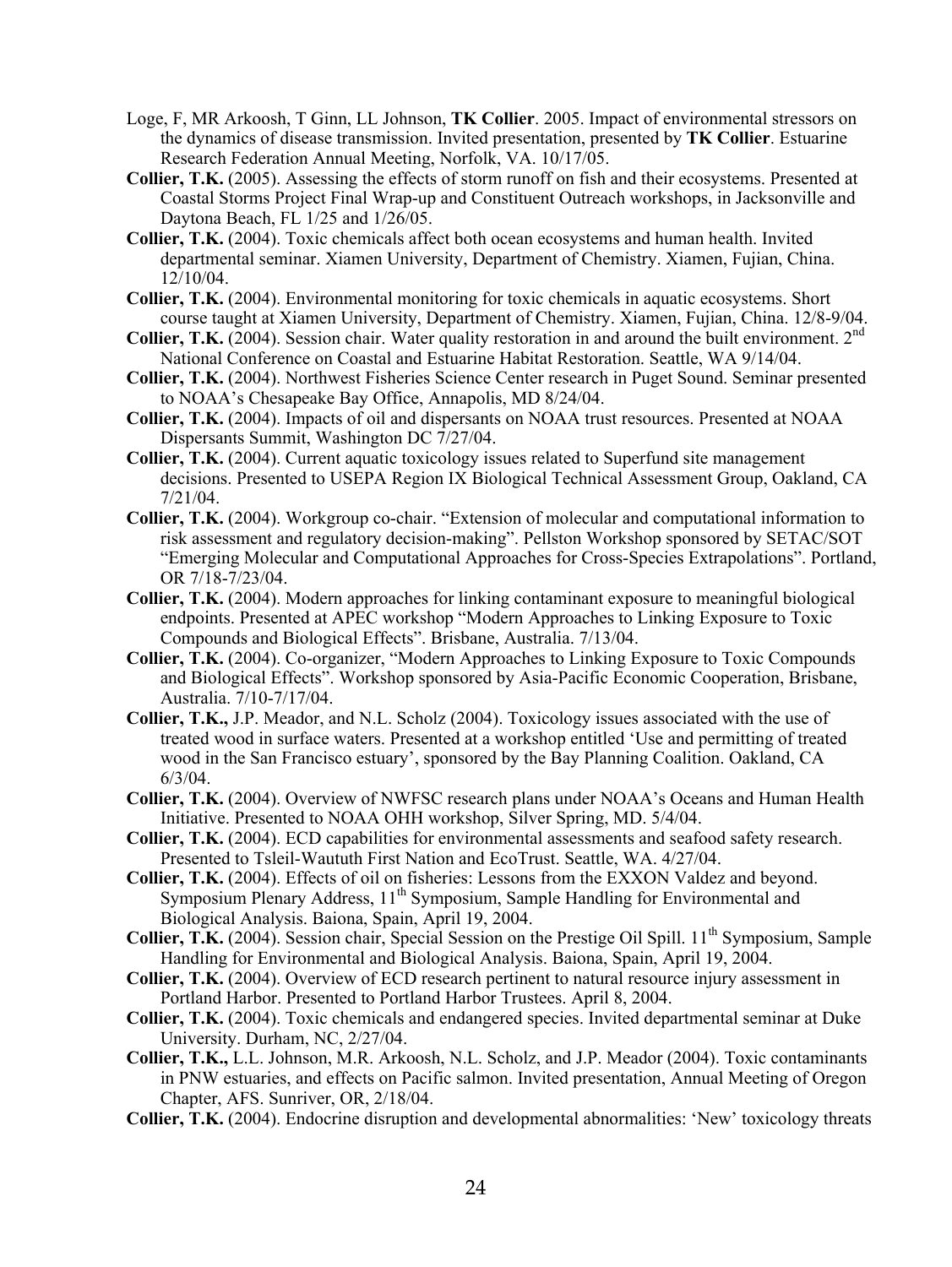Loge, F, MR Arkoosh, T Ginn, LL Johnson, **TK Collier**. 2005. Impact of environmental stressors on the dynamics of disease transmission. Invited presentation, presented by **TK Collier**. Estuarine Research Federation Annual Meeting, Norfolk, VA. 10/17/05.

**Collier, T.K.** (2005). Assessing the effects of storm runoff on fish and their ecosystems. Presented at Coastal Storms Project Final Wrap-up and Constituent Outreach workshops, in Jacksonville and Daytona Beach, FL 1/25 and 1/26/05.

**Collier, T.K.** (2004). Toxic chemicals affect both ocean ecosystems and human health. Invited departmental seminar. Xiamen University, Department of Chemistry. Xiamen, Fujian, China. 12/10/04.

**Collier, T.K.** (2004). Environmental monitoring for toxic chemicals in aquatic ecosystems. Short course taught at Xiamen University, Department of Chemistry. Xiamen, Fujian, China. 12/8-9/04.

**Collier, T.K.** (2004). Session chair. Water quality restoration in and around the built environment. 2nd National Conference on Coastal and Estuarine Habitat Restoration. Seattle, WA 9/14/04.

**Collier, T.K.** (2004). Northwest Fisheries Science Center research in Puget Sound. Seminar presented to NOAA's Chesapeake Bay Office, Annapolis, MD 8/24/04.

**Collier, T.K.** (2004). Impacts of oil and dispersants on NOAA trust resources. Presented at NOAA Dispersants Summit, Washington DC 7/27/04.

**Collier, T.K.** (2004). Current aquatic toxicology issues related to Superfund site management decisions. Presented to USEPA Region IX Biological Technical Assessment Group, Oakland, CA 7/21/04.

**Collier, T.K.** (2004). Workgroup co-chair. "Extension of molecular and computational information to risk assessment and regulatory decision-making". Pellston Workshop sponsored by SETAC/SOT "Emerging Molecular and Computational Approaches for Cross-Species Extrapolations". Portland, OR 7/18-7/23/04.

**Collier, T.K.** (2004). Modern approaches for linking contaminant exposure to meaningful biological endpoints. Presented at APEC workshop "Modern Approaches to Linking Exposure to Toxic Compounds and Biological Effects". Brisbane, Australia. 7/13/04.

**Collier, T.K.** (2004). Co-organizer, "Modern Approaches to Linking Exposure to Toxic Compounds and Biological Effects". Workshop sponsored by Asia-Pacific Economic Cooperation, Brisbane, Australia. 7/10-7/17/04.

**Collier, T.K.,** J.P. Meador, and N.L. Scholz (2004). Toxicology issues associated with the use of treated wood in surface waters. Presented at a workshop entitled 'Use and permitting of treated wood in the San Francisco estuary', sponsored by the Bay Planning Coalition. Oakland, CA 6/3/04.

**Collier, T.K.** (2004). Overview of NWFSC research plans under NOAA's Oceans and Human Health Initiative. Presented to NOAA OHH workshop, Silver Spring, MD. 5/4/04.

**Collier, T.K.** (2004). ECD capabilities for environmental assessments and seafood safety research. Presented to Tsleil-Waututh First Nation and EcoTrust. Seattle, WA. 4/27/04.

**Collier, T.K.** (2004). Effects of oil on fisheries: Lessons from the EXXON Valdez and beyond. Symposium Plenary Address, 11th Symposium, Sample Handling for Environmental and Biological Analysis. Baiona, Spain, April 19, 2004.

**Collier, T.K.** (2004). Session chair, Special Session on the Prestige Oil Spill. 11th Symposium, Sample Handling for Environmental and Biological Analysis. Baiona, Spain, April 19, 2004.

**Collier, T.K.** (2004). Overview of ECD research pertinent to natural resource injury assessment in Portland Harbor. Presented to Portland Harbor Trustees. April 8, 2004.

**Collier, T.K.** (2004). Toxic chemicals and endangered species. Invited departmental seminar at Duke University. Durham, NC, 2/27/04.

**Collier, T.K.,** L.L. Johnson, M.R. Arkoosh, N.L. Scholz, and J.P. Meador (2004). Toxic contaminants in PNW estuaries, and effects on Pacific salmon. Invited presentation, Annual Meeting of Oregon Chapter, AFS. Sunriver, OR, 2/18/04.

**Collier, T.K.** (2004). Endocrine disruption and developmental abnormalities: 'New' toxicology threats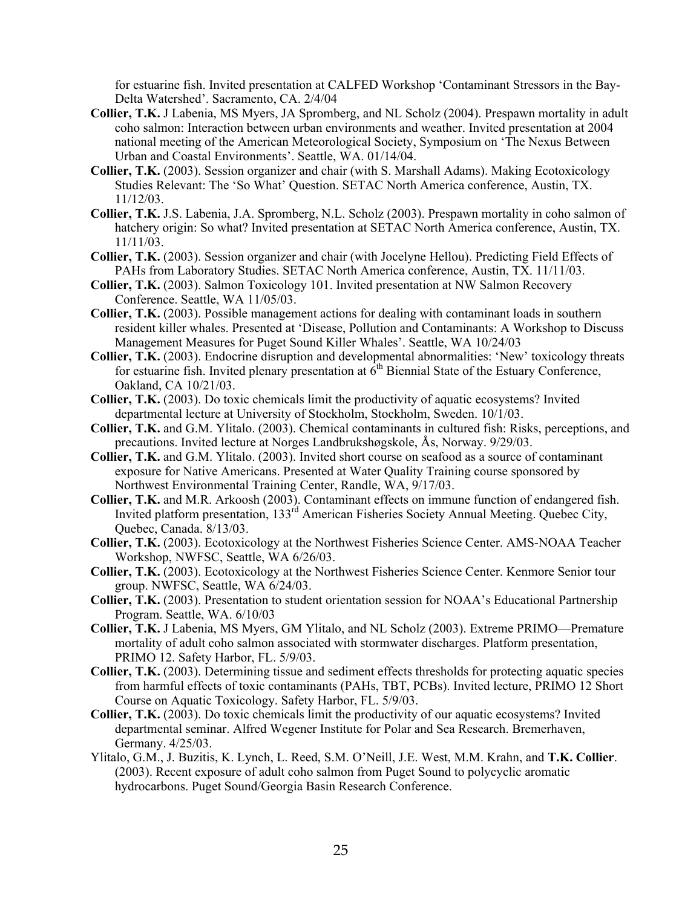for estuarine fish. Invited presentation at CALFED Workshop 'Contaminant Stressors in the Bay-Delta Watershed'. Sacramento, CA. 2/4/04

**Collier, T.K.** J Labenia, MS Myers, JA Spromberg, and NL Scholz (2004). Prespawn mortality in adult coho salmon: Interaction between urban environments and weather. Invited presentation at 2004 national meeting of the American Meteorological Society, Symposium on 'The Nexus Between Urban and Coastal Environments'. Seattle, WA. 01/14/04.

**Collier, T.K.** (2003). Session organizer and chair (with S. Marshall Adams). Making Ecotoxicology Studies Relevant: The 'So What' Question. SETAC North America conference, Austin, TX. 11/12/03.

**Collier, T.K.** J.S. Labenia, J.A. Spromberg, N.L. Scholz (2003). Prespawn mortality in coho salmon of hatchery origin: So what? Invited presentation at SETAC North America conference, Austin, TX. 11/11/03.

**Collier, T.K.** (2003). Session organizer and chair (with Jocelyne Hellou). Predicting Field Effects of PAHs from Laboratory Studies. SETAC North America conference, Austin, TX. 11/11/03.

**Collier, T.K.** (2003). Salmon Toxicology 101. Invited presentation at NW Salmon Recovery Conference. Seattle, WA 11/05/03.

**Collier, T.K.** (2003). Possible management actions for dealing with contaminant loads in southern resident killer whales. Presented at 'Disease, Pollution and Contaminants: A Workshop to Discuss Management Measures for Puget Sound Killer Whales'. Seattle, WA 10/24/03

**Collier, T.K.** (2003). Endocrine disruption and developmental abnormalities: 'New' toxicology threats for estuarine fish. Invited plenary presentation at 6th Biennial State of the Estuary Conference, Oakland, CA 10/21/03.

**Collier, T.K.** (2003). Do toxic chemicals limit the productivity of aquatic ecosystems? Invited departmental lecture at University of Stockholm, Stockholm, Sweden. 10/1/03.

**Collier, T.K.** and G.M. Ylitalo. (2003). Chemical contaminants in cultured fish: Risks, perceptions, and precautions. Invited lecture at Norges Landbrukshøgskole, Ås, Norway. 9/29/03.

**Collier, T.K.** and G.M. Ylitalo. (2003). Invited short course on seafood as a source of contaminant exposure for Native Americans. Presented at Water Quality Training course sponsored by Northwest Environmental Training Center, Randle, WA, 9/17/03.

**Collier, T.K.** and M.R. Arkoosh (2003). Contaminant effects on immune function of endangered fish. Invited platform presentation, 133rd American Fisheries Society Annual Meeting. Quebec City, Quebec, Canada. 8/13/03.

**Collier, T.K.** (2003). Ecotoxicology at the Northwest Fisheries Science Center. AMS-NOAA Teacher Workshop, NWFSC, Seattle, WA 6/26/03.

**Collier, T.K.** (2003). Ecotoxicology at the Northwest Fisheries Science Center. Kenmore Senior tour group. NWFSC, Seattle, WA 6/24/03.

**Collier, T.K.** (2003). Presentation to student orientation session for NOAA's Educational Partnership Program. Seattle, WA. 6/10/03

**Collier, T.K.** J Labenia, MS Myers, GM Ylitalo, and NL Scholz (2003). Extreme PRIMO—Premature mortality of adult coho salmon associated with stormwater discharges. Platform presentation, PRIMO 12. Safety Harbor, FL. 5/9/03.

**Collier, T.K.** (2003). Determining tissue and sediment effects thresholds for protecting aquatic species from harmful effects of toxic contaminants (PAHs, TBT, PCBs). Invited lecture, PRIMO 12 Short Course on Aquatic Toxicology. Safety Harbor, FL. 5/9/03.

**Collier, T.K.** (2003). Do toxic chemicals limit the productivity of our aquatic ecosystems? Invited departmental seminar. Alfred Wegener Institute for Polar and Sea Research. Bremerhaven, Germany. 4/25/03.

Ylitalo, G.M., J. Buzitis, K. Lynch, L. Reed, S.M. O'Neill, J.E. West, M.M. Krahn, and **T.K. Collier**. (2003). Recent exposure of adult coho salmon from Puget Sound to polycyclic aromatic hydrocarbons. Puget Sound/Georgia Basin Research Conference.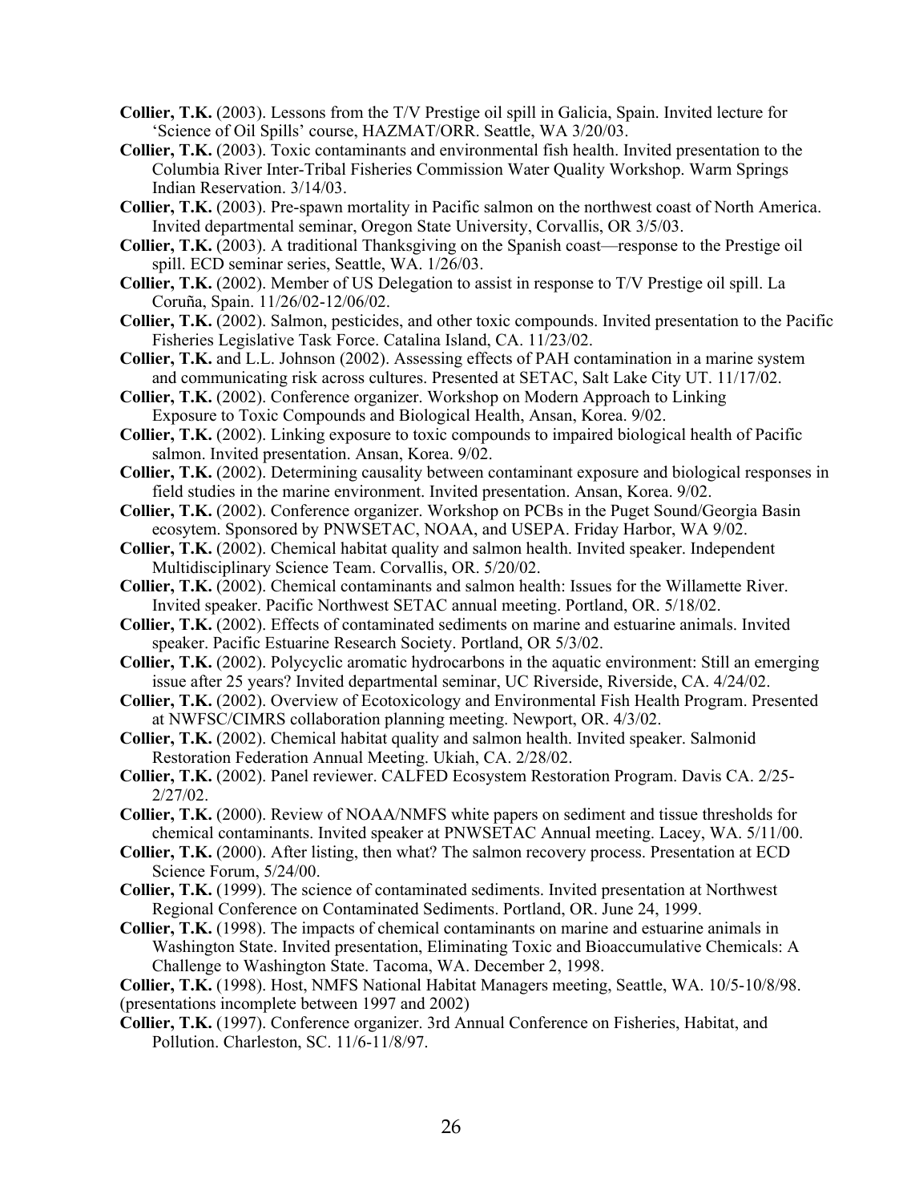**Collier, T.K.** (2003). Lessons from the T/V Prestige oil spill in Galicia, Spain. Invited lecture for 'Science of Oil Spills' course, HAZMAT/ORR. Seattle, WA 3/20/03.

**Collier, T.K.** (2003). Toxic contaminants and environmental fish health. Invited presentation to the Columbia River Inter-Tribal Fisheries Commission Water Quality Workshop. Warm Springs Indian Reservation. 3/14/03.

**Collier, T.K.** (2003). Pre-spawn mortality in Pacific salmon on the northwest coast of North America. Invited departmental seminar, Oregon State University, Corvallis, OR 3/5/03.

**Collier, T.K.** (2003). A traditional Thanksgiving on the Spanish coast—response to the Prestige oil spill. ECD seminar series, Seattle, WA. 1/26/03.

**Collier, T.K.** (2002). Member of US Delegation to assist in response to T/V Prestige oil spill. La Coruña, Spain. 11/26/02-12/06/02.

**Collier, T.K.** (2002). Salmon, pesticides, and other toxic compounds. Invited presentation to the Pacific Fisheries Legislative Task Force. Catalina Island, CA. 11/23/02.

**Collier, T.K.** and L.L. Johnson (2002). Assessing effects of PAH contamination in a marine system and communicating risk across cultures. Presented at SETAC, Salt Lake City UT. 11/17/02.

**Collier, T.K.** (2002). Conference organizer. Workshop on Modern Approach to Linking Exposure to Toxic Compounds and Biological Health, Ansan, Korea. 9/02.

**Collier, T.K.** (2002). Linking exposure to toxic compounds to impaired biological health of Pacific salmon. Invited presentation. Ansan, Korea. 9/02.

**Collier, T.K.** (2002). Determining causality between contaminant exposure and biological responses in field studies in the marine environment. Invited presentation. Ansan, Korea. 9/02.

**Collier, T.K.** (2002). Conference organizer. Workshop on PCBs in the Puget Sound/Georgia Basin ecosytem. Sponsored by PNWSETAC, NOAA, and USEPA. Friday Harbor, WA 9/02.

**Collier, T.K.** (2002). Chemical habitat quality and salmon health. Invited speaker. Independent Multidisciplinary Science Team. Corvallis, OR. 5/20/02.

**Collier, T.K.** (2002). Chemical contaminants and salmon health: Issues for the Willamette River. Invited speaker. Pacific Northwest SETAC annual meeting. Portland, OR. 5/18/02.

**Collier, T.K.** (2002). Effects of contaminated sediments on marine and estuarine animals. Invited speaker. Pacific Estuarine Research Society. Portland, OR 5/3/02.

**Collier, T.K.** (2002). Polycyclic aromatic hydrocarbons in the aquatic environment: Still an emerging issue after 25 years? Invited departmental seminar, UC Riverside, Riverside, CA. 4/24/02.

**Collier, T.K.** (2002). Overview of Ecotoxicology and Environmental Fish Health Program. Presented at NWFSC/CIMRS collaboration planning meeting. Newport, OR. 4/3/02.

**Collier, T.K.** (2002). Chemical habitat quality and salmon health. Invited speaker. Salmonid Restoration Federation Annual Meeting. Ukiah, CA. 2/28/02.

**Collier, T.K.** (2002). Panel reviewer. CALFED Ecosystem Restoration Program. Davis CA. 2/25-2/27/02.

**Collier, T.K.** (2000). Review of NOAA/NMFS white papers on sediment and tissue thresholds for chemical contaminants. Invited speaker at PNWSETAC Annual meeting. Lacey, WA. 5/11/00.

**Collier, T.K.** (2000). After listing, then what? The salmon recovery process. Presentation at ECD Science Forum, 5/24/00.

**Collier, T.K.** (1999). The science of contaminated sediments. Invited presentation at Northwest Regional Conference on Contaminated Sediments. Portland, OR. June 24, 1999.

**Collier, T.K.** (1998). The impacts of chemical contaminants on marine and estuarine animals in Washington State. Invited presentation, Eliminating Toxic and Bioaccumulative Chemicals: A Challenge to Washington State. Tacoma, WA. December 2, 1998.

**Collier, T.K.** (1998). Host, NMFS National Habitat Managers meeting, Seattle, WA. 10/5-10/8/98.

(presentations incomplete between 1997 and 2002)

**Collier, T.K.** (1997). Conference organizer. 3rd Annual Conference on Fisheries, Habitat, and Pollution. Charleston, SC. 11/6-11/8/97.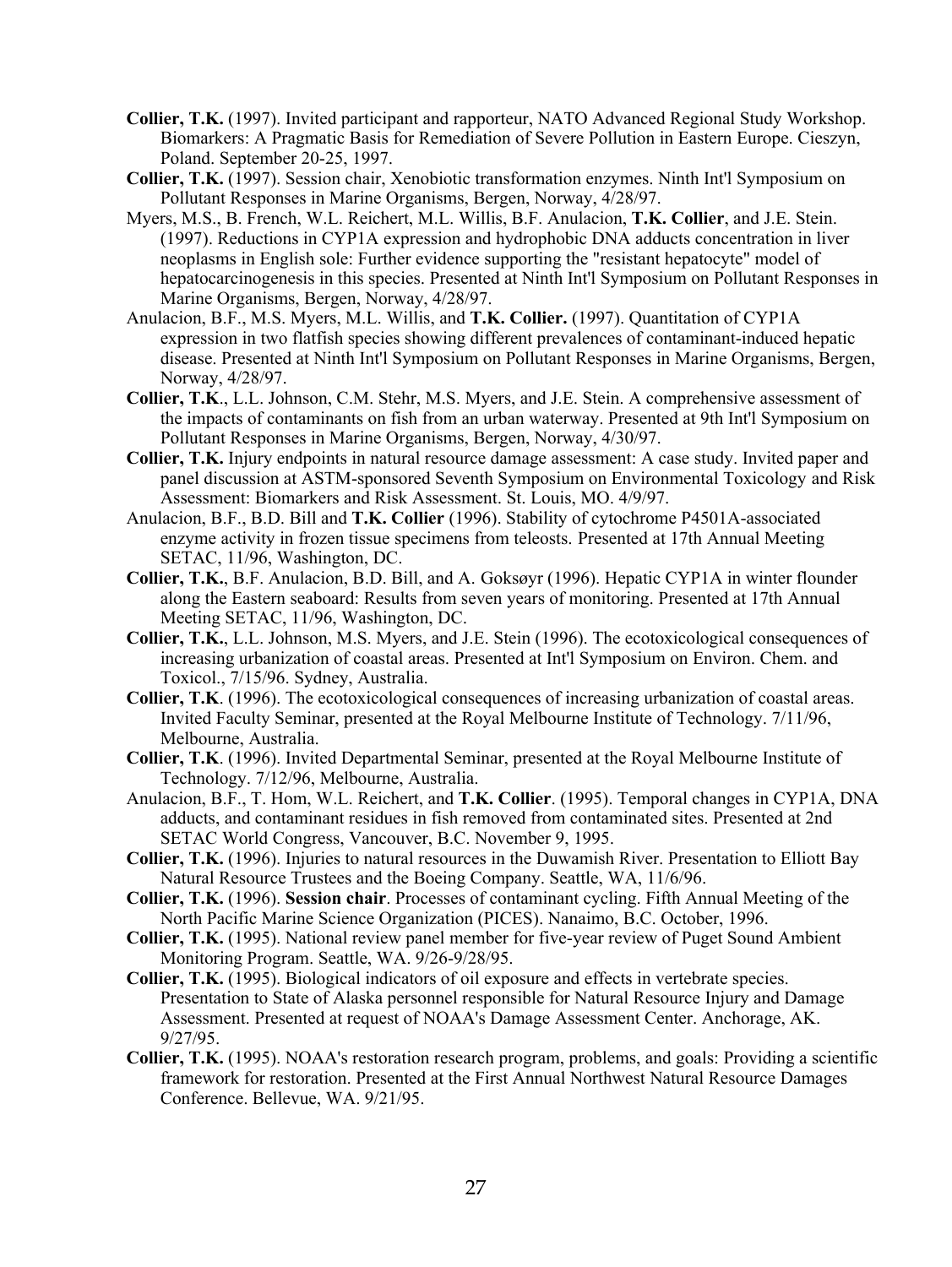**Collier, T.K.** (1997). Invited participant and rapporteur, NATO Advanced Regional Study Workshop. Biomarkers: A Pragmatic Basis for Remediation of Severe Pollution in Eastern Europe. Cieszyn, Poland. September 20-25, 1997.

**Collier, T.K.** (1997). Session chair, Xenobiotic transformation enzymes. Ninth Int'l Symposium on Pollutant Responses in Marine Organisms, Bergen, Norway, 4/28/97.

Myers, M.S., B. French, W.L. Reichert, M.L. Willis, B.F. Anulacion, **T.K. Collier**, and J.E. Stein. (1997). Reductions in CYP1A expression and hydrophobic DNA adducts concentration in liver neoplasms in English sole: Further evidence supporting the "resistant hepatocyte" model of hepatocarcinogenesis in this species. Presented at Ninth Int'l Symposium on Pollutant Responses in Marine Organisms, Bergen, Norway, 4/28/97.

Anulacion, B.F., M.S. Myers, M.L. Willis, and **T.K. Collier.** (1997). Quantitation of CYP1A expression in two flatfish species showing different prevalences of contaminant-induced hepatic disease. Presented at Ninth Int'l Symposium on Pollutant Responses in Marine Organisms, Bergen, Norway, 4/28/97.

**Collier, T.K**., L.L. Johnson, C.M. Stehr, M.S. Myers, and J.E. Stein. A comprehensive assessment of the impacts of contaminants on fish from an urban waterway. Presented at 9th Int'l Symposium on Pollutant Responses in Marine Organisms, Bergen, Norway, 4/30/97.

**Collier, T.K.** Injury endpoints in natural resource damage assessment: A case study. Invited paper and panel discussion at ASTM-sponsored Seventh Symposium on Environmental Toxicology and Risk Assessment: Biomarkers and Risk Assessment. St. Louis, MO. 4/9/97.

Anulacion, B.F., B.D. Bill and **T.K. Collier** (1996). Stability of cytochrome P4501A-associated enzyme activity in frozen tissue specimens from teleosts. Presented at 17th Annual Meeting SETAC, 11/96, Washington, DC.

**Collier, T.K.**, B.F. Anulacion, B.D. Bill, and A. Goksøyr (1996). Hepatic CYP1A in winter flounder along the Eastern seaboard: Results from seven years of monitoring. Presented at 17th Annual Meeting SETAC, 11/96, Washington, DC.

**Collier, T.K.**, L.L. Johnson, M.S. Myers, and J.E. Stein (1996). The ecotoxicological consequences of increasing urbanization of coastal areas. Presented at Int'l Symposium on Environ. Chem. and Toxicol., 7/15/96. Sydney, Australia.

**Collier, T.K**. (1996). The ecotoxicological consequences of increasing urbanization of coastal areas. Invited Faculty Seminar, presented at the Royal Melbourne Institute of Technology. 7/11/96, Melbourne, Australia.

**Collier, T.K**. (1996). Invited Departmental Seminar, presented at the Royal Melbourne Institute of Technology. 7/12/96, Melbourne, Australia.

Anulacion, B.F., T. Hom, W.L. Reichert, and **T.K. Collier**. (1995). Temporal changes in CYP1A, DNA adducts, and contaminant residues in fish removed from contaminated sites. Presented at 2nd SETAC World Congress, Vancouver, B.C. November 9, 1995.

**Collier, T.K.** (1996). Injuries to natural resources in the Duwamish River. Presentation to Elliott Bay Natural Resource Trustees and the Boeing Company. Seattle, WA, 11/6/96.

**Collier, T.K.** (1996). **Session chair**. Processes of contaminant cycling. Fifth Annual Meeting of the North Pacific Marine Science Organization (PICES). Nanaimo, B.C. October, 1996.

**Collier, T.K.** (1995). National review panel member for five-year review of Puget Sound Ambient Monitoring Program. Seattle, WA. 9/26-9/28/95.

**Collier, T.K.** (1995). Biological indicators of oil exposure and effects in vertebrate species. Presentation to State of Alaska personnel responsible for Natural Resource Injury and Damage Assessment. Presented at request of NOAA's Damage Assessment Center. Anchorage, AK. 9/27/95.

**Collier, T.K.** (1995). NOAA's restoration research program, problems, and goals: Providing a scientific framework for restoration. Presented at the First Annual Northwest Natural Resource Damages Conference. Bellevue, WA. 9/21/95.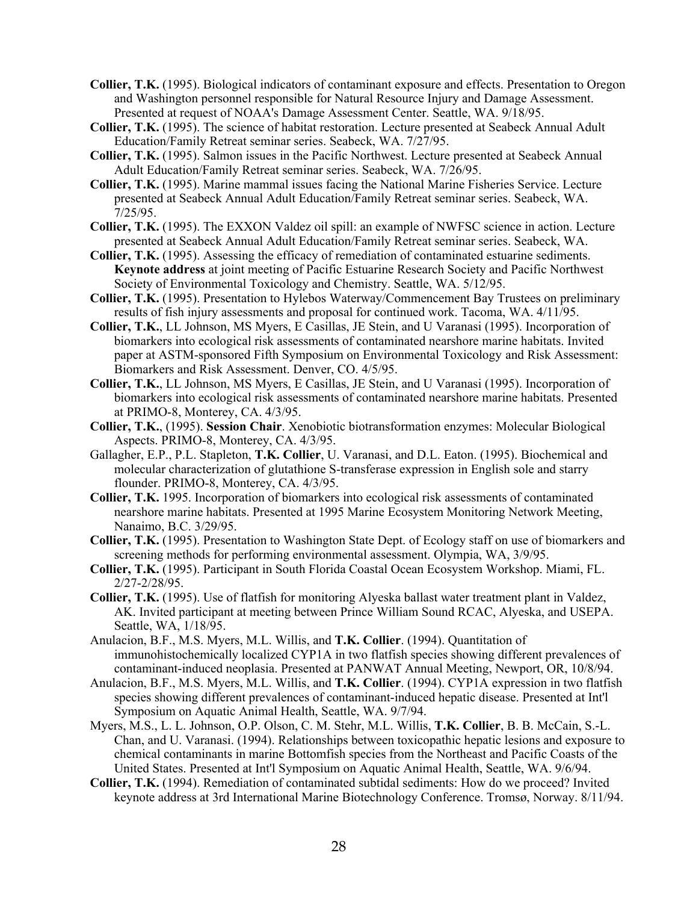**Collier, T.K.** (1995). Biological indicators of contaminant exposure and effects. Presentation to Oregon and Washington personnel responsible for Natural Resource Injury and Damage Assessment. Presented at request of NOAA's Damage Assessment Center. Seattle, WA. 9/18/95.

**Collier, T.K.** (1995). The science of habitat restoration. Lecture presented at Seabeck Annual Adult Education/Family Retreat seminar series. Seabeck, WA. 7/27/95.

**Collier, T.K.** (1995). Salmon issues in the Pacific Northwest. Lecture presented at Seabeck Annual Adult Education/Family Retreat seminar series. Seabeck, WA. 7/26/95.

**Collier, T.K.** (1995). Marine mammal issues facing the National Marine Fisheries Service. Lecture presented at Seabeck Annual Adult Education/Family Retreat seminar series. Seabeck, WA. 7/25/95.

**Collier, T.K.** (1995). The EXXON Valdez oil spill: an example of NWFSC science in action. Lecture presented at Seabeck Annual Adult Education/Family Retreat seminar series. Seabeck, WA.

**Collier, T.K.** (1995). Assessing the efficacy of remediation of contaminated estuarine sediments. **Keynote address** at joint meeting of Pacific Estuarine Research Society and Pacific Northwest Society of Environmental Toxicology and Chemistry. Seattle, WA. 5/12/95.

**Collier, T.K.** (1995). Presentation to Hylebos Waterway/Commencement Bay Trustees on preliminary results of fish injury assessments and proposal for continued work. Tacoma, WA. 4/11/95.

**Collier, T.K.**, LL Johnson, MS Myers, E Casillas, JE Stein, and U Varanasi (1995). Incorporation of biomarkers into ecological risk assessments of contaminated nearshore marine habitats. Invited paper at ASTM-sponsored Fifth Symposium on Environmental Toxicology and Risk Assessment: Biomarkers and Risk Assessment. Denver, CO. 4/5/95.

**Collier, T.K.**, LL Johnson, MS Myers, E Casillas, JE Stein, and U Varanasi (1995). Incorporation of biomarkers into ecological risk assessments of contaminated nearshore marine habitats. Presented at PRIMO-8, Monterey, CA. 4/3/95.

**Collier, T.K.**, (1995). **Session Chair**. Xenobiotic biotransformation enzymes: Molecular Biological Aspects. PRIMO-8, Monterey, CA. 4/3/95.

Gallagher, E.P., P.L. Stapleton, **T.K. Collier**, U. Varanasi, and D.L. Eaton. (1995). Biochemical and molecular characterization of glutathione S-transferase expression in English sole and starry flounder. PRIMO-8, Monterey, CA. 4/3/95.

**Collier, T.K.** 1995. Incorporation of biomarkers into ecological risk assessments of contaminated nearshore marine habitats. Presented at 1995 Marine Ecosystem Monitoring Network Meeting, Nanaimo, B.C. 3/29/95.

**Collier, T.K.** (1995). Presentation to Washington State Dept. of Ecology staff on use of biomarkers and screening methods for performing environmental assessment. Olympia, WA, 3/9/95.

**Collier, T.K.** (1995). Participant in South Florida Coastal Ocean Ecosystem Workshop. Miami, FL. 2/27-2/28/95.

**Collier, T.K.** (1995). Use of flatfish for monitoring Alyeska ballast water treatment plant in Valdez, AK. Invited participant at meeting between Prince William Sound RCAC, Alyeska, and USEPA. Seattle, WA, 1/18/95.

Anulacion, B.F., M.S. Myers, M.L. Willis, and **T.K. Collier**. (1994). Quantitation of immunohistochemically localized CYP1A in two flatfish species showing different prevalences of contaminant-induced neoplasia. Presented at PANWAT Annual Meeting, Newport, OR, 10/8/94.

Anulacion, B.F., M.S. Myers, M.L. Willis, and **T.K. Collier**. (1994). CYP1A expression in two flatfish species showing different prevalences of contaminant-induced hepatic disease. Presented at Int'l Symposium on Aquatic Animal Health, Seattle, WA. 9/7/94.

Myers, M.S., L. L. Johnson, O.P. Olson, C. M. Stehr, M.L. Willis, **T.K. Collier**, B. B. McCain, S.-L. Chan, and U. Varanasi. (1994). Relationships between toxicopathic hepatic lesions and exposure to chemical contaminants in marine Bottomfish species from the Northeast and Pacific Coasts of the United States. Presented at Int'l Symposium on Aquatic Animal Health, Seattle, WA. 9/6/94.

**Collier, T.K.** (1994). Remediation of contaminated subtidal sediments: How do we proceed? Invited keynote address at 3rd International Marine Biotechnology Conference. Tromsø, Norway. 8/11/94.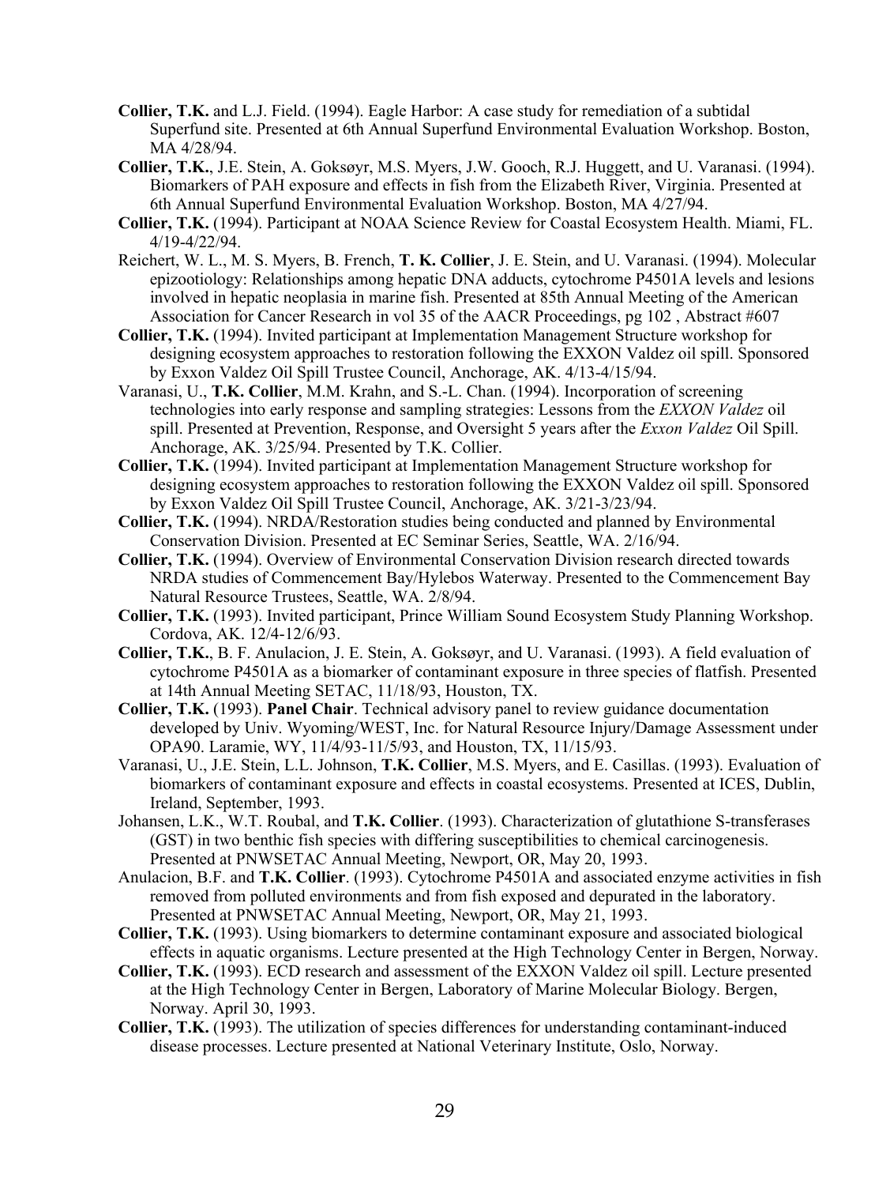**Collier, T.K.** and L.J. Field. (1994). Eagle Harbor: A case study for remediation of a subtidal Superfund site. Presented at 6th Annual Superfund Environmental Evaluation Workshop. Boston, MA 4/28/94.

**Collier, T.K.**, J.E. Stein, A. Goksøyr, M.S. Myers, J.W. Gooch, R.J. Huggett, and U. Varanasi. (1994). Biomarkers of PAH exposure and effects in fish from the Elizabeth River, Virginia. Presented at 6th Annual Superfund Environmental Evaluation Workshop. Boston, MA 4/27/94.

**Collier, T.K.** (1994). Participant at NOAA Science Review for Coastal Ecosystem Health. Miami, FL. 4/19-4/22/94.

Reichert, W. L., M. S. Myers, B. French, **T. K. Collier**, J. E. Stein, and U. Varanasi. (1994). Molecular epizootiology: Relationships among hepatic DNA adducts, cytochrome P4501A levels and lesions involved in hepatic neoplasia in marine fish. Presented at 85th Annual Meeting of the American Association for Cancer Research in vol 35 of the AACR Proceedings, pg 102 , Abstract #607

**Collier, T.K.** (1994). Invited participant at Implementation Management Structure workshop for designing ecosystem approaches to restoration following the EXXON Valdez oil spill. Sponsored by Exxon Valdez Oil Spill Trustee Council, Anchorage, AK. 4/13-4/15/94.

Varanasi, U., **T.K. Collier**, M.M. Krahn, and S.-L. Chan. (1994). Incorporation of screening technologies into early response and sampling strategies: Lessons from the *EXXON Valdez* oil spill. Presented at Prevention, Response, and Oversight 5 years after the *Exxon Valdez* Oil Spill. Anchorage, AK. 3/25/94. Presented by T.K. Collier.

**Collier, T.K.** (1994). Invited participant at Implementation Management Structure workshop for designing ecosystem approaches to restoration following the EXXON Valdez oil spill. Sponsored by Exxon Valdez Oil Spill Trustee Council, Anchorage, AK. 3/21-3/23/94.

**Collier, T.K.** (1994). NRDA/Restoration studies being conducted and planned by Environmental Conservation Division. Presented at EC Seminar Series, Seattle, WA. 2/16/94.

**Collier, T.K.** (1994). Overview of Environmental Conservation Division research directed towards NRDA studies of Commencement Bay/Hylebos Waterway. Presented to the Commencement Bay Natural Resource Trustees, Seattle, WA. 2/8/94.

**Collier, T.K.** (1993). Invited participant, Prince William Sound Ecosystem Study Planning Workshop. Cordova, AK. 12/4-12/6/93.

**Collier, T.K.**, B. F. Anulacion, J. E. Stein, A. Goksøyr, and U. Varanasi. (1993). A field evaluation of cytochrome P4501A as a biomarker of contaminant exposure in three species of flatfish. Presented at 14th Annual Meeting SETAC, 11/18/93, Houston, TX.

**Collier, T.K.** (1993). **Panel Chair**. Technical advisory panel to review guidance documentation developed by Univ. Wyoming/WEST, Inc. for Natural Resource Injury/Damage Assessment under OPA90. Laramie, WY, 11/4/93-11/5/93, and Houston, TX, 11/15/93.

Varanasi, U., J.E. Stein, L.L. Johnson, **T.K. Collier**, M.S. Myers, and E. Casillas. (1993). Evaluation of biomarkers of contaminant exposure and effects in coastal ecosystems. Presented at ICES, Dublin, Ireland, September, 1993.

Johansen, L.K., W.T. Roubal, and **T.K. Collier**. (1993). Characterization of glutathione S-transferases (GST) in two benthic fish species with differing susceptibilities to chemical carcinogenesis. Presented at PNWSETAC Annual Meeting, Newport, OR, May 20, 1993.

Anulacion, B.F. and **T.K. Collier**. (1993). Cytochrome P4501A and associated enzyme activities in fish removed from polluted environments and from fish exposed and depurated in the laboratory. Presented at PNWSETAC Annual Meeting, Newport, OR, May 21, 1993.

**Collier, T.K.** (1993). Using biomarkers to determine contaminant exposure and associated biological effects in aquatic organisms. Lecture presented at the High Technology Center in Bergen, Norway.

**Collier, T.K.** (1993). ECD research and assessment of the EXXON Valdez oil spill. Lecture presented at the High Technology Center in Bergen, Laboratory of Marine Molecular Biology. Bergen, Norway. April 30, 1993.

**Collier, T.K.** (1993). The utilization of species differences for understanding contaminant-induced disease processes. Lecture presented at National Veterinary Institute, Oslo, Norway.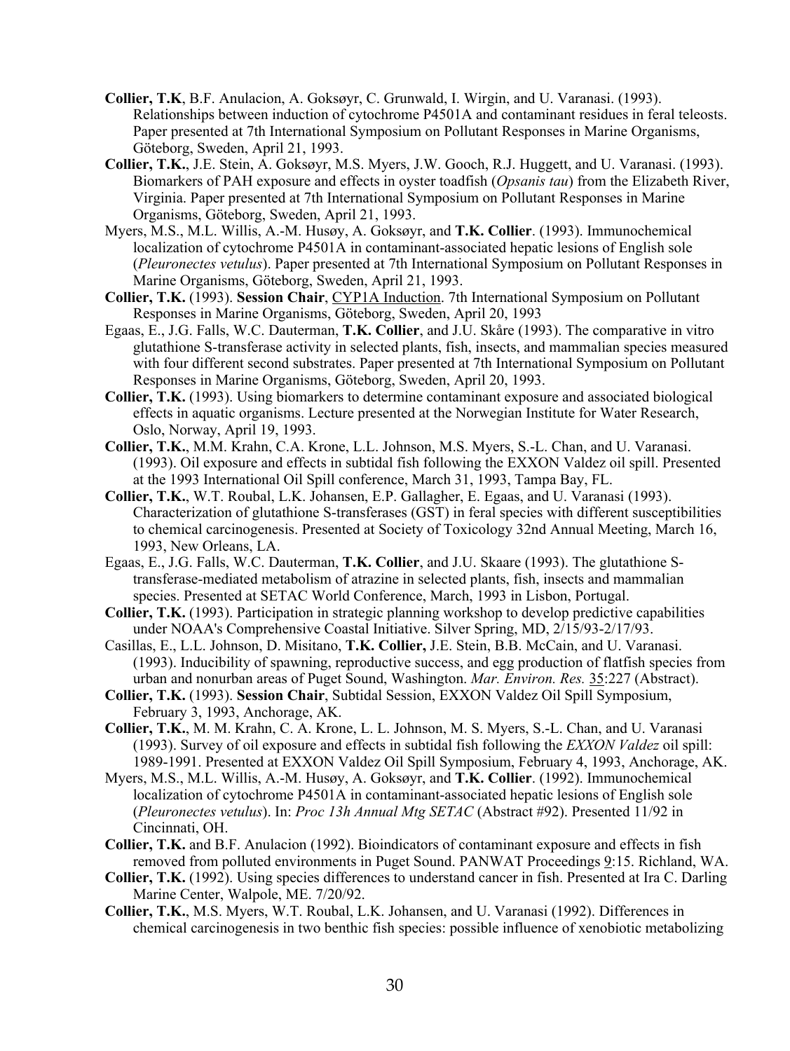**Collier, T.K**, B.F. Anulacion, A. Goksøyr, C. Grunwald, I. Wirgin, and U. Varanasi. (1993). Relationships between induction of cytochrome P4501A and contaminant residues in feral teleosts. Paper presented at 7th International Symposium on Pollutant Responses in Marine Organisms, Göteborg, Sweden, April 21, 1993.

**Collier, T.K.**, J.E. Stein, A. Goksøyr, M.S. Myers, J.W. Gooch, R.J. Huggett, and U. Varanasi. (1993). Biomarkers of PAH exposure and effects in oyster toadfish (*Opsanis tau*) from the Elizabeth River, Virginia. Paper presented at 7th International Symposium on Pollutant Responses in Marine Organisms, Göteborg, Sweden, April 21, 1993.

Myers, M.S., M.L. Willis, A.-M. Husøy, A. Goksøyr, and **T.K. Collier**. (1993). Immunochemical localization of cytochrome P4501A in contaminant-associated hepatic lesions of English sole (*Pleuronectes vetulus*). Paper presented at 7th International Symposium on Pollutant Responses in Marine Organisms, Göteborg, Sweden, April 21, 1993.

**Collier, T.K.** (1993). **Session Chair**, CYP1A Induction. 7th International Symposium on Pollutant Responses in Marine Organisms, Göteborg, Sweden, April 20, 1993

Egaas, E., J.G. Falls, W.C. Dauterman, **T.K. Collier**, and J.U. Skåre (1993). The comparative in vitro glutathione S-transferase activity in selected plants, fish, insects, and mammalian species measured with four different second substrates. Paper presented at 7th International Symposium on Pollutant Responses in Marine Organisms, Göteborg, Sweden, April 20, 1993.

**Collier, T.K.** (1993). Using biomarkers to determine contaminant exposure and associated biological effects in aquatic organisms. Lecture presented at the Norwegian Institute for Water Research, Oslo, Norway, April 19, 1993.

**Collier, T.K.**, M.M. Krahn, C.A. Krone, L.L. Johnson, M.S. Myers, S.-L. Chan, and U. Varanasi. (1993). Oil exposure and effects in subtidal fish following the EXXON Valdez oil spill. Presented at the 1993 International Oil Spill conference, March 31, 1993, Tampa Bay, FL.

**Collier, T.K.**, W.T. Roubal, L.K. Johansen, E.P. Gallagher, E. Egaas, and U. Varanasi (1993). Characterization of glutathione S-transferases (GST) in feral species with different susceptibilities to chemical carcinogenesis. Presented at Society of Toxicology 32nd Annual Meeting, March 16, 1993, New Orleans, LA.

Egaas, E., J.G. Falls, W.C. Dauterman, **T.K. Collier**, and J.U. Skaare (1993). The glutathione S-transferase-mediated metabolism of atrazine in selected plants, fish, insects and mammalian species. Presented at SETAC World Conference, March, 1993 in Lisbon, Portugal.

**Collier, T.K.** (1993). Participation in strategic planning workshop to develop predictive capabilities under NOAA's Comprehensive Coastal Initiative. Silver Spring, MD, 2/15/93-2/17/93.

Casillas, E., L.L. Johnson, D. Misitano, **T.K. Collier,** J.E. Stein, B.B. McCain, and U. Varanasi. (1993). Inducibility of spawning, reproductive success, and egg production of flatfish species from urban and nonurban areas of Puget Sound, Washington. *Mar. Environ. Res.* 35:227 (Abstract).

**Collier, T.K.** (1993). **Session Chair**, Subtidal Session, EXXON Valdez Oil Spill Symposium, February 3, 1993, Anchorage, AK.

**Collier, T.K.**, M. M. Krahn, C. A. Krone, L. L. Johnson, M. S. Myers, S.-L. Chan, and U. Varanasi (1993). Survey of oil exposure and effects in subtidal fish following the *EXXON Valdez* oil spill: 1989-1991. Presented at EXXON Valdez Oil Spill Symposium, February 4, 1993, Anchorage, AK.

Myers, M.S., M.L. Willis, A.-M. Husøy, A. Goksøyr, and **T.K. Collier**. (1992). Immunochemical localization of cytochrome P4501A in contaminant-associated hepatic lesions of English sole (*Pleuronectes vetulus*). In: *Proc 13h Annual Mtg SETAC* (Abstract #92). Presented 11/92 in Cincinnati, OH.

**Collier, T.K.** and B.F. Anulacion (1992). Bioindicators of contaminant exposure and effects in fish removed from polluted environments in Puget Sound. PANWAT Proceedings 9:15. Richland, WA.

**Collier, T.K.** (1992). Using species differences to understand cancer in fish. Presented at Ira C. Darling Marine Center, Walpole, ME. 7/20/92.

**Collier, T.K.**, M.S. Myers, W.T. Roubal, L.K. Johansen, and U. Varanasi (1992). Differences in chemical carcinogenesis in two benthic fish species: possible influence of xenobiotic metabolizing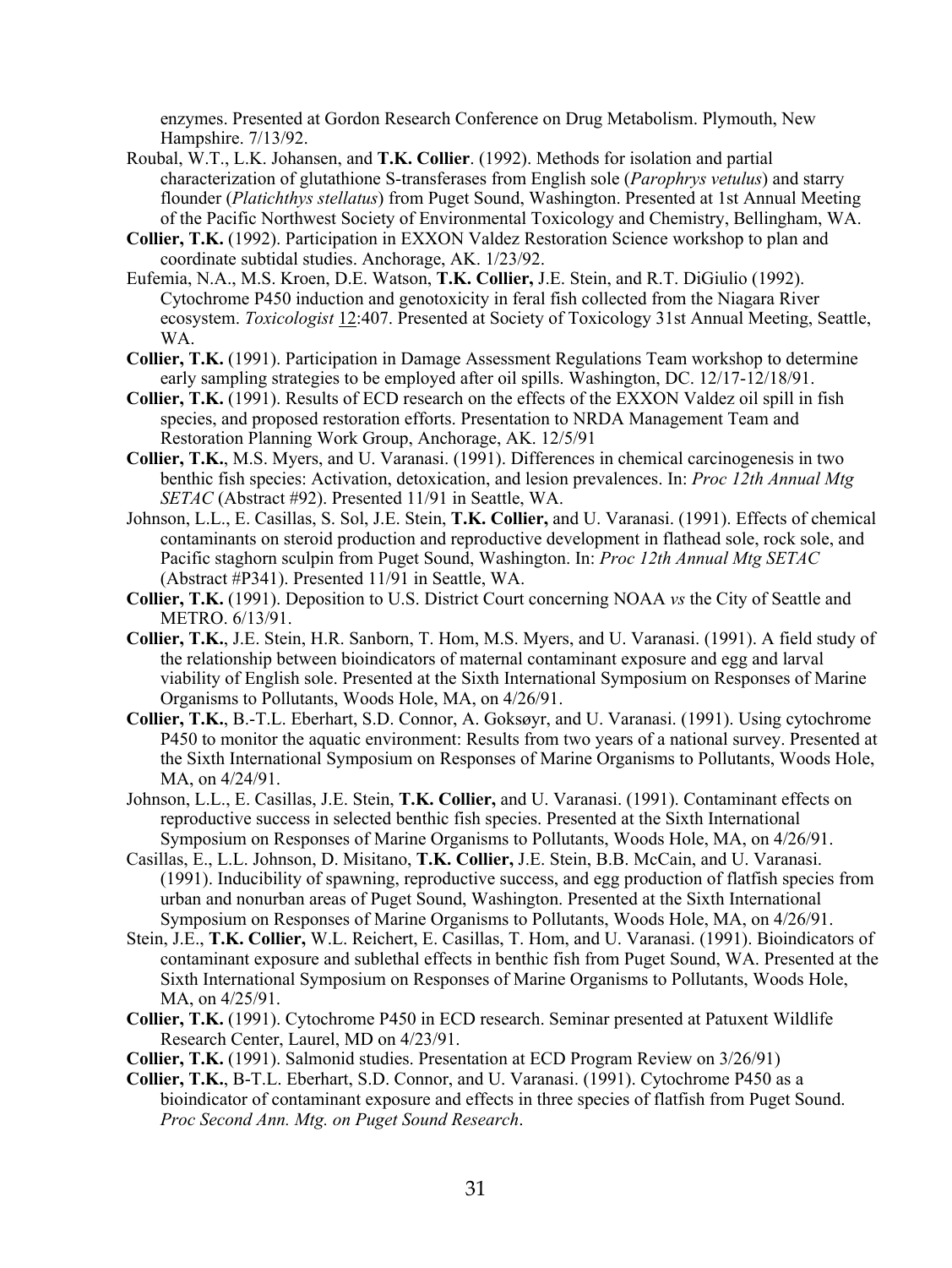enzymes. Presented at Gordon Research Conference on Drug Metabolism. Plymouth, New Hampshire. 7/13/92.

Roubal, W.T., L.K. Johansen, and **T.K. Collier**. (1992). Methods for isolation and partial characterization of glutathione S-transferases from English sole (*Parophrys vetulus*) and starry flounder (*Platichthys stellatus*) from Puget Sound, Washington. Presented at 1st Annual Meeting of the Pacific Northwest Society of Environmental Toxicology and Chemistry, Bellingham, WA.

**Collier, T.K.** (1992). Participation in EXXON Valdez Restoration Science workshop to plan and coordinate subtidal studies. Anchorage, AK. 1/23/92.

Eufemia, N.A., M.S. Kroen, D.E. Watson, **T.K. Collier,** J.E. Stein, and R.T. DiGiulio (1992). Cytochrome P450 induction and genotoxicity in feral fish collected from the Niagara River ecosystem. *Toxicologist* 12:407. Presented at Society of Toxicology 31st Annual Meeting, Seattle, WA.

**Collier, T.K.** (1991). Participation in Damage Assessment Regulations Team workshop to determine early sampling strategies to be employed after oil spills. Washington, DC. 12/17-12/18/91.

**Collier, T.K.** (1991). Results of ECD research on the effects of the EXXON Valdez oil spill in fish species, and proposed restoration efforts. Presentation to NRDA Management Team and Restoration Planning Work Group, Anchorage, AK. 12/5/91

**Collier, T.K.**, M.S. Myers, and U. Varanasi. (1991). Differences in chemical carcinogenesis in two benthic fish species: Activation, detoxication, and lesion prevalences. In: *Proc 12th Annual Mtg SETAC* (Abstract #92). Presented 11/91 in Seattle, WA.

Johnson, L.L., E. Casillas, S. Sol, J.E. Stein, **T.K. Collier,** and U. Varanasi. (1991). Effects of chemical contaminants on steroid production and reproductive development in flathead sole, rock sole, and Pacific staghorn sculpin from Puget Sound, Washington. In: *Proc 12th Annual Mtg SETAC* (Abstract #P341). Presented 11/91 in Seattle, WA.

**Collier, T.K.** (1991). Deposition to U.S. District Court concerning NOAA *vs* the City of Seattle and METRO. 6/13/91.

**Collier, T.K.**, J.E. Stein, H.R. Sanborn, T. Hom, M.S. Myers, and U. Varanasi. (1991). A field study of the relationship between bioindicators of maternal contaminant exposure and egg and larval viability of English sole. Presented at the Sixth International Symposium on Responses of Marine Organisms to Pollutants, Woods Hole, MA, on 4/26/91.

**Collier, T.K.**, B.-T.L. Eberhart, S.D. Connor, A. Goksøyr, and U. Varanasi. (1991). Using cytochrome P450 to monitor the aquatic environment: Results from two years of a national survey. Presented at the Sixth International Symposium on Responses of Marine Organisms to Pollutants, Woods Hole, MA, on 4/24/91.

Johnson, L.L., E. Casillas, J.E. Stein, **T.K. Collier,** and U. Varanasi. (1991). Contaminant effects on reproductive success in selected benthic fish species. Presented at the Sixth International Symposium on Responses of Marine Organisms to Pollutants, Woods Hole, MA, on 4/26/91.

Casillas, E., L.L. Johnson, D. Misitano, **T.K. Collier,** J.E. Stein, B.B. McCain, and U. Varanasi. (1991). Inducibility of spawning, reproductive success, and egg production of flatfish species from urban and nonurban areas of Puget Sound, Washington. Presented at the Sixth International Symposium on Responses of Marine Organisms to Pollutants, Woods Hole, MA, on 4/26/91.

Stein, J.E., **T.K. Collier,** W.L. Reichert, E. Casillas, T. Hom, and U. Varanasi. (1991). Bioindicators of contaminant exposure and sublethal effects in benthic fish from Puget Sound, WA. Presented at the Sixth International Symposium on Responses of Marine Organisms to Pollutants, Woods Hole, MA, on 4/25/91.

**Collier, T.K.** (1991). Cytochrome P450 in ECD research. Seminar presented at Patuxent Wildlife Research Center, Laurel, MD on 4/23/91.

**Collier, T.K.** (1991). Salmonid studies. Presentation at ECD Program Review on 3/26/91)

**Collier, T.K.**, B-T.L. Eberhart, S.D. Connor, and U. Varanasi. (1991). Cytochrome P450 as a bioindicator of contaminant exposure and effects in three species of flatfish from Puget Sound. *Proc Second Ann. Mtg. on Puget Sound Research*.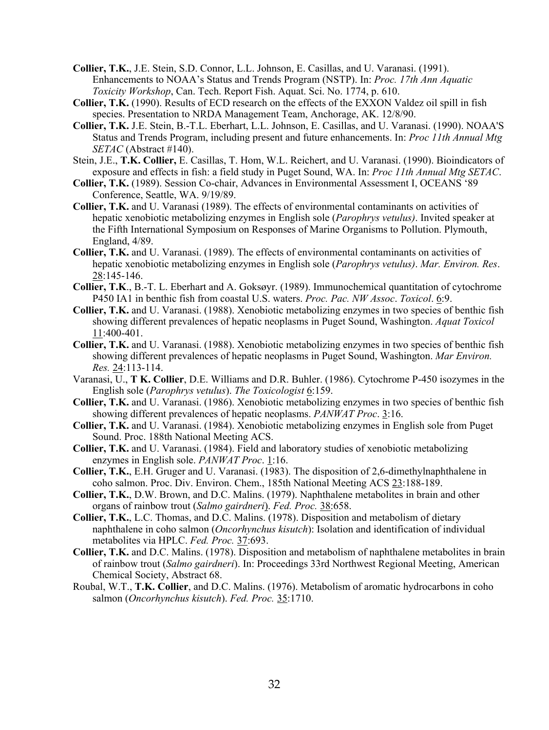**Collier, T.K.**, J.E. Stein, S.D. Connor, L.L. Johnson, E. Casillas, and U. Varanasi. (1991). Enhancements to NOAA's Status and Trends Program (NSTP). In: *Proc. 17th Ann Aquatic Toxicity Workshop*, Can. Tech. Report Fish. Aquat. Sci. No. 1774, p. 610.

**Collier, T.K.** (1990). Results of ECD research on the effects of the EXXON Valdez oil spill in fish species. Presentation to NRDA Management Team, Anchorage, AK. 12/8/90.

**Collier, T.K.** J.E. Stein, B.-T.L. Eberhart, L.L. Johnson, E. Casillas, and U. Varanasi. (1990). NOAA'S Status and Trends Program, including present and future enhancements. In: *Proc 11th Annual Mtg SETAC* (Abstract #140).

Stein, J.E., **T.K. Collier,** E. Casillas, T. Hom, W.L. Reichert, and U. Varanasi. (1990). Bioindicators of exposure and effects in fish: a field study in Puget Sound, WA. In: *Proc 11th Annual Mtg SETAC*.

**Collier, T.K.** (1989). Session Co-chair, Advances in Environmental Assessment I, OCEANS '89 Conference, Seattle, WA. 9/19/89.

**Collier, T.K.** and U. Varanasi (1989). The effects of environmental contaminants on activities of hepatic xenobiotic metabolizing enzymes in English sole (*Parophrys vetulus)*. Invited speaker at the Fifth International Symposium on Responses of Marine Organisms to Pollution. Plymouth, England, 4/89.

**Collier, T.K.** and U. Varanasi. (1989). The effects of environmental contaminants on activities of hepatic xenobiotic metabolizing enzymes in English sole (*Parophrys vetulus)*. *Mar. Environ. Res*. 28:145-146.

**Collier, T.K**., B.-T. L. Eberhart and A. Goksøyr. (1989). Immunochemical quantitation of cytochrome P450 IA1 in benthic fish from coastal U.S. waters. *Proc. Pac. NW Assoc*. *Toxicol*. 6:9.

**Collier, T.K.** and U. Varanasi. (1988). Xenobiotic metabolizing enzymes in two species of benthic fish showing different prevalences of hepatic neoplasms in Puget Sound, Washington. *Aquat Toxicol* 11:400-401.

**Collier, T.K.** and U. Varanasi. (1988). Xenobiotic metabolizing enzymes in two species of benthic fish showing different prevalences of hepatic neoplasms in Puget Sound, Washington. *Mar Environ. Res.* 24:113-114.

Varanasi, U., **T K. Collier**, D.E. Williams and D.R. Buhler. (1986). Cytochrome P-450 isozymes in the English sole (*Parophrys vetulus*). *The Toxicologist* 6:159.

**Collier, T.K.** and U. Varanasi. (1986). Xenobiotic metabolizing enzymes in two species of benthic fish showing different prevalences of hepatic neoplasms. *PANWAT Proc*. 3:16.

**Collier, T.K.** and U. Varanasi. (1984). Xenobiotic metabolizing enzymes in English sole from Puget Sound. Proc. 188th National Meeting ACS.

**Collier, T.K.** and U. Varanasi. (1984). Field and laboratory studies of xenobiotic metabolizing enzymes in English sole. *PANWAT Proc*. 1:16.

**Collier, T.K.**, E.H. Gruger and U. Varanasi. (1983). The disposition of 2,6-dimethylnaphthalene in coho salmon. Proc. Div. Environ. Chem., 185th National Meeting ACS 23:188-189.

**Collier, T.K.**, D.W. Brown, and D.C. Malins. (1979). Naphthalene metabolites in brain and other organs of rainbow trout (*Salmo gairdneri*). *Fed. Proc.* 38:658.

**Collier, T.K.**, L.C. Thomas, and D.C. Malins. (1978). Disposition and metabolism of dietary naphthalene in coho salmon (*Oncorhynchus kisutch*): Isolation and identification of individual metabolites via HPLC. *Fed. Proc.* 37:693.

**Collier, T.K.** and D.C. Malins. (1978). Disposition and metabolism of naphthalene metabolites in brain of rainbow trout (*Salmo gairdneri*). In: Proceedings 33rd Northwest Regional Meeting, American Chemical Society, Abstract 68.

Roubal, W.T., **T.K. Collier**, and D.C. Malins. (1976). Metabolism of aromatic hydrocarbons in coho salmon (*Oncorhynchus kisutch*). *Fed. Proc.* 35:1710.